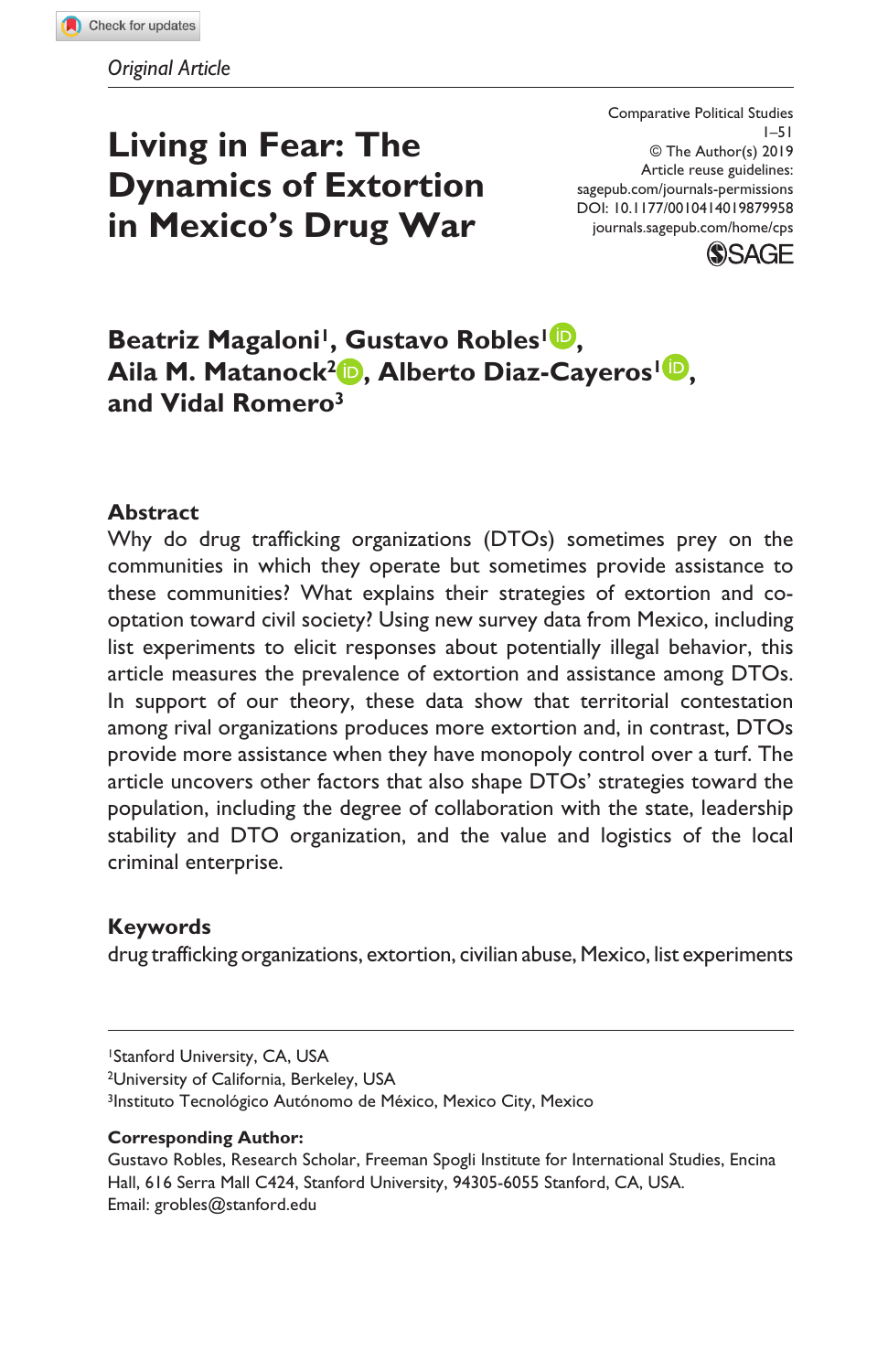*Original Article*

# Living in Fear: The Dynamics of Extortion in Mexico's Drug War

Comparative Political Studies
© The Author(s) 2019
Article reuse guidelines: sagepub.com/journals-permissions
DOI: 10.1177/0010414019879958
journals.sagepub.com/home/cps

**Beatriz Magaloni[1], Gustavo Robles[1], Aila M. Matanock[2], Alberto Diaz-Cayeros[1], and Vidal Romero[3]**

## Abstract

Why do drug trafficking organizations (DTOs) sometimes prey on the communities in which they operate but sometimes provide assistance to these communities? What explains their strategies of extortion and co-optation toward civil society? Using new survey data from Mexico, including list experiments to elicit responses about potentially illegal behavior, this article measures the prevalence of extortion and assistance among DTOs. In support of our theory, these data show that territorial contestation among rival organizations produces more extortion and, in contrast, DTOs provide more assistance when they have monopoly control over a turf. The article uncovers other factors that also shape DTOs' strategies toward the population, including the degree of collaboration with the state, leadership stability and DTO organization, and the value and logistics of the local criminal enterprise.

## Keywords

drug trafficking organizations, extortion, civilian abuse, Mexico, list experiments

---

[1]Stanford University, CA, USA
[2]University of California, Berkeley, USA
[3]Instituto Tecnológico Autónomo de México, Mexico City, Mexico

**Corresponding Author:**
Gustavo Robles, Research Scholar, Freeman Spogli Institute for International Studies, Encina Hall, 616 Serra Mall C424, Stanford University, 94305-6055 Stanford, CA, USA.
Email: grobles@stanford.edu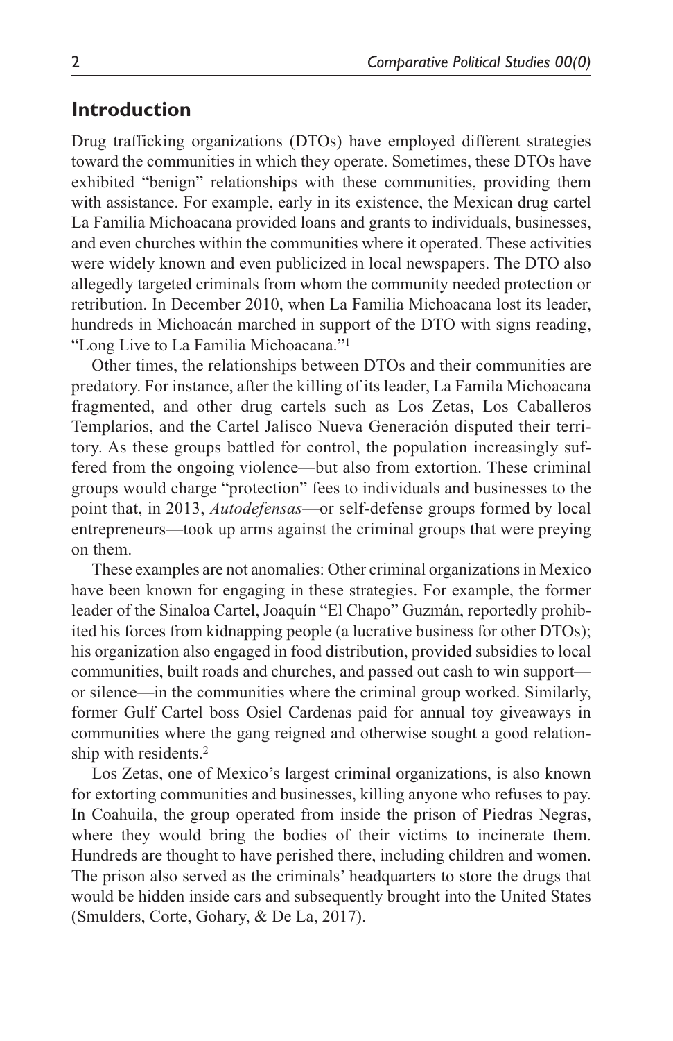## Introduction

Drug trafficking organizations (DTOs) have employed different strategies toward the communities in which they operate. Sometimes, these DTOs have exhibited "benign" relationships with these communities, providing them with assistance. For example, early in its existence, the Mexican drug cartel La Familia Michoacana provided loans and grants to individuals, businesses, and even churches within the communities where it operated. These activities were widely known and even publicized in local newspapers. The DTO also allegedly targeted criminals from whom the community needed protection or retribution. In December 2010, when La Familia Michoacana lost its leader, hundreds in Michoacán marched in support of the DTO with signs reading, "Long Live to La Familia Michoacana."[1]

Other times, the relationships between DTOs and their communities are predatory. For instance, after the killing of its leader, La Famila Michoacana fragmented, and other drug cartels such as Los Zetas, Los Caballeros Templarios, and the Cartel Jalisco Nueva Generación disputed their territory. As these groups battled for control, the population increasingly suffered from the ongoing violence—but also from extortion. These criminal groups would charge "protection" fees to individuals and businesses to the point that, in 2013, *Autodefensas*—or self-defense groups formed by local entrepreneurs—took up arms against the criminal groups that were preying on them.

These examples are not anomalies: Other criminal organizations in Mexico have been known for engaging in these strategies. For example, the former leader of the Sinaloa Cartel, Joaquín "El Chapo" Guzmán, reportedly prohibited his forces from kidnapping people (a lucrative business for other DTOs); his organization also engaged in food distribution, provided subsidies to local communities, built roads and churches, and passed out cash to win support—or silence—in the communities where the criminal group worked. Similarly, former Gulf Cartel boss Osiel Cardenas paid for annual toy giveaways in communities where the gang reigned and otherwise sought a good relationship with residents.[2]

Los Zetas, one of Mexico's largest criminal organizations, is also known for extorting communities and businesses, killing anyone who refuses to pay. In Coahuila, the group operated from inside the prison of Piedras Negras, where they would bring the bodies of their victims to incinerate them. Hundreds are thought to have perished there, including children and women. The prison also served as the criminals' headquarters to store the drugs that would be hidden inside cars and subsequently brought into the United States (Smulders, Corte, Gohary, & De La, 2017).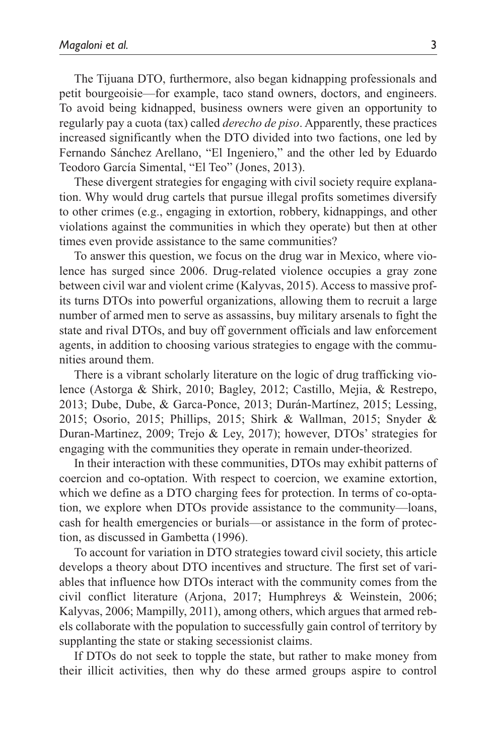The Tijuana DTO, furthermore, also began kidnapping professionals and petit bourgeoisie—for example, taco stand owners, doctors, and engineers. To avoid being kidnapped, business owners were given an opportunity to regularly pay a cuota (tax) called *derecho de piso*. Apparently, these practices increased significantly when the DTO divided into two factions, one led by Fernando Sánchez Arellano, "El Ingeniero," and the other led by Eduardo Teodoro García Simental, "El Teo" (Jones, 2013).

These divergent strategies for engaging with civil society require explanation. Why would drug cartels that pursue illegal profits sometimes diversify to other crimes (e.g., engaging in extortion, robbery, kidnappings, and other violations against the communities in which they operate) but then at other times even provide assistance to the same communities?

To answer this question, we focus on the drug war in Mexico, where violence has surged since 2006. Drug-related violence occupies a gray zone between civil war and violent crime (Kalyvas, 2015). Access to massive profits turns DTOs into powerful organizations, allowing them to recruit a large number of armed men to serve as assassins, buy military arsenals to fight the state and rival DTOs, and buy off government officials and law enforcement agents, in addition to choosing various strategies to engage with the communities around them.

There is a vibrant scholarly literature on the logic of drug trafficking violence (Astorga & Shirk, 2010; Bagley, 2012; Castillo, Mejia, & Restrepo, 2013; Dube, Dube, & Garca-Ponce, 2013; Durán-Martínez, 2015; Lessing, 2015; Osorio, 2015; Phillips, 2015; Shirk & Wallman, 2015; Snyder & Duran-Martinez, 2009; Trejo & Ley, 2017); however, DTOs' strategies for engaging with the communities they operate in remain under-theorized.

In their interaction with these communities, DTOs may exhibit patterns of coercion and co-optation. With respect to coercion, we examine extortion, which we define as a DTO charging fees for protection. In terms of co-optation, we explore when DTOs provide assistance to the community—loans, cash for health emergencies or burials—or assistance in the form of protection, as discussed in Gambetta (1996).

To account for variation in DTO strategies toward civil society, this article develops a theory about DTO incentives and structure. The first set of variables that influence how DTOs interact with the community comes from the civil conflict literature (Arjona, 2017; Humphreys & Weinstein, 2006; Kalyvas, 2006; Mampilly, 2011), among others, which argues that armed rebels collaborate with the population to successfully gain control of territory by supplanting the state or staking secessionist claims.

If DTOs do not seek to topple the state, but rather to make money from their illicit activities, then why do these armed groups aspire to control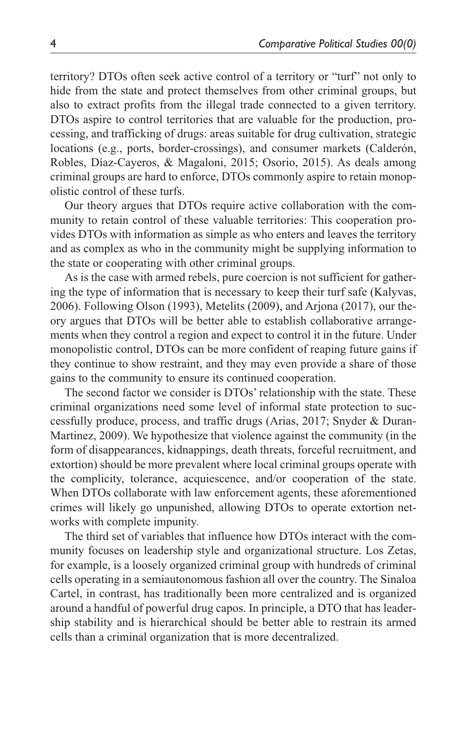territory? DTOs often seek active control of a territory or "turf" not only to hide from the state and protect themselves from other criminal groups, but also to extract profits from the illegal trade connected to a given territory. DTOs aspire to control territories that are valuable for the production, processing, and trafficking of drugs: areas suitable for drug cultivation, strategic locations (e.g., ports, border-crossings), and consumer markets (Calderón, Robles, Díaz-Cayeros, & Magaloni, 2015; Osorio, 2015). As deals among criminal groups are hard to enforce, DTOs commonly aspire to retain monopolistic control of these turfs.

Our theory argues that DTOs require active collaboration with the community to retain control of these valuable territories: This cooperation provides DTOs with information as simple as who enters and leaves the territory and as complex as who in the community might be supplying information to the state or cooperating with other criminal groups.

As is the case with armed rebels, pure coercion is not sufficient for gathering the type of information that is necessary to keep their turf safe (Kalyvas, 2006). Following Olson (1993), Metelits (2009), and Arjona (2017), our theory argues that DTOs will be better able to establish collaborative arrangements when they control a region and expect to control it in the future. Under monopolistic control, DTOs can be more confident of reaping future gains if they continue to show restraint, and they may even provide a share of those gains to the community to ensure its continued cooperation.

The second factor we consider is DTOs' relationship with the state. These criminal organizations need some level of informal state protection to successfully produce, process, and traffic drugs (Arias, 2017; Snyder & Duran-Martinez, 2009). We hypothesize that violence against the community (in the form of disappearances, kidnappings, death threats, forceful recruitment, and extortion) should be more prevalent where local criminal groups operate with the complicity, tolerance, acquiescence, and/or cooperation of the state. When DTOs collaborate with law enforcement agents, these aforementioned crimes will likely go unpunished, allowing DTOs to operate extortion networks with complete impunity.

The third set of variables that influence how DTOs interact with the community focuses on leadership style and organizational structure. Los Zetas, for example, is a loosely organized criminal group with hundreds of criminal cells operating in a semiautonomous fashion all over the country. The Sinaloa Cartel, in contrast, has traditionally been more centralized and is organized around a handful of powerful drug capos. In principle, a DTO that has leadership stability and is hierarchical should be better able to restrain its armed cells than a criminal organization that is more decentralized.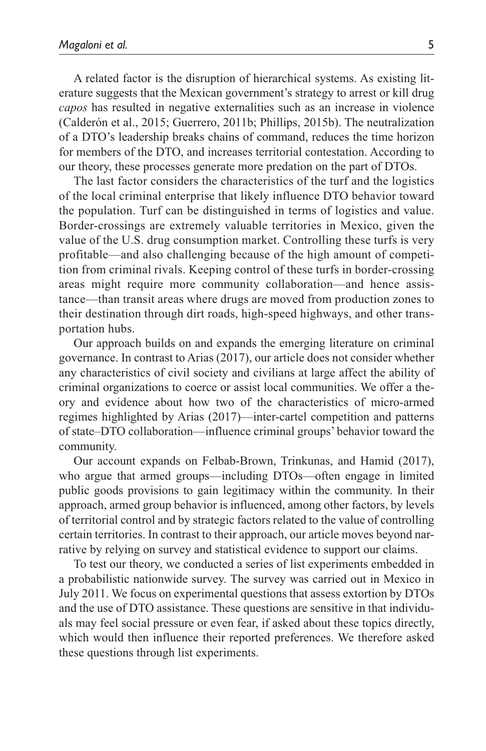A related factor is the disruption of hierarchical systems. As existing literature suggests that the Mexican government's strategy to arrest or kill drug *capos* has resulted in negative externalities such as an increase in violence (Calderón et al., 2015; Guerrero, 2011b; Phillips, 2015b). The neutralization of a DTO's leadership breaks chains of command, reduces the time horizon for members of the DTO, and increases territorial contestation. According to our theory, these processes generate more predation on the part of DTOs.

The last factor considers the characteristics of the turf and the logistics of the local criminal enterprise that likely influence DTO behavior toward the population. Turf can be distinguished in terms of logistics and value. Border-crossings are extremely valuable territories in Mexico, given the value of the U.S. drug consumption market. Controlling these turfs is very profitable—and also challenging because of the high amount of competition from criminal rivals. Keeping control of these turfs in border-crossing areas might require more community collaboration—and hence assistance—than transit areas where drugs are moved from production zones to their destination through dirt roads, high-speed highways, and other transportation hubs.

Our approach builds on and expands the emerging literature on criminal governance. In contrast to Arias (2017), our article does not consider whether any characteristics of civil society and civilians at large affect the ability of criminal organizations to coerce or assist local communities. We offer a theory and evidence about how two of the characteristics of micro-armed regimes highlighted by Arias (2017)—inter-cartel competition and patterns of state–DTO collaboration—influence criminal groups' behavior toward the community.

Our account expands on Felbab-Brown, Trinkunas, and Hamid (2017), who argue that armed groups—including DTOs—often engage in limited public goods provisions to gain legitimacy within the community. In their approach, armed group behavior is influenced, among other factors, by levels of territorial control and by strategic factors related to the value of controlling certain territories. In contrast to their approach, our article moves beyond narrative by relying on survey and statistical evidence to support our claims.

To test our theory, we conducted a series of list experiments embedded in a probabilistic nationwide survey. The survey was carried out in Mexico in July 2011. We focus on experimental questions that assess extortion by DTOs and the use of DTO assistance. These questions are sensitive in that individuals may feel social pressure or even fear, if asked about these topics directly, which would then influence their reported preferences. We therefore asked these questions through list experiments.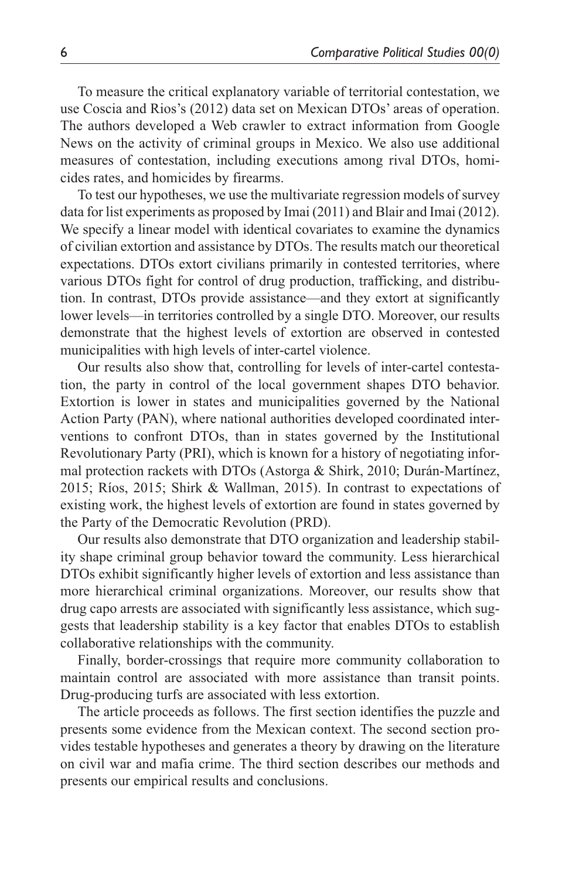To measure the critical explanatory variable of territorial contestation, we use Coscia and Rios's (2012) data set on Mexican DTOs' areas of operation. The authors developed a Web crawler to extract information from Google News on the activity of criminal groups in Mexico. We also use additional measures of contestation, including executions among rival DTOs, homicides rates, and homicides by firearms.

To test our hypotheses, we use the multivariate regression models of survey data for list experiments as proposed by Imai (2011) and Blair and Imai (2012). We specify a linear model with identical covariates to examine the dynamics of civilian extortion and assistance by DTOs. The results match our theoretical expectations. DTOs extort civilians primarily in contested territories, where various DTOs fight for control of drug production, trafficking, and distribution. In contrast, DTOs provide assistance—and they extort at significantly lower levels—in territories controlled by a single DTO. Moreover, our results demonstrate that the highest levels of extortion are observed in contested municipalities with high levels of inter-cartel violence.

Our results also show that, controlling for levels of inter-cartel contestation, the party in control of the local government shapes DTO behavior. Extortion is lower in states and municipalities governed by the National Action Party (PAN), where national authorities developed coordinated interventions to confront DTOs, than in states governed by the Institutional Revolutionary Party (PRI), which is known for a history of negotiating informal protection rackets with DTOs (Astorga & Shirk, 2010; Durán-Martínez, 2015; Ríos, 2015; Shirk & Wallman, 2015). In contrast to expectations of existing work, the highest levels of extortion are found in states governed by the Party of the Democratic Revolution (PRD).

Our results also demonstrate that DTO organization and leadership stability shape criminal group behavior toward the community. Less hierarchical DTOs exhibit significantly higher levels of extortion and less assistance than more hierarchical criminal organizations. Moreover, our results show that drug capo arrests are associated with significantly less assistance, which suggests that leadership stability is a key factor that enables DTOs to establish collaborative relationships with the community.

Finally, border-crossings that require more community collaboration to maintain control are associated with more assistance than transit points. Drug-producing turfs are associated with less extortion.

The article proceeds as follows. The first section identifies the puzzle and presents some evidence from the Mexican context. The second section provides testable hypotheses and generates a theory by drawing on the literature on civil war and mafia crime. The third section describes our methods and presents our empirical results and conclusions.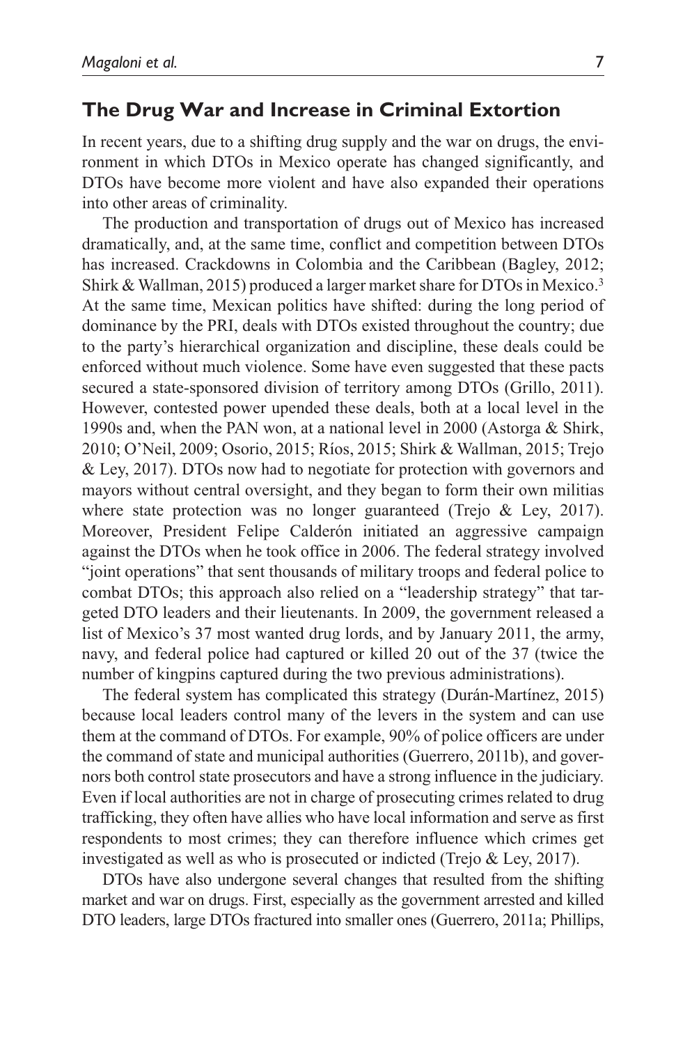## The Drug War and Increase in Criminal Extortion

In recent years, due to a shifting drug supply and the war on drugs, the environment in which DTOs in Mexico operate has changed significantly, and DTOs have become more violent and have also expanded their operations into other areas of criminality.

The production and transportation of drugs out of Mexico has increased dramatically, and, at the same time, conflict and competition between DTOs has increased. Crackdowns in Colombia and the Caribbean (Bagley, 2012; Shirk & Wallman, 2015) produced a larger market share for DTOs in Mexico.[3] At the same time, Mexican politics have shifted: during the long period of dominance by the PRI, deals with DTOs existed throughout the country; due to the party's hierarchical organization and discipline, these deals could be enforced without much violence. Some have even suggested that these pacts secured a state-sponsored division of territory among DTOs (Grillo, 2011). However, contested power upended these deals, both at a local level in the 1990s and, when the PAN won, at a national level in 2000 (Astorga & Shirk, 2010; O'Neil, 2009; Osorio, 2015; Ríos, 2015; Shirk & Wallman, 2015; Trejo & Ley, 2017). DTOs now had to negotiate for protection with governors and mayors without central oversight, and they began to form their own militias where state protection was no longer guaranteed (Trejo & Ley, 2017). Moreover, President Felipe Calderón initiated an aggressive campaign against the DTOs when he took office in 2006. The federal strategy involved "joint operations" that sent thousands of military troops and federal police to combat DTOs; this approach also relied on a "leadership strategy" that targeted DTO leaders and their lieutenants. In 2009, the government released a list of Mexico's 37 most wanted drug lords, and by January 2011, the army, navy, and federal police had captured or killed 20 out of the 37 (twice the number of kingpins captured during the two previous administrations).

The federal system has complicated this strategy (Durán-Martínez, 2015) because local leaders control many of the levers in the system and can use them at the command of DTOs. For example, 90% of police officers are under the command of state and municipal authorities (Guerrero, 2011b), and governors both control state prosecutors and have a strong influence in the judiciary. Even if local authorities are not in charge of prosecuting crimes related to drug trafficking, they often have allies who have local information and serve as first respondents to most crimes; they can therefore influence which crimes get investigated as well as who is prosecuted or indicted (Trejo & Ley, 2017).

DTOs have also undergone several changes that resulted from the shifting market and war on drugs. First, especially as the government arrested and killed DTO leaders, large DTOs fractured into smaller ones (Guerrero, 2011a; Phillips,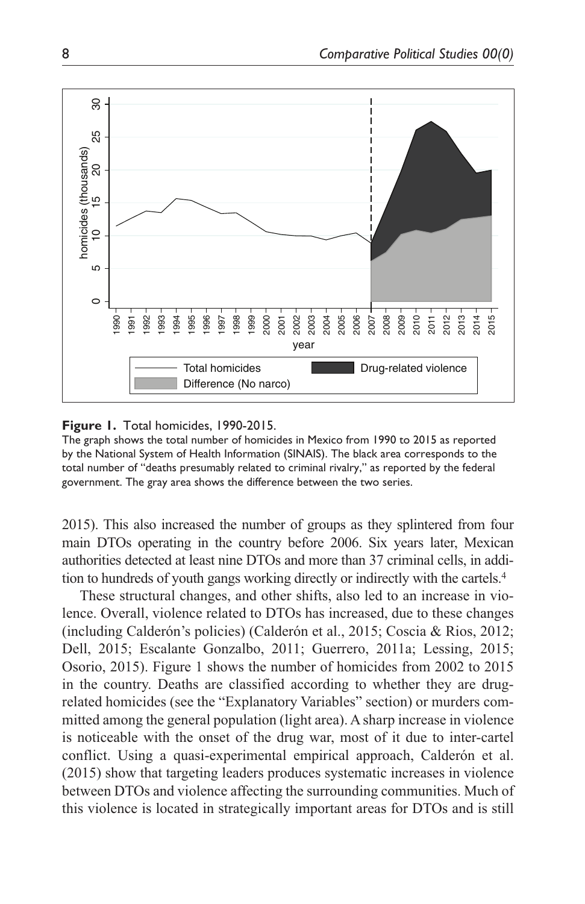**Figure 1.** Total homicides, 1990-2015.

The graph shows the total number of homicides in Mexico from 1990 to 2015 as reported by the National System of Health Information (SINAIS). The black area corresponds to the total number of "deaths presumably related to criminal rivalry," as reported by the federal government. The gray area shows the difference between the two series.

2015). This also increased the number of groups as they splintered from four main DTOs operating in the country before 2006. Six years later, Mexican authorities detected at least nine DTOs and more than 37 criminal cells, in addition to hundreds of youth gangs working directly or indirectly with the cartels.[4]

These structural changes, and other shifts, also led to an increase in violence. Overall, violence related to DTOs has increased, due to these changes (including Calderón's policies) (Calderón et al., 2015; Coscia & Rios, 2012; Dell, 2015; Escalante Gonzalbo, 2011; Guerrero, 2011a; Lessing, 2015; Osorio, 2015). Figure 1 shows the number of homicides from 2002 to 2015 in the country. Deaths are classified according to whether they are drug-related homicides (see the "Explanatory Variables" section) or murders committed among the general population (light area). A sharp increase in violence is noticeable with the onset of the drug war, most of it due to inter-cartel conflict. Using a quasi-experimental empirical approach, Calderón et al. (2015) show that targeting leaders produces systematic increases in violence between DTOs and violence affecting the surrounding communities. Much of this violence is located in strategically important areas for DTOs and is still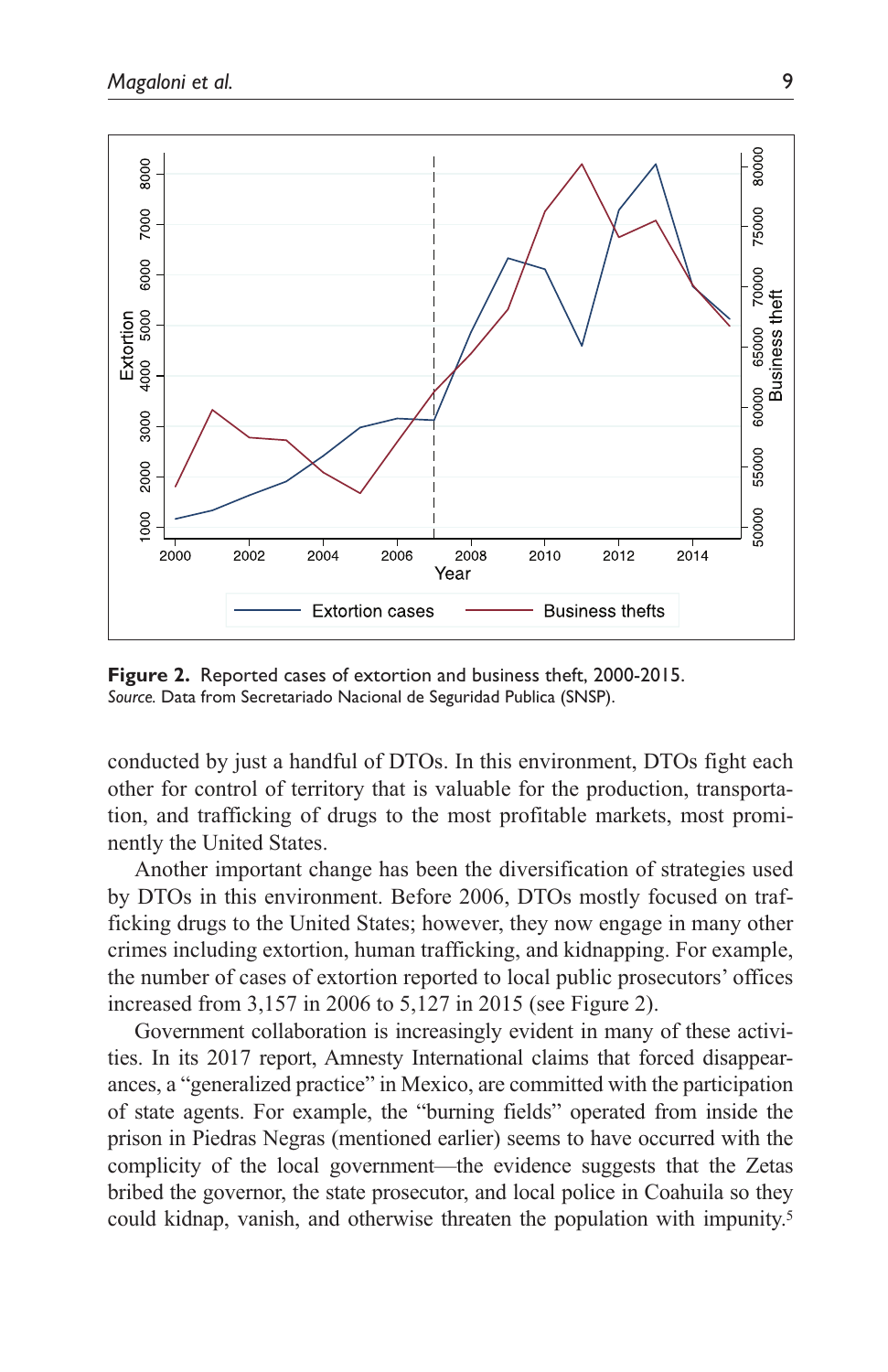**Figure 2.** Reported cases of extortion and business theft, 2000-2015.
*Source.* Data from Secretariado Nacional de Seguridad Publica (SNSP).

conducted by just a handful of DTOs. In this environment, DTOs fight each other for control of territory that is valuable for the production, transportation, and trafficking of drugs to the most profitable markets, most prominently the United States.

Another important change has been the diversification of strategies used by DTOs in this environment. Before 2006, DTOs mostly focused on trafficking drugs to the United States; however, they now engage in many other crimes including extortion, human trafficking, and kidnapping. For example, the number of cases of extortion reported to local public prosecutors' offices increased from 3,157 in 2006 to 5,127 in 2015 (see Figure 2).

Government collaboration is increasingly evident in many of these activities. In its 2017 report, Amnesty International claims that forced disappearances, a "generalized practice" in Mexico, are committed with the participation of state agents. For example, the "burning fields" operated from inside the prison in Piedras Negras (mentioned earlier) seems to have occurred with the complicity of the local government—the evidence suggests that the Zetas bribed the governor, the state prosecutor, and local police in Coahuila so they could kidnap, vanish, and otherwise threaten the population with impunity.[5]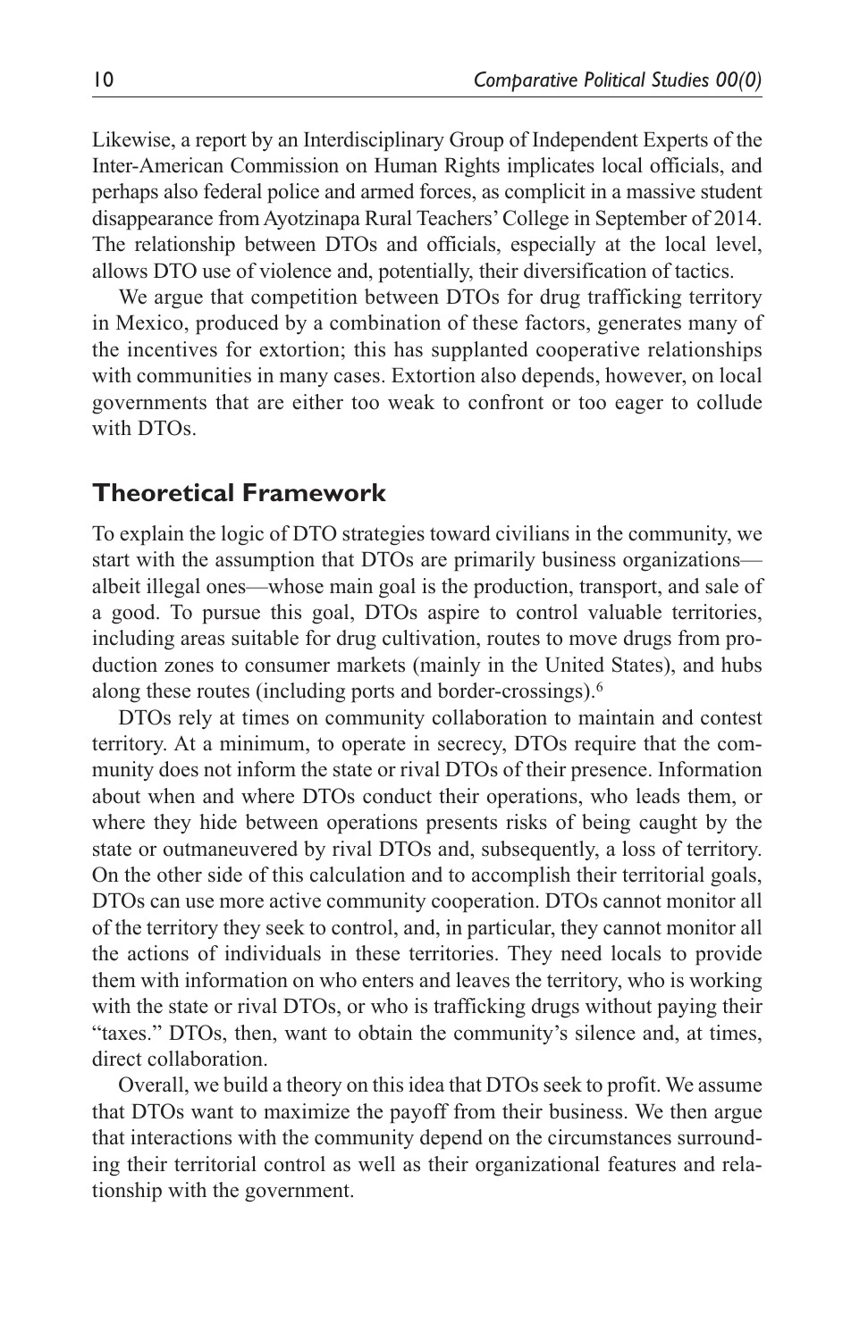Likewise, a report by an Interdisciplinary Group of Independent Experts of the Inter-American Commission on Human Rights implicates local officials, and perhaps also federal police and armed forces, as complicit in a massive student disappearance from Ayotzinapa Rural Teachers' College in September of 2014. The relationship between DTOs and officials, especially at the local level, allows DTO use of violence and, potentially, their diversification of tactics.

We argue that competition between DTOs for drug trafficking territory in Mexico, produced by a combination of these factors, generates many of the incentives for extortion; this has supplanted cooperative relationships with communities in many cases. Extortion also depends, however, on local governments that are either too weak to confront or too eager to collude with DTOs.

## Theoretical Framework

To explain the logic of DTO strategies toward civilians in the community, we start with the assumption that DTOs are primarily business organizations—albeit illegal ones—whose main goal is the production, transport, and sale of a good. To pursue this goal, DTOs aspire to control valuable territories, including areas suitable for drug cultivation, routes to move drugs from production zones to consumer markets (mainly in the United States), and hubs along these routes (including ports and border-crossings).[6]

DTOs rely at times on community collaboration to maintain and contest territory. At a minimum, to operate in secrecy, DTOs require that the community does not inform the state or rival DTOs of their presence. Information about when and where DTOs conduct their operations, who leads them, or where they hide between operations presents risks of being caught by the state or outmaneuvered by rival DTOs and, subsequently, a loss of territory. On the other side of this calculation and to accomplish their territorial goals, DTOs can use more active community cooperation. DTOs cannot monitor all of the territory they seek to control, and, in particular, they cannot monitor all the actions of individuals in these territories. They need locals to provide them with information on who enters and leaves the territory, who is working with the state or rival DTOs, or who is trafficking drugs without paying their "taxes." DTOs, then, want to obtain the community's silence and, at times, direct collaboration.

Overall, we build a theory on this idea that DTOs seek to profit. We assume that DTOs want to maximize the payoff from their business. We then argue that interactions with the community depend on the circumstances surrounding their territorial control as well as their organizational features and relationship with the government.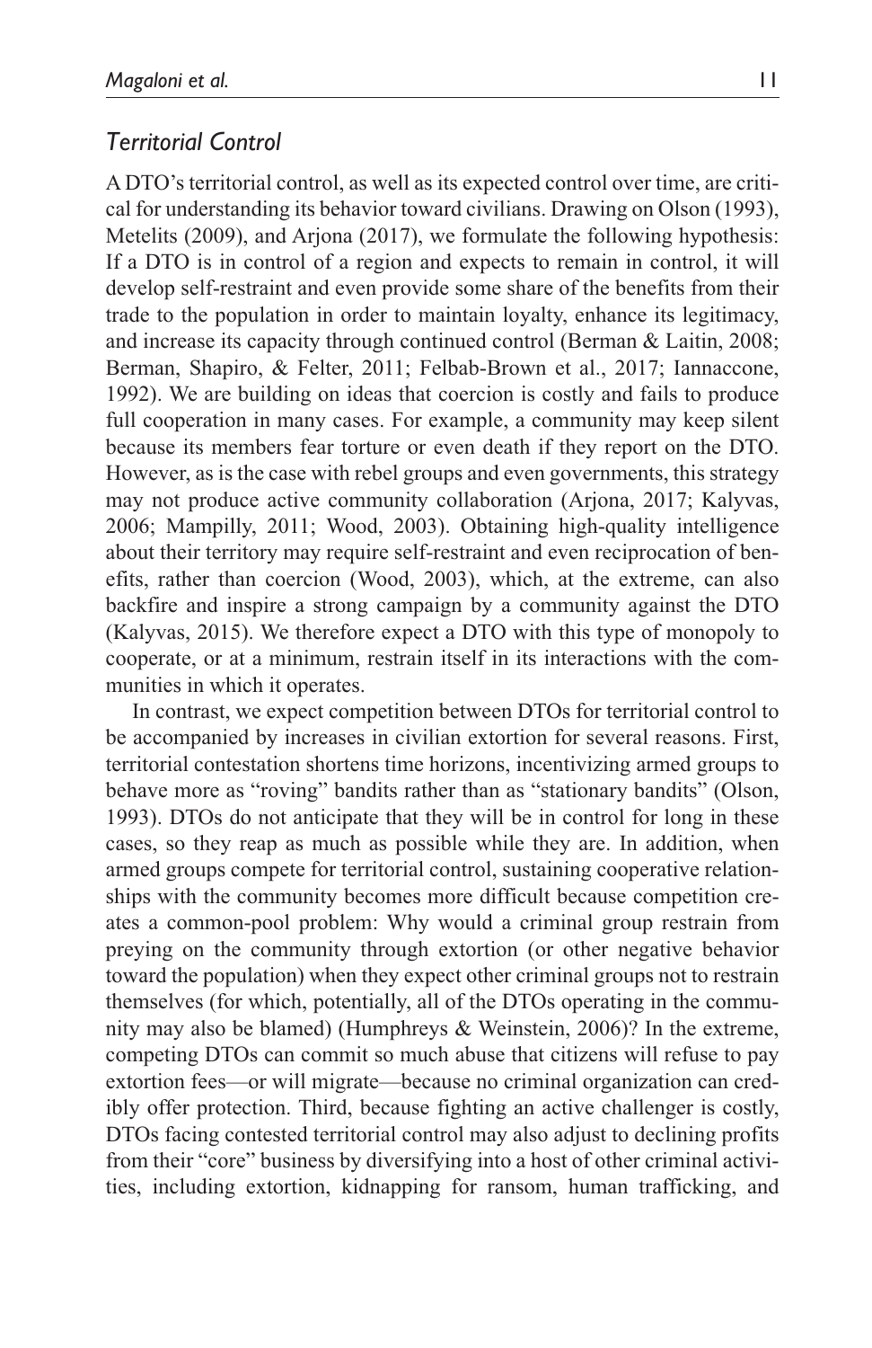### *Territorial Control*

A DTO's territorial control, as well as its expected control over time, are critical for understanding its behavior toward civilians. Drawing on Olson (1993), Metelits (2009), and Arjona (2017), we formulate the following hypothesis: If a DTO is in control of a region and expects to remain in control, it will develop self-restraint and even provide some share of the benefits from their trade to the population in order to maintain loyalty, enhance its legitimacy, and increase its capacity through continued control (Berman & Laitin, 2008; Berman, Shapiro, & Felter, 2011; Felbab-Brown et al., 2017; Iannaccone, 1992). We are building on ideas that coercion is costly and fails to produce full cooperation in many cases. For example, a community may keep silent because its members fear torture or even death if they report on the DTO. However, as is the case with rebel groups and even governments, this strategy may not produce active community collaboration (Arjona, 2017; Kalyvas, 2006; Mampilly, 2011; Wood, 2003). Obtaining high-quality intelligence about their territory may require self-restraint and even reciprocation of benefits, rather than coercion (Wood, 2003), which, at the extreme, can also backfire and inspire a strong campaign by a community against the DTO (Kalyvas, 2015). We therefore expect a DTO with this type of monopoly to cooperate, or at a minimum, restrain itself in its interactions with the communities in which it operates.

In contrast, we expect competition between DTOs for territorial control to be accompanied by increases in civilian extortion for several reasons. First, territorial contestation shortens time horizons, incentivizing armed groups to behave more as "roving" bandits rather than as "stationary bandits" (Olson, 1993). DTOs do not anticipate that they will be in control for long in these cases, so they reap as much as possible while they are. In addition, when armed groups compete for territorial control, sustaining cooperative relationships with the community becomes more difficult because competition creates a common-pool problem: Why would a criminal group restrain from preying on the community through extortion (or other negative behavior toward the population) when they expect other criminal groups not to restrain themselves (for which, potentially, all of the DTOs operating in the community may also be blamed) (Humphreys & Weinstein, 2006)? In the extreme, competing DTOs can commit so much abuse that citizens will refuse to pay extortion fees—or will migrate—because no criminal organization can credibly offer protection. Third, because fighting an active challenger is costly, DTOs facing contested territorial control may also adjust to declining profits from their "core" business by diversifying into a host of other criminal activities, including extortion, kidnapping for ransom, human trafficking, and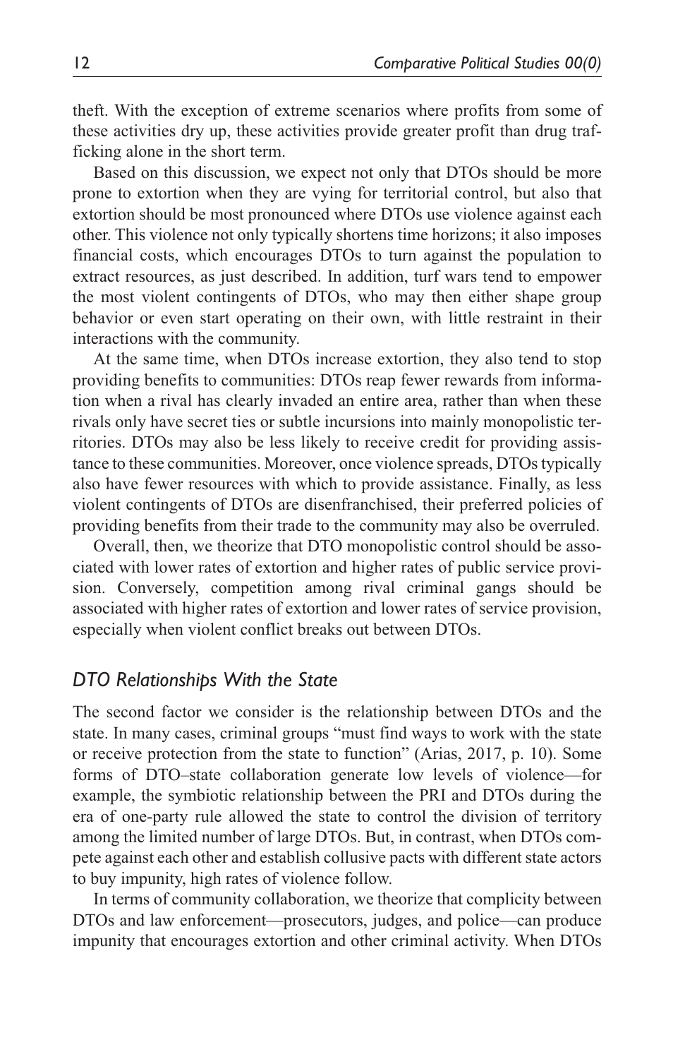theft. With the exception of extreme scenarios where profits from some of these activities dry up, these activities provide greater profit than drug trafficking alone in the short term.

Based on this discussion, we expect not only that DTOs should be more prone to extortion when they are vying for territorial control, but also that extortion should be most pronounced where DTOs use violence against each other. This violence not only typically shortens time horizons; it also imposes financial costs, which encourages DTOs to turn against the population to extract resources, as just described. In addition, turf wars tend to empower the most violent contingents of DTOs, who may then either shape group behavior or even start operating on their own, with little restraint in their interactions with the community.

At the same time, when DTOs increase extortion, they also tend to stop providing benefits to communities: DTOs reap fewer rewards from information when a rival has clearly invaded an entire area, rather than when these rivals only have secret ties or subtle incursions into mainly monopolistic territories. DTOs may also be less likely to receive credit for providing assistance to these communities. Moreover, once violence spreads, DTOs typically also have fewer resources with which to provide assistance. Finally, as less violent contingents of DTOs are disenfranchised, their preferred policies of providing benefits from their trade to the community may also be overruled.

Overall, then, we theorize that DTO monopolistic control should be associated with lower rates of extortion and higher rates of public service provision. Conversely, competition among rival criminal gangs should be associated with higher rates of extortion and lower rates of service provision, especially when violent conflict breaks out between DTOs.

### *DTO Relationships With the State*

The second factor we consider is the relationship between DTOs and the state. In many cases, criminal groups "must find ways to work with the state or receive protection from the state to function" (Arias, 2017, p. 10). Some forms of DTO–state collaboration generate low levels of violence—for example, the symbiotic relationship between the PRI and DTOs during the era of one-party rule allowed the state to control the division of territory among the limited number of large DTOs. But, in contrast, when DTOs compete against each other and establish collusive pacts with different state actors to buy impunity, high rates of violence follow.

In terms of community collaboration, we theorize that complicity between DTOs and law enforcement—prosecutors, judges, and police—can produce impunity that encourages extortion and other criminal activity. When DTOs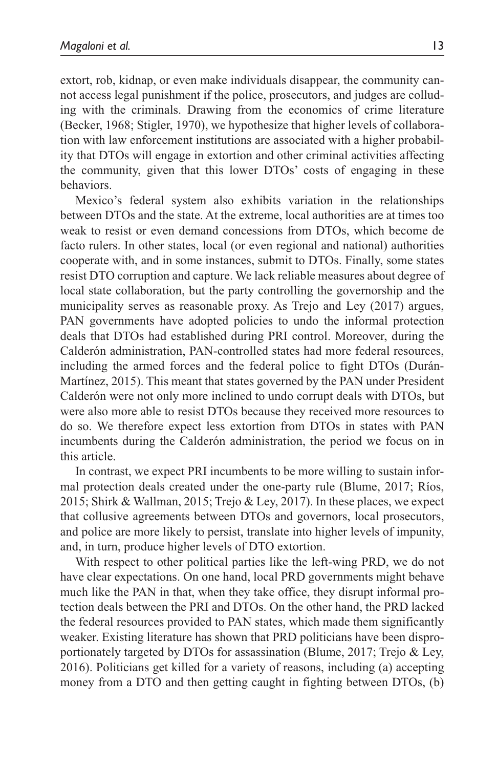extort, rob, kidnap, or even make individuals disappear, the community cannot access legal punishment if the police, prosecutors, and judges are colluding with the criminals. Drawing from the economics of crime literature (Becker, 1968; Stigler, 1970), we hypothesize that higher levels of collaboration with law enforcement institutions are associated with a higher probability that DTOs will engage in extortion and other criminal activities affecting the community, given that this lower DTOs' costs of engaging in these behaviors.

Mexico's federal system also exhibits variation in the relationships between DTOs and the state. At the extreme, local authorities are at times too weak to resist or even demand concessions from DTOs, which become de facto rulers. In other states, local (or even regional and national) authorities cooperate with, and in some instances, submit to DTOs. Finally, some states resist DTO corruption and capture. We lack reliable measures about degree of local state collaboration, but the party controlling the governorship and the municipality serves as reasonable proxy. As Trejo and Ley (2017) argues, PAN governments have adopted policies to undo the informal protection deals that DTOs had established during PRI control. Moreover, during the Calderón administration, PAN-controlled states had more federal resources, including the armed forces and the federal police to fight DTOs (Durán-Martínez, 2015). This meant that states governed by the PAN under President Calderón were not only more inclined to undo corrupt deals with DTOs, but were also more able to resist DTOs because they received more resources to do so. We therefore expect less extortion from DTOs in states with PAN incumbents during the Calderón administration, the period we focus on in this article.

In contrast, we expect PRI incumbents to be more willing to sustain informal protection deals created under the one-party rule (Blume, 2017; Ríos, 2015; Shirk & Wallman, 2015; Trejo & Ley, 2017). In these places, we expect that collusive agreements between DTOs and governors, local prosecutors, and police are more likely to persist, translate into higher levels of impunity, and, in turn, produce higher levels of DTO extortion.

With respect to other political parties like the left-wing PRD, we do not have clear expectations. On one hand, local PRD governments might behave much like the PAN in that, when they take office, they disrupt informal protection deals between the PRI and DTOs. On the other hand, the PRD lacked the federal resources provided to PAN states, which made them significantly weaker. Existing literature has shown that PRD politicians have been disproportionately targeted by DTOs for assassination (Blume, 2017; Trejo & Ley, 2016). Politicians get killed for a variety of reasons, including (a) accepting money from a DTO and then getting caught in fighting between DTOs, (b)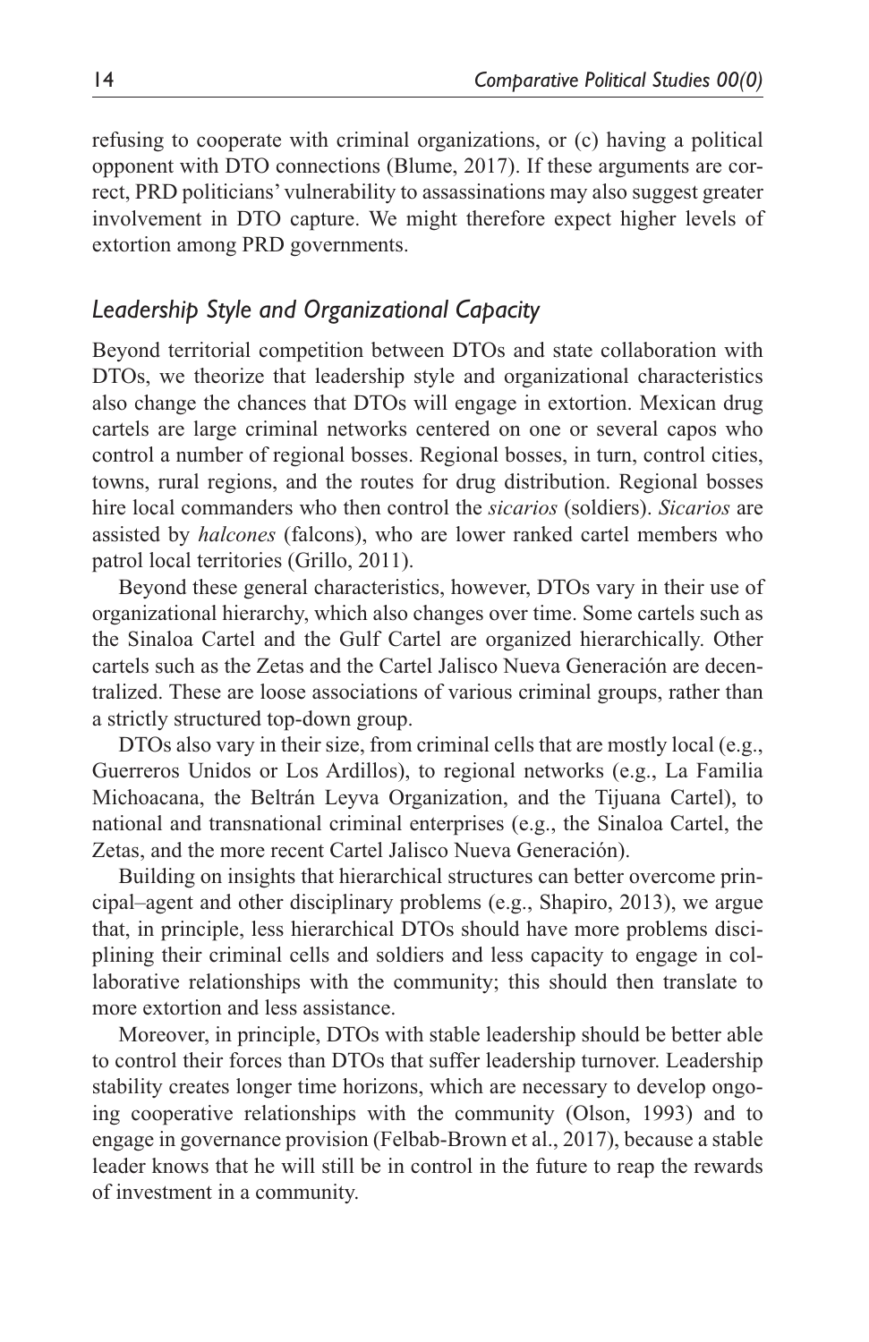refusing to cooperate with criminal organizations, or (c) having a political opponent with DTO connections (Blume, 2017). If these arguments are correct, PRD politicians' vulnerability to assassinations may also suggest greater involvement in DTO capture. We might therefore expect higher levels of extortion among PRD governments.

### *Leadership Style and Organizational Capacity*

Beyond territorial competition between DTOs and state collaboration with DTOs, we theorize that leadership style and organizational characteristics also change the chances that DTOs will engage in extortion. Mexican drug cartels are large criminal networks centered on one or several capos who control a number of regional bosses. Regional bosses, in turn, control cities, towns, rural regions, and the routes for drug distribution. Regional bosses hire local commanders who then control the *sicarios* (soldiers). *Sicarios* are assisted by *halcones* (falcons), who are lower ranked cartel members who patrol local territories (Grillo, 2011).

Beyond these general characteristics, however, DTOs vary in their use of organizational hierarchy, which also changes over time. Some cartels such as the Sinaloa Cartel and the Gulf Cartel are organized hierarchically. Other cartels such as the Zetas and the Cartel Jalisco Nueva Generación are decentralized. These are loose associations of various criminal groups, rather than a strictly structured top-down group.

DTOs also vary in their size, from criminal cells that are mostly local (e.g., Guerreros Unidos or Los Ardillos), to regional networks (e.g., La Familia Michoacana, the Beltrán Leyva Organization, and the Tijuana Cartel), to national and transnational criminal enterprises (e.g., the Sinaloa Cartel, the Zetas, and the more recent Cartel Jalisco Nueva Generación).

Building on insights that hierarchical structures can better overcome principal–agent and other disciplinary problems (e.g., Shapiro, 2013), we argue that, in principle, less hierarchical DTOs should have more problems disciplining their criminal cells and soldiers and less capacity to engage in collaborative relationships with the community; this should then translate to more extortion and less assistance.

Moreover, in principle, DTOs with stable leadership should be better able to control their forces than DTOs that suffer leadership turnover. Leadership stability creates longer time horizons, which are necessary to develop ongoing cooperative relationships with the community (Olson, 1993) and to engage in governance provision (Felbab-Brown et al., 2017), because a stable leader knows that he will still be in control in the future to reap the rewards of investment in a community.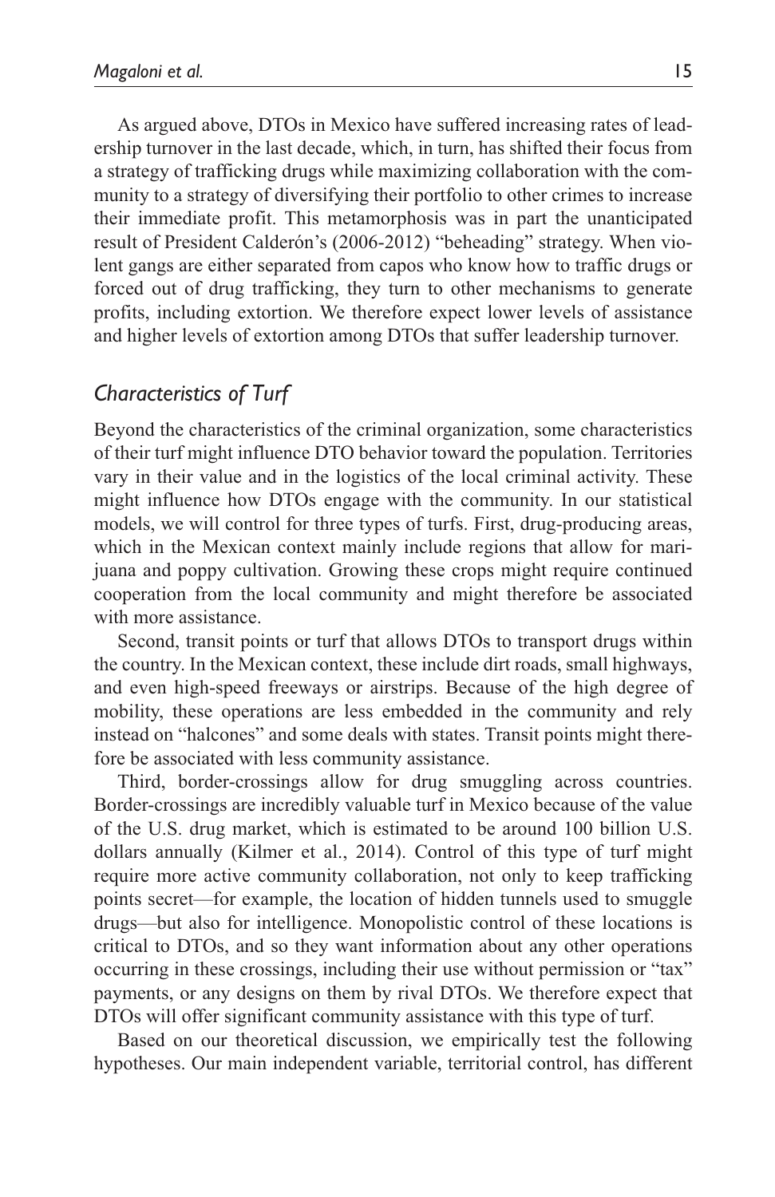As argued above, DTOs in Mexico have suffered increasing rates of leadership turnover in the last decade, which, in turn, has shifted their focus from a strategy of trafficking drugs while maximizing collaboration with the community to a strategy of diversifying their portfolio to other crimes to increase their immediate profit. This metamorphosis was in part the unanticipated result of President Calderón's (2006-2012) "beheading" strategy. When violent gangs are either separated from capos who know how to traffic drugs or forced out of drug trafficking, they turn to other mechanisms to generate profits, including extortion. We therefore expect lower levels of assistance and higher levels of extortion among DTOs that suffer leadership turnover.

### *Characteristics of Turf*

Beyond the characteristics of the criminal organization, some characteristics of their turf might influence DTO behavior toward the population. Territories vary in their value and in the logistics of the local criminal activity. These might influence how DTOs engage with the community. In our statistical models, we will control for three types of turfs. First, drug-producing areas, which in the Mexican context mainly include regions that allow for marijuana and poppy cultivation. Growing these crops might require continued cooperation from the local community and might therefore be associated with more assistance.

Second, transit points or turf that allows DTOs to transport drugs within the country. In the Mexican context, these include dirt roads, small highways, and even high-speed freeways or airstrips. Because of the high degree of mobility, these operations are less embedded in the community and rely instead on "halcones" and some deals with states. Transit points might therefore be associated with less community assistance.

Third, border-crossings allow for drug smuggling across countries. Border-crossings are incredibly valuable turf in Mexico because of the value of the U.S. drug market, which is estimated to be around 100 billion U.S. dollars annually (Kilmer et al., 2014). Control of this type of turf might require more active community collaboration, not only to keep trafficking points secret—for example, the location of hidden tunnels used to smuggle drugs—but also for intelligence. Monopolistic control of these locations is critical to DTOs, and so they want information about any other operations occurring in these crossings, including their use without permission or "tax" payments, or any designs on them by rival DTOs. We therefore expect that DTOs will offer significant community assistance with this type of turf.

Based on our theoretical discussion, we empirically test the following hypotheses. Our main independent variable, territorial control, has different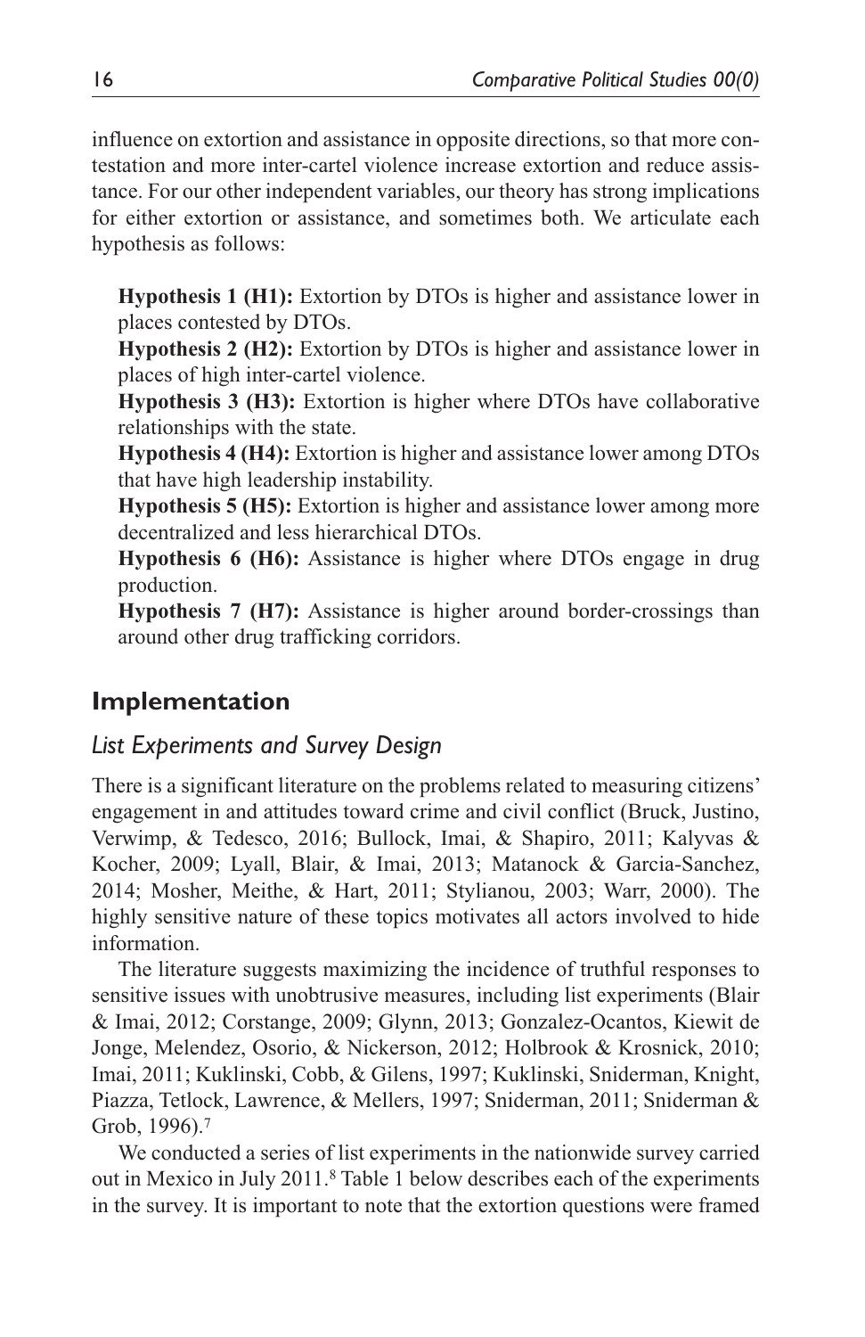influence on extortion and assistance in opposite directions, so that more contestation and more inter-cartel violence increase extortion and reduce assistance. For our other independent variables, our theory has strong implications for either extortion or assistance, and sometimes both. We articulate each hypothesis as follows:

**Hypothesis 1 (H1):** Extortion by DTOs is higher and assistance lower in places contested by DTOs.
**Hypothesis 2 (H2):** Extortion by DTOs is higher and assistance lower in places of high inter-cartel violence.
**Hypothesis 3 (H3):** Extortion is higher where DTOs have collaborative relationships with the state.
**Hypothesis 4 (H4):** Extortion is higher and assistance lower among DTOs that have high leadership instability.
**Hypothesis 5 (H5):** Extortion is higher and assistance lower among more decentralized and less hierarchical DTOs.
**Hypothesis 6 (H6):** Assistance is higher where DTOs engage in drug production.
**Hypothesis 7 (H7):** Assistance is higher around border-crossings than around other drug trafficking corridors.

## Implementation

### *List Experiments and Survey Design*

There is a significant literature on the problems related to measuring citizens' engagement in and attitudes toward crime and civil conflict (Bruck, Justino, Verwimp, & Tedesco, 2016; Bullock, Imai, & Shapiro, 2011; Kalyvas & Kocher, 2009; Lyall, Blair, & Imai, 2013; Matanock & Garcia-Sanchez, 2014; Mosher, Meithe, & Hart, 2011; Stylianou, 2003; Warr, 2000). The highly sensitive nature of these topics motivates all actors involved to hide information.

The literature suggests maximizing the incidence of truthful responses to sensitive issues with unobtrusive measures, including list experiments (Blair & Imai, 2012; Corstange, 2009; Glynn, 2013; Gonzalez-Ocantos, Kiewit de Jonge, Melendez, Osorio, & Nickerson, 2012; Holbrook & Krosnick, 2010; Imai, 2011; Kuklinski, Cobb, & Gilens, 1997; Kuklinski, Sniderman, Knight, Piazza, Tetlock, Lawrence, & Mellers, 1997; Sniderman, 2011; Sniderman & Grob, 1996).[7]

We conducted a series of list experiments in the nationwide survey carried out in Mexico in July 2011.[8] Table 1 below describes each of the experiments in the survey. It is important to note that the extortion questions were framed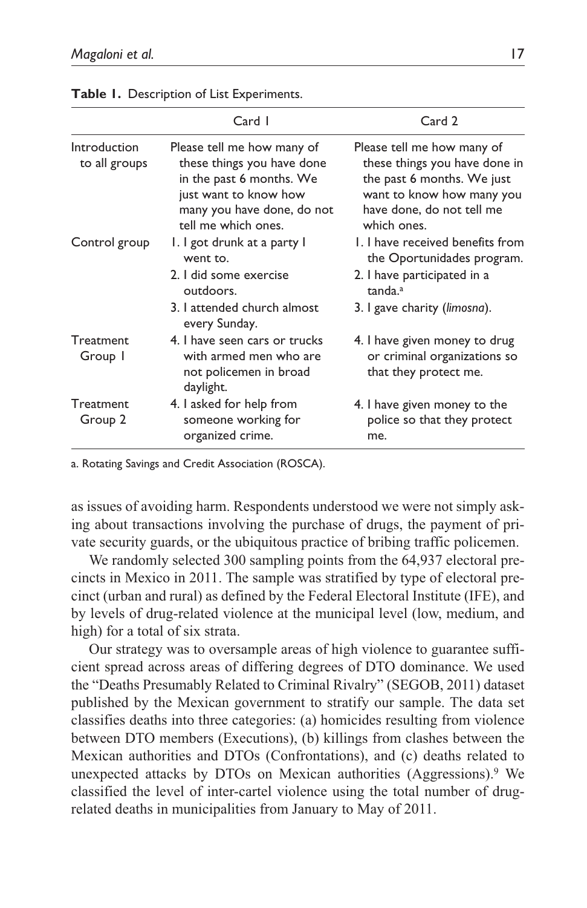**Table 1.** Description of List Experiments.

| | Card 1 | Card 2 |
|---|---|---|
| Introduction to all groups | Please tell me how many of these things you have done in the past 6 months. We just want to know how many you have done, do not tell me which ones. | Please tell me how many of these things you have done in the past 6 months. We just want to know how many you have done, do not tell me which ones. |
| Control group | 1. I got drunk at a party I went to.<br>2. I did some exercise outdoors.<br>3. I attended church almost every Sunday. | 1. I have received benefits from the Oportunidades program.<br>2. I have participated in a tanda.[a]<br>3. I gave charity (*limosna*). |
| Treatment Group 1 | 4. I have seen cars or trucks with armed men who are not policemen in broad daylight. | 4. I have given money to drug or criminal organizations so that they protect me. |
| Treatment Group 2 | 4. I asked for help from someone working for organized crime. | 4. I have given money to the police so that they protect me. |

a. Rotating Savings and Credit Association (ROSCA).

as issues of avoiding harm. Respondents understood we were not simply asking about transactions involving the purchase of drugs, the payment of private security guards, or the ubiquitous practice of bribing traffic policemen.

We randomly selected 300 sampling points from the 64,937 electoral precincts in Mexico in 2011. The sample was stratified by type of electoral precinct (urban and rural) as defined by the Federal Electoral Institute (IFE), and by levels of drug-related violence at the municipal level (low, medium, and high) for a total of six strata.

Our strategy was to oversample areas of high violence to guarantee sufficient spread across areas of differing degrees of DTO dominance. We used the "Deaths Presumably Related to Criminal Rivalry" (SEGOB, 2011) dataset published by the Mexican government to stratify our sample. The data set classifies deaths into three categories: (a) homicides resulting from violence between DTO members (Executions), (b) killings from clashes between the Mexican authorities and DTOs (Confrontations), and (c) deaths related to unexpected attacks by DTOs on Mexican authorities (Aggressions).[9] We classified the level of inter-cartel violence using the total number of drug-related deaths in municipalities from January to May of 2011.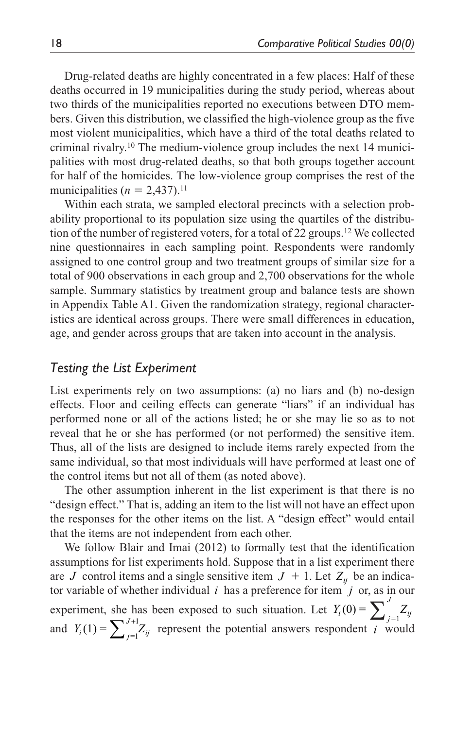Drug-related deaths are highly concentrated in a few places: Half of these deaths occurred in 19 municipalities during the study period, whereas about two thirds of the municipalities reported no executions between DTO members. Given this distribution, we classified the high-violence group as the five most violent municipalities, which have a third of the total deaths related to criminal rivalry.[10] The medium-violence group includes the next 14 municipalities with most drug-related deaths, so that both groups together account for half of the homicides. The low-violence group comprises the rest of the municipalities ($n$ = 2,437).[11]

Within each strata, we sampled electoral precincts with a selection probability proportional to its population size using the quartiles of the distribution of the number of registered voters, for a total of 22 groups.[12] We collected nine questionnaires in each sampling point. Respondents were randomly assigned to one control group and two treatment groups of similar size for a total of 900 observations in each group and 2,700 observations for the whole sample. Summary statistics by treatment group and balance tests are shown in Appendix Table A1. Given the randomization strategy, regional characteristics are identical across groups. There were small differences in education, age, and gender across groups that are taken into account in the analysis.

## *Testing the List Experiment*

List experiments rely on two assumptions: (a) no liars and (b) no-design effects. Floor and ceiling effects can generate "liars" if an individual has performed none or all of the actions listed; he or she may lie so as to not reveal that he or she has performed (or not performed) the sensitive item. Thus, all of the lists are designed to include items rarely expected from the same individual, so that most individuals will have performed at least one of the control items but not all of them (as noted above).

The other assumption inherent in the list experiment is that there is no "design effect." That is, adding an item to the list will not have an effect upon the responses for the other items on the list. A "design effect" would entail that the items are not independent from each other.

We follow Blair and Imai (2012) to formally test that the identification assumptions for list experiments hold. Suppose that in a list experiment there are $J$ control items and a single sensitive item $J + 1$. Let $Z_{ij}$ be an indicator variable of whether individual $i$ has a preference for item $j$ or, as in our experiment, she has been exposed to such situation. Let $Y_i(0) = \sum_{j=1}^{J} Z_{ij}$ and $Y_i(1) = \sum_{j=1}^{J+1} Z_{ij}$ represent the potential answers respondent $i$ would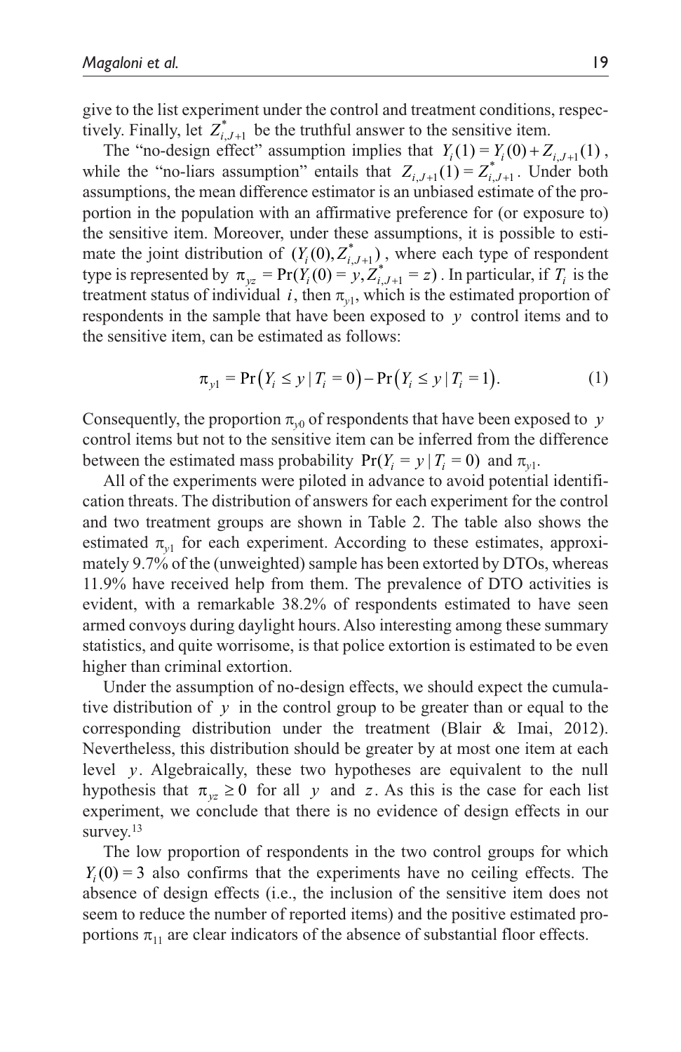give to the list experiment under the control and treatment conditions, respectively. Finally, let $Z^*_{i,J+1}$ be the truthful answer to the sensitive item.

The "no-design effect" assumption implies that $Y_i(1) = Y_i(0) + Z_{i,J+1}(1)$, while the "no-liars assumption" entails that $Z_{i,J+1}(1) = Z^*_{i,J+1}$. Under both assumptions, the mean difference estimator is an unbiased estimate of the proportion in the population with an affirmative preference for (or exposure to) the sensitive item. Moreover, under these assumptions, it is possible to estimate the joint distribution of $(Y_i(0), Z^*_{i,J+1})$, where each type of respondent type is represented by $\pi_{yz} = \Pr(Y_i(0) = y, Z^*_{i,J+1} = z)$. In particular, if $T_i$ is the treatment status of individual $i$, then $\pi_{y1}$, which is the estimated proportion of respondents in the sample that have been exposed to $y$ control items and to the sensitive item, can be estimated as follows:

$$\pi_{y1} = \Pr\left(Y_i \leq y \mid T_i = 0\right) - \Pr\left(Y_i \leq y \mid T_i = 1\right). \quad (1)$$

Consequently, the proportion $\pi_{y0}$ of respondents that have been exposed to $y$ control items but not to the sensitive item can be inferred from the difference between the estimated mass probability $\Pr(Y_i = y \mid T_i = 0)$ and $\pi_{y1}$.

All of the experiments were piloted in advance to avoid potential identification threats. The distribution of answers for each experiment for the control and two treatment groups are shown in Table 2. The table also shows the estimated $\pi_{y1}$ for each experiment. According to these estimates, approximately 9.7% of the (unweighted) sample has been extorted by DTOs, whereas 11.9% have received help from them. The prevalence of DTO activities is evident, with a remarkable 38.2% of respondents estimated to have seen armed convoys during daylight hours. Also interesting among these summary statistics, and quite worrisome, is that police extortion is estimated to be even higher than criminal extortion.

Under the assumption of no-design effects, we should expect the cumulative distribution of $y$ in the control group to be greater than or equal to the corresponding distribution under the treatment (Blair & Imai, 2012). Nevertheless, this distribution should be greater by at most one item at each level $y$. Algebraically, these two hypotheses are equivalent to the null hypothesis that $\pi_{yz} \geq 0$ for all $y$ and $z$. As this is the case for each list experiment, we conclude that there is no evidence of design effects in our survey.[13]

The low proportion of respondents in the two control groups for which $Y_i(0) = 3$ also confirms that the experiments have no ceiling effects. The absence of design effects (i.e., the inclusion of the sensitive item does not seem to reduce the number of reported items) and the positive estimated proportions $\pi_{11}$ are clear indicators of the absence of substantial floor effects.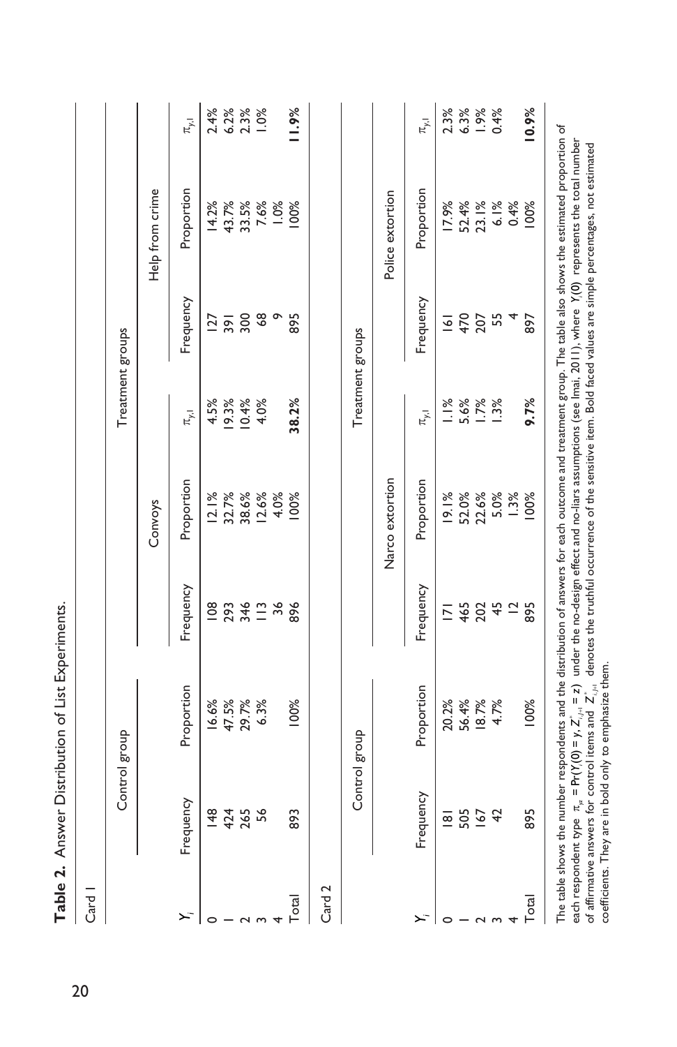**Table 2.** Answer Distribution of List Experiments.

Card 1

| | Control group | | Treatment groups | | | | | |
|---|---|---|---|---|---|---|---|---|
| | | | Convoys | | | Help from crime | | |
| $Y_i$ | Frequency | Proportion | Frequency | Proportion | $\pi_{y,1}$ | Frequency | Proportion | $\pi_{y,1}$ |
| 0 | 148 | 16.6% | 108 | 12.1% | 4.5% | 127 | 14.2% | 2.4% |
| 1 | 424 | 47.5% | 293 | 32.7% | 19.3% | 391 | 43.7% | 6.2% |
| 2 | 265 | 29.7% | 346 | 38.6% | 10.4% | 300 | 33.5% | 2.3% |
| 3 | 56 | 6.3% | 113 | 12.6% | 4.0% | 68 | 7.6% | 1.0% |
| 4 | | | 36 | 4.0% | | 9 | 1.0% | |
| Total | 893 | 100% | 896 | 100% | **38.2%** | 895 | 100% | **11.9%** |

Card 2

| | Control group | | Treatment groups | | | | | |
|---|---|---|---|---|---|---|---|---|
| | | | Narco extortion | | | Police extortion | | |
| $Y_i$ | Frequency | Proportion | Frequency | Proportion | $\pi_{y,1}$ | Frequency | Proportion | $\pi_{y,1}$ |
| 0 | 181 | 20.2% | 171 | 19.1% | 1.1% | 161 | 17.9% | 2.3% |
| 1 | 505 | 56.4% | 465 | 52.0% | 5.6% | 470 | 52.4% | 6.3% |
| 2 | 167 | 18.7% | 202 | 22.6% | 1.7% | 207 | 23.1% | 1.9% |
| 3 | 42 | 4.7% | 45 | 5.0% | 1.3% | 55 | 6.1% | 0.4% |
| 4 | | | 12 | 1.3% | | 4 | 0.4% | |
| Total | 895 | 100% | 895 | 100% | **9.7%** | 897 | 100% | **10.9%** |

The table shows the number respondents and the distribution of answers for each outcome and treatment group. The table also shows the estimated proportion of each respondent type $\pi_{yz} = \Pr(Y_i(0) = y, Z^*_{i,J+1} = z)$ under the no-design effect and no-liars assumptions (see Imai, 2011), where $Y_i(0)$ represents the total number of affirmative answers for control items and $Z^*_{i,J+1}$ denotes the truthful occurrence of the sensitive item. Bold faced values are simple percentages, not estimated coefficients. They are in bold only to emphasize them.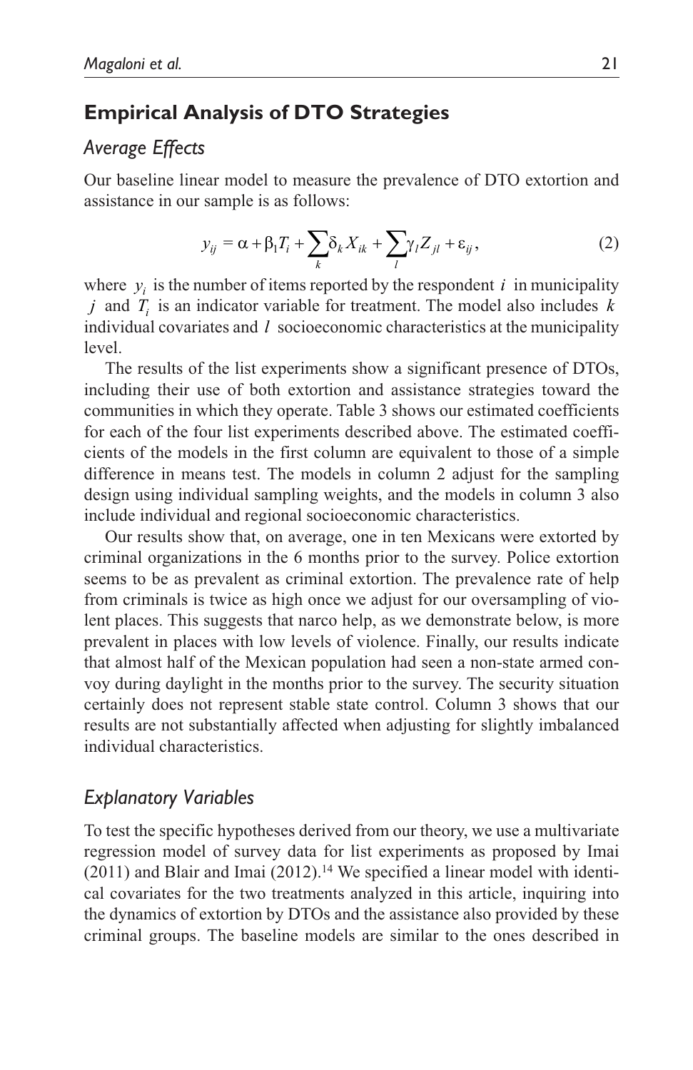## Empirical Analysis of DTO Strategies

### *Average Effects*

Our baseline linear model to measure the prevalence of DTO extortion and assistance in our sample is as follows:

$$y_{ij} = \alpha + \beta_1 T_i + \sum_k \delta_k X_{ik} + \sum_l \gamma_l Z_{jl} + \varepsilon_{ij}, \tag{2}$$

where $y_i$ is the number of items reported by the respondent $i$ in municipality $j$ and $T_i$ is an indicator variable for treatment. The model also includes $k$ individual covariates and $l$ socioeconomic characteristics at the municipality level.

The results of the list experiments show a significant presence of DTOs, including their use of both extortion and assistance strategies toward the communities in which they operate. Table 3 shows our estimated coefficients for each of the four list experiments described above. The estimated coefficients of the models in the first column are equivalent to those of a simple difference in means test. The models in column 2 adjust for the sampling design using individual sampling weights, and the models in column 3 also include individual and regional socioeconomic characteristics.

Our results show that, on average, one in ten Mexicans were extorted by criminal organizations in the 6 months prior to the survey. Police extortion seems to be as prevalent as criminal extortion. The prevalence rate of help from criminals is twice as high once we adjust for our oversampling of violent places. This suggests that narco help, as we demonstrate below, is more prevalent in places with low levels of violence. Finally, our results indicate that almost half of the Mexican population had seen a non-state armed convoy during daylight in the months prior to the survey. The security situation certainly does not represent stable state control. Column 3 shows that our results are not substantially affected when adjusting for slightly imbalanced individual characteristics.

### *Explanatory Variables*

To test the specific hypotheses derived from our theory, we use a multivariate regression model of survey data for list experiments as proposed by Imai (2011) and Blair and Imai (2012).[14] We specified a linear model with identical covariates for the two treatments analyzed in this article, inquiring into the dynamics of extortion by DTOs and the assistance also provided by these criminal groups. The baseline models are similar to the ones described in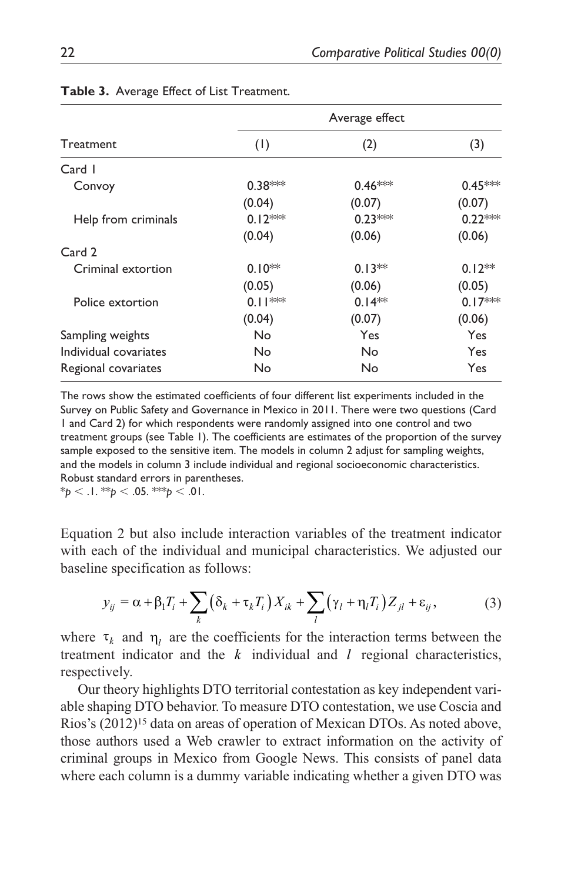**Table 3.** Average Effect of List Treatment.

| | Average effect | | |
|---|---|---|---|
| Treatment | (1) | (2) | (3) |
| Card 1 | | | |
| Convoy | 0.38*** | 0.46*** | 0.45*** |
| | (0.04) | (0.07) | (0.07) |
| Help from criminals | 0.12*** | 0.23*** | 0.22*** |
| | (0.04) | (0.06) | (0.06) |
| Card 2 | | | |
| Criminal extortion | 0.10** | 0.13** | 0.12** |
| | (0.05) | (0.06) | (0.05) |
| Police extortion | 0.11*** | 0.14** | 0.17*** |
| | (0.04) | (0.07) | (0.06) |
| Sampling weights | No | Yes | Yes |
| Individual covariates | No | No | Yes |
| Regional covariates | No | No | Yes |

The rows show the estimated coefficients of four different list experiments included in the Survey on Public Safety and Governance in Mexico in 2011. There were two questions (Card 1 and Card 2) for which respondents were randomly assigned into one control and two treatment groups (see Table 1). The coefficients are estimates of the proportion of the survey sample exposed to the sensitive item. The models in column 2 adjust for sampling weights, and the models in column 3 include individual and regional socioeconomic characteristics. Robust standard errors in parentheses.
*$p < .1$. **$p < .05$. ***$p < .01$.

Equation 2 but also include interaction variables of the treatment indicator with each of the individual and municipal characteristics. We adjusted our baseline specification as follows:

$$y_{ij} = \alpha + \beta_1 T_i + \sum_k \left(\delta_k + \tau_k T_i\right) X_{ik} + \sum_l \left(\gamma_l + \eta_l T_i\right) Z_{jl} + \varepsilon_{ij}, \tag{3}$$

where $\tau_k$ and $\eta_l$ are the coefficients for the interaction terms between the treatment indicator and the $k$ individual and $l$ regional characteristics, respectively.

Our theory highlights DTO territorial contestation as key independent variable shaping DTO behavior. To measure DTO contestation, we use Coscia and Rios's (2012)[15] data on areas of operation of Mexican DTOs. As noted above, those authors used a Web crawler to extract information on the activity of criminal groups in Mexico from Google News. This consists of panel data where each column is a dummy variable indicating whether a given DTO was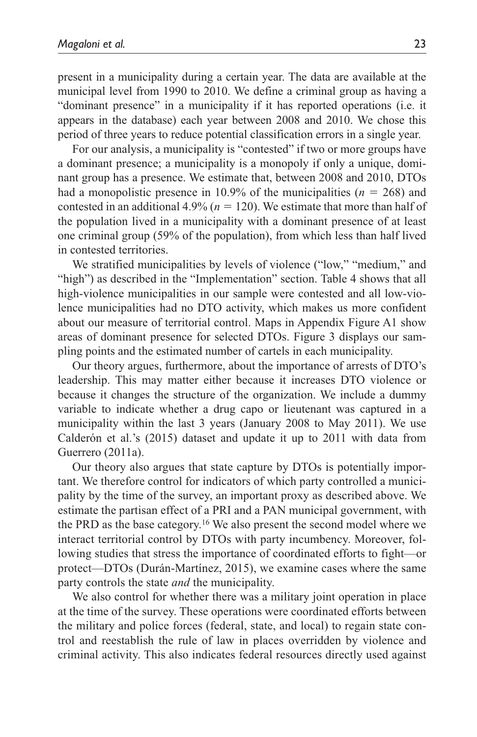present in a municipality during a certain year. The data are available at the municipal level from 1990 to 2010. We define a criminal group as having a "dominant presence" in a municipality if it has reported operations (i.e. it appears in the database) each year between 2008 and 2010. We chose this period of three years to reduce potential classification errors in a single year.

For our analysis, a municipality is "contested" if two or more groups have a dominant presence; a municipality is a monopoly if only a unique, dominant group has a presence. We estimate that, between 2008 and 2010, DTOs had a monopolistic presence in 10.9% of the municipalities ($n = 268$) and contested in an additional 4.9% ($n = 120$). We estimate that more than half of the population lived in a municipality with a dominant presence of at least one criminal group (59% of the population), from which less than half lived in contested territories.

We stratified municipalities by levels of violence ("low," "medium," and "high") as described in the "Implementation" section. Table 4 shows that all high-violence municipalities in our sample were contested and all low-violence municipalities had no DTO activity, which makes us more confident about our measure of territorial control. Maps in Appendix Figure A1 show areas of dominant presence for selected DTOs. Figure 3 displays our sampling points and the estimated number of cartels in each municipality.

Our theory argues, furthermore, about the importance of arrests of DTO's leadership. This may matter either because it increases DTO violence or because it changes the structure of the organization. We include a dummy variable to indicate whether a drug capo or lieutenant was captured in a municipality within the last 3 years (January 2008 to May 2011). We use Calderón et al.'s (2015) dataset and update it up to 2011 with data from Guerrero (2011a).

Our theory also argues that state capture by DTOs is potentially important. We therefore control for indicators of which party controlled a municipality by the time of the survey, an important proxy as described above. We estimate the partisan effect of a PRI and a PAN municipal government, with the PRD as the base category.[16] We also present the second model where we interact territorial control by DTOs with party incumbency. Moreover, following studies that stress the importance of coordinated efforts to fight—or protect—DTOs (Durán-Martínez, 2015), we examine cases where the same party controls the state *and* the municipality.

We also control for whether there was a military joint operation in place at the time of the survey. These operations were coordinated efforts between the military and police forces (federal, state, and local) to regain state control and reestablish the rule of law in places overridden by violence and criminal activity. This also indicates federal resources directly used against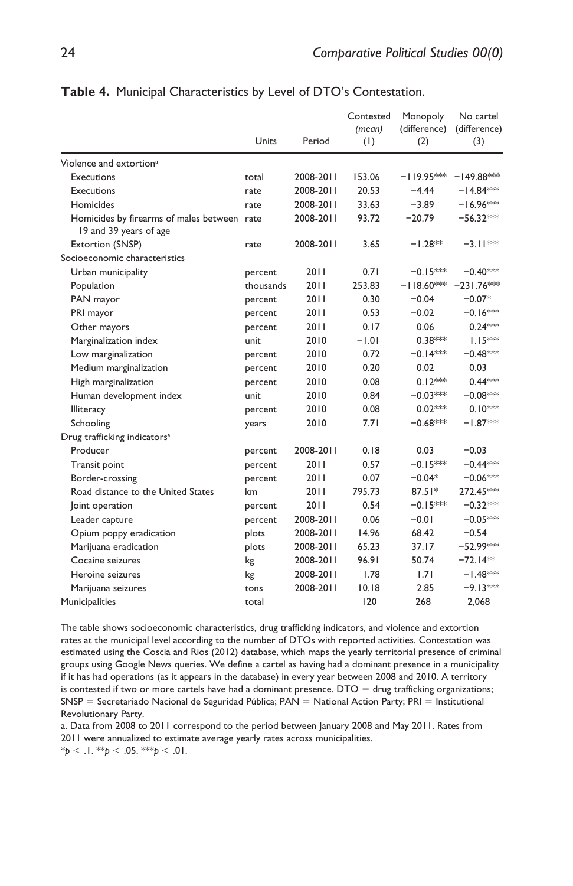**Table 4.** Municipal Characteristics by Level of DTO's Contestation.

| | Units | Period | Contested *(mean)* (1) | Monopoly (difference) (2) | No cartel (difference) (3) |
|---|---|---|---|---|---|
| Violence and extortion[a] | | | | | |
| Executions | total | 2008-2011 | 153.06 | −119.95*** | −149.88*** |
| Executions | rate | 2008-2011 | 20.53 | −4.44 | −14.84*** |
| Homicides | rate | 2008-2011 | 33.63 | −3.89 | −16.96*** |
| Homicides by firearms of males between 19 and 39 years of age | rate | 2008-2011 | 93.72 | −20.79 | −56.32*** |
| Extortion (SNSP) | rate | 2008-2011 | 3.65 | −1.28** | −3.11*** |
| Socioeconomic characteristics | | | | | |
| Urban municipality | percent | 2011 | 0.71 | −0.15*** | −0.40*** |
| Population | thousands | 2011 | 253.83 | −118.60*** | −231.76*** |
| PAN mayor | percent | 2011 | 0.30 | −0.04 | −0.07* |
| PRI mayor | percent | 2011 | 0.53 | −0.02 | −0.16*** |
| Other mayors | percent | 2011 | 0.17 | 0.06 | 0.24*** |
| Marginalization index | unit | 2010 | −1.01 | 0.38*** | 1.15*** |
| Low marginalization | percent | 2010 | 0.72 | −0.14*** | −0.48*** |
| Medium marginalization | percent | 2010 | 0.20 | 0.02 | 0.03 |
| High marginalization | percent | 2010 | 0.08 | 0.12*** | 0.44*** |
| Human development index | unit | 2010 | 0.84 | −0.03*** | −0.08*** |
| Illiteracy | percent | 2010 | 0.08 | 0.02*** | 0.10*** |
| Schooling | years | 2010 | 7.71 | −0.68*** | −1.87*** |
| Drug trafficking indicators[a] | | | | | |
| Producer | percent | 2008-2011 | 0.18 | 0.03 | −0.03 |
| Transit point | percent | 2011 | 0.57 | −0.15*** | −0.44*** |
| Border-crossing | percent | 2011 | 0.07 | −0.04* | −0.06*** |
| Road distance to the United States | km | 2011 | 795.73 | 87.51* | 272.45*** |
| Joint operation | percent | 2011 | 0.54 | −0.15*** | −0.32*** |
| Leader capture | percent | 2008-2011 | 0.06 | −0.01 | −0.05*** |
| Opium poppy eradication | plots | 2008-2011 | 14.96 | 68.42 | −0.54 |
| Marijuana eradication | plots | 2008-2011 | 65.23 | 37.17 | −52.99*** |
| Cocaine seizures | kg | 2008-2011 | 96.91 | 50.74 | −72.14** |
| Heroine seizures | kg | 2008-2011 | 1.78 | 1.71 | −1.48*** |
| Marijuana seizures | tons | 2008-2011 | 10.18 | 2.85 | −9.13*** |
| Municipalities | total | | 120 | 268 | 2,068 |

The table shows socioeconomic characteristics, drug trafficking indicators, and violence and extortion rates at the municipal level according to the number of DTOs with reported activities. Contestation was estimated using the Coscia and Rios (2012) database, which maps the yearly territorial presence of criminal groups using Google News queries. We define a cartel as having had a dominant presence in a municipality if it has had operations (as it appears in the database) in every year between 2008 and 2010. A territory is contested if two or more cartels have had a dominant presence. DTO = drug trafficking organizations; SNSP = Secretariado Nacional de Seguridad Pública; PAN = National Action Party; PRI = Institutional Revolutionary Party.

a. Data from 2008 to 2011 correspond to the period between January 2008 and May 2011. Rates from 2011 were annualized to estimate average yearly rates across municipalities.

\*$p < .1$. \*\*$p < .05$. \*\*\*$p < .01$.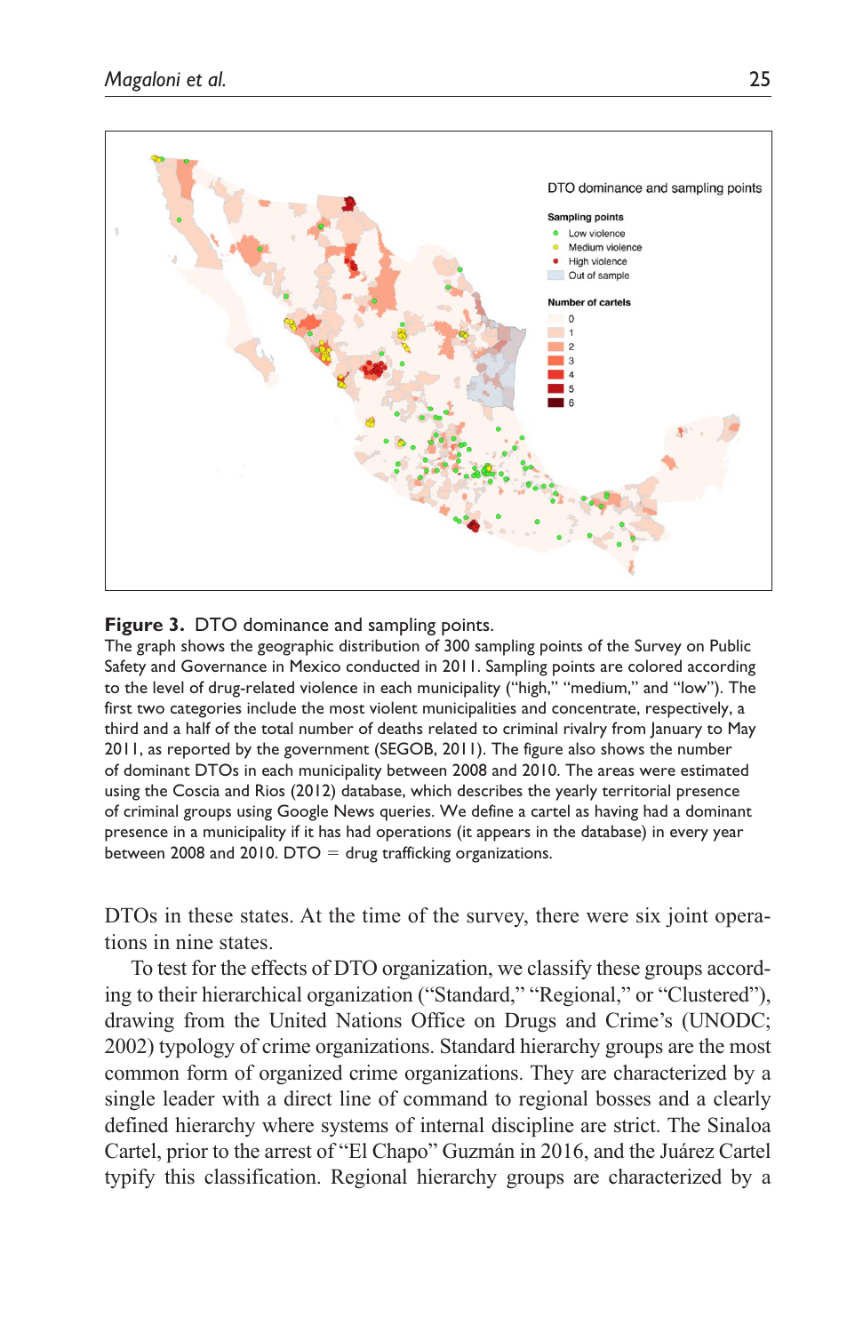**Figure 3.** DTO dominance and sampling points.

The graph shows the geographic distribution of 300 sampling points of the Survey on Public Safety and Governance in Mexico conducted in 2011. Sampling points are colored according to the level of drug-related violence in each municipality ("high," "medium," and "low"). The first two categories include the most violent municipalities and concentrate, respectively, a third and a half of the total number of deaths related to criminal rivalry from January to May 2011, as reported by the government (SEGOB, 2011). The figure also shows the number of dominant DTOs in each municipality between 2008 and 2010. The areas were estimated using the Coscia and Rios (2012) database, which describes the yearly territorial presence of criminal groups using Google News queries. We define a cartel as having had a dominant presence in a municipality if it has had operations (it appears in the database) in every year between 2008 and 2010. DTO = drug trafficking organizations.

DTOs in these states. At the time of the survey, there were six joint operations in nine states.

To test for the effects of DTO organization, we classify these groups according to their hierarchical organization ("Standard," "Regional," or "Clustered"), drawing from the United Nations Office on Drugs and Crime's (UNODC; 2002) typology of crime organizations. Standard hierarchy groups are the most common form of organized crime organizations. They are characterized by a single leader with a direct line of command to regional bosses and a clearly defined hierarchy where systems of internal discipline are strict. The Sinaloa Cartel, prior to the arrest of "El Chapo" Guzmán in 2016, and the Juárez Cartel typify this classification. Regional hierarchy groups are characterized by a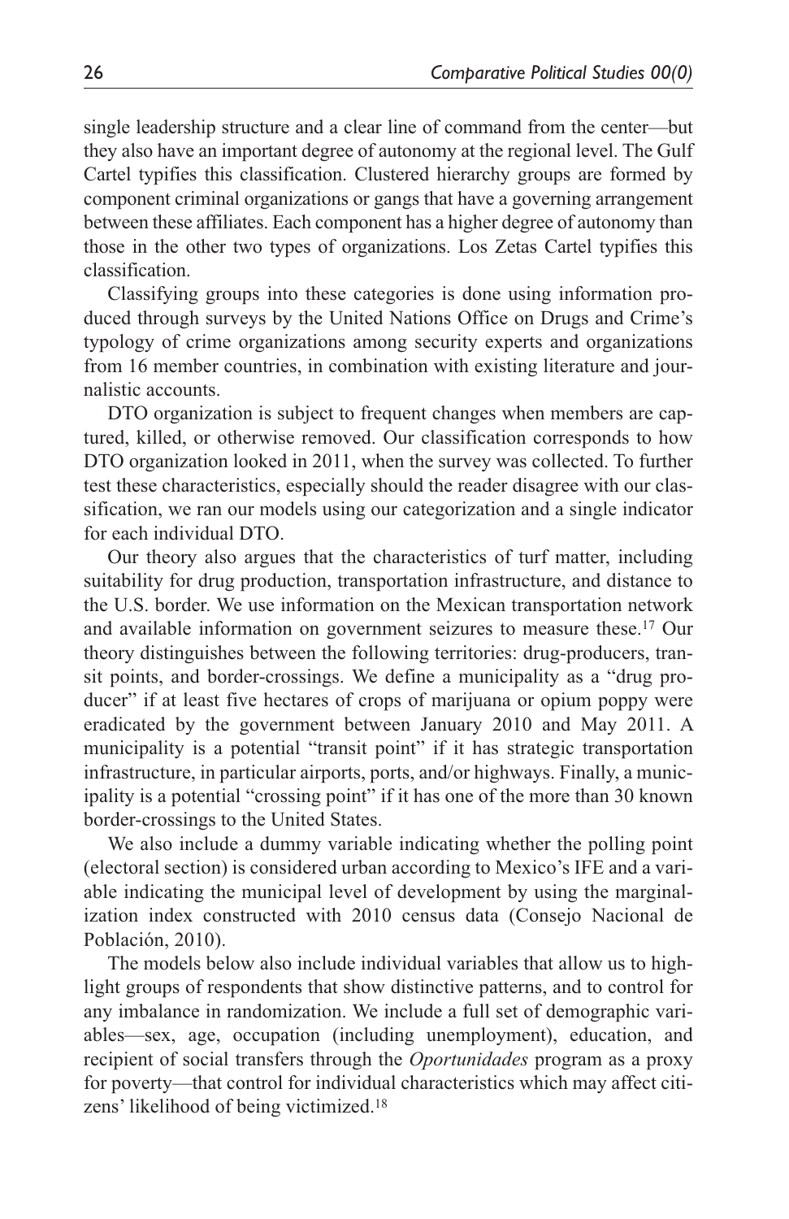single leadership structure and a clear line of command from the center—but they also have an important degree of autonomy at the regional level. The Gulf Cartel typifies this classification. Clustered hierarchy groups are formed by component criminal organizations or gangs that have a governing arrangement between these affiliates. Each component has a higher degree of autonomy than those in the other two types of organizations. Los Zetas Cartel typifies this classification.

Classifying groups into these categories is done using information produced through surveys by the United Nations Office on Drugs and Crime's typology of crime organizations among security experts and organizations from 16 member countries, in combination with existing literature and journalistic accounts.

DTO organization is subject to frequent changes when members are captured, killed, or otherwise removed. Our classification corresponds to how DTO organization looked in 2011, when the survey was collected. To further test these characteristics, especially should the reader disagree with our classification, we ran our models using our categorization and a single indicator for each individual DTO.

Our theory also argues that the characteristics of turf matter, including suitability for drug production, transportation infrastructure, and distance to the U.S. border. We use information on the Mexican transportation network and available information on government seizures to measure these.[17] Our theory distinguishes between the following territories: drug-producers, transit points, and border-crossings. We define a municipality as a "drug producer" if at least five hectares of crops of marijuana or opium poppy were eradicated by the government between January 2010 and May 2011. A municipality is a potential "transit point" if it has strategic transportation infrastructure, in particular airports, ports, and/or highways. Finally, a municipality is a potential "crossing point" if it has one of the more than 30 known border-crossings to the United States.

We also include a dummy variable indicating whether the polling point (electoral section) is considered urban according to Mexico's IFE and a variable indicating the municipal level of development by using the marginalization index constructed with 2010 census data (Consejo Nacional de Población, 2010).

The models below also include individual variables that allow us to highlight groups of respondents that show distinctive patterns, and to control for any imbalance in randomization. We include a full set of demographic variables—sex, age, occupation (including unemployment), education, and recipient of social transfers through the *Oportunidades* program as a proxy for poverty—that control for individual characteristics which may affect citizens' likelihood of being victimized.[18]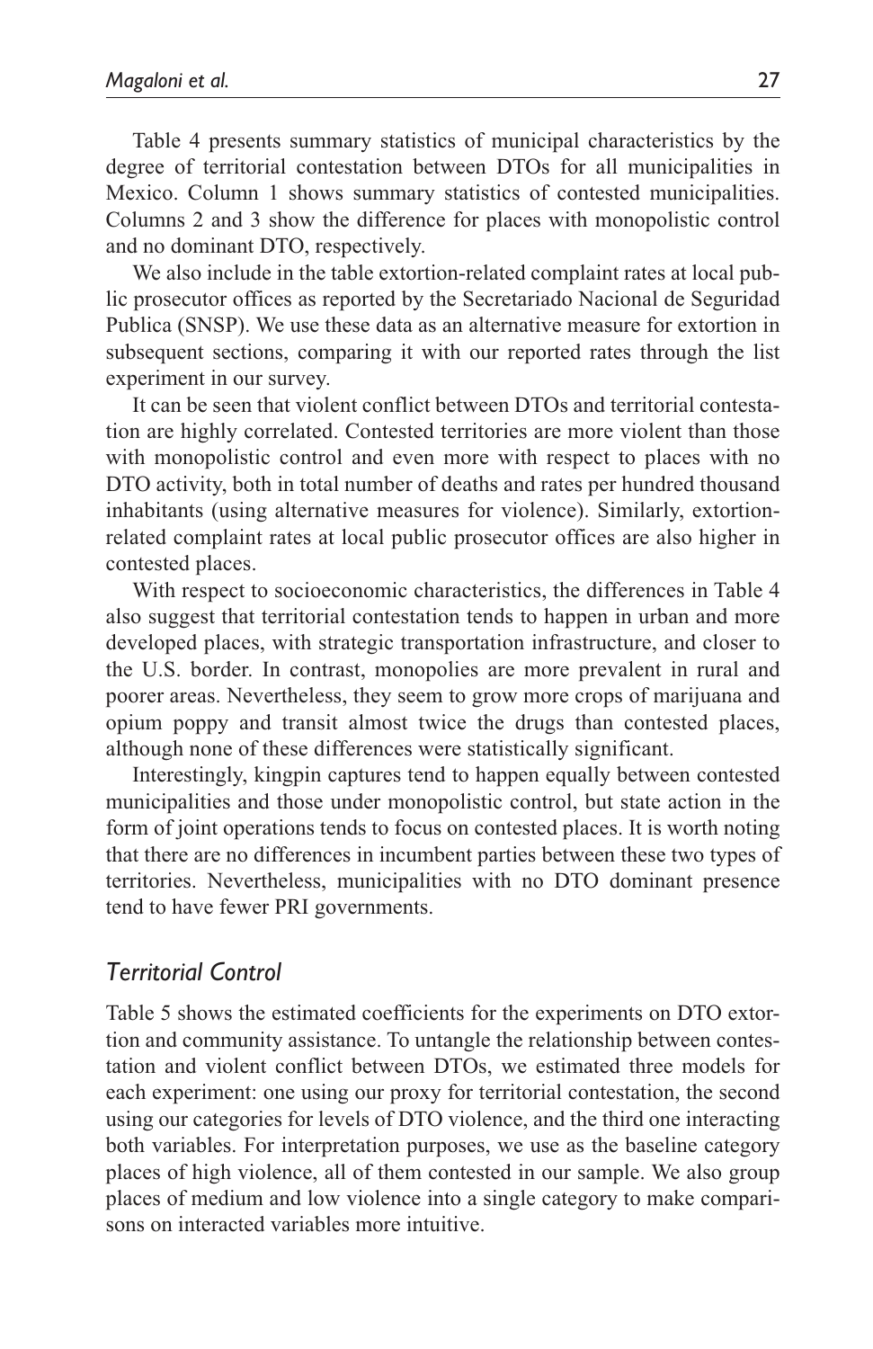Table 4 presents summary statistics of municipal characteristics by the degree of territorial contestation between DTOs for all municipalities in Mexico. Column 1 shows summary statistics of contested municipalities. Columns 2 and 3 show the difference for places with monopolistic control and no dominant DTO, respectively.

We also include in the table extortion-related complaint rates at local public prosecutor offices as reported by the Secretariado Nacional de Seguridad Publica (SNSP). We use these data as an alternative measure for extortion in subsequent sections, comparing it with our reported rates through the list experiment in our survey.

It can be seen that violent conflict between DTOs and territorial contestation are highly correlated. Contested territories are more violent than those with monopolistic control and even more with respect to places with no DTO activity, both in total number of deaths and rates per hundred thousand inhabitants (using alternative measures for violence). Similarly, extortion-related complaint rates at local public prosecutor offices are also higher in contested places.

With respect to socioeconomic characteristics, the differences in Table 4 also suggest that territorial contestation tends to happen in urban and more developed places, with strategic transportation infrastructure, and closer to the U.S. border. In contrast, monopolies are more prevalent in rural and poorer areas. Nevertheless, they seem to grow more crops of marijuana and opium poppy and transit almost twice the drugs than contested places, although none of these differences were statistically significant.

Interestingly, kingpin captures tend to happen equally between contested municipalities and those under monopolistic control, but state action in the form of joint operations tends to focus on contested places. It is worth noting that there are no differences in incumbent parties between these two types of territories. Nevertheless, municipalities with no DTO dominant presence tend to have fewer PRI governments.

## *Territorial Control*

Table 5 shows the estimated coefficients for the experiments on DTO extortion and community assistance. To untangle the relationship between contestation and violent conflict between DTOs, we estimated three models for each experiment: one using our proxy for territorial contestation, the second using our categories for levels of DTO violence, and the third one interacting both variables. For interpretation purposes, we use as the baseline category places of high violence, all of them contested in our sample. We also group places of medium and low violence into a single category to make comparisons on interacted variables more intuitive.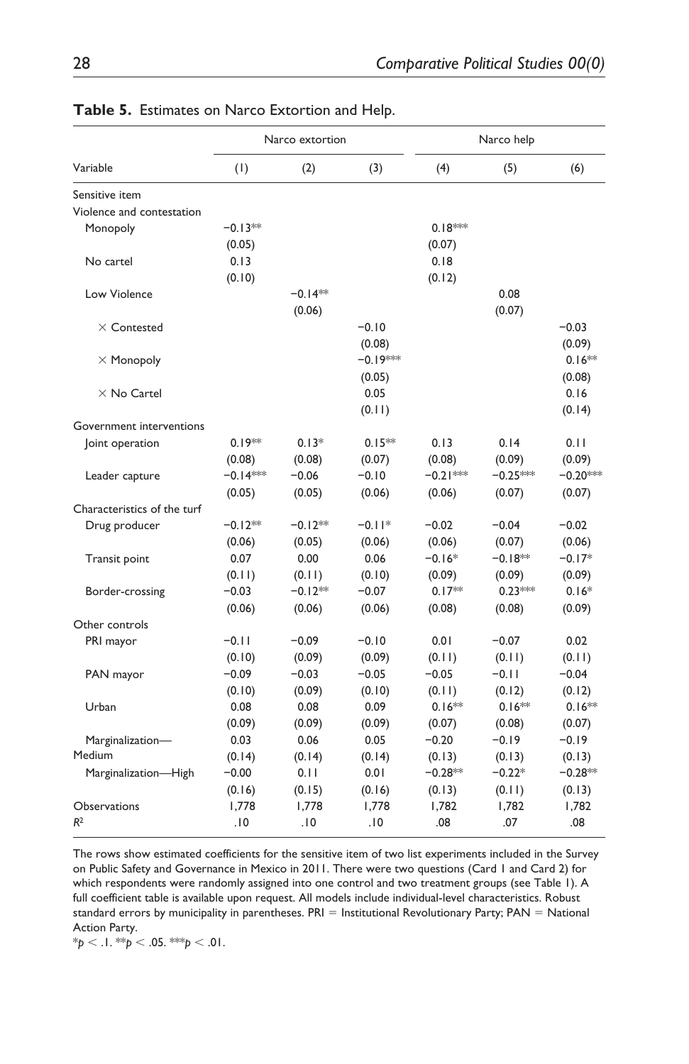**Table 5.** Estimates on Narco Extortion and Help.

| | Narco extortion | | | Narco help | | |
|---|---|---|---|---|---|---|
| Variable | (1) | (2) | (3) | (4) | (5) | (6) |
| Sensitive item | | | | | | |
| Violence and contestation | | | | | | |
| Monopoly | −0.13** | | | 0.18*** | | |
| | (0.05) | | | (0.07) | | |
| No cartel | 0.13 | | | 0.18 | | |
| | (0.10) | | | (0.12) | | |
| Low Violence | | −0.14** | | | 0.08 | |
| | | (0.06) | | | (0.07) | |
| × Contested | | | −0.10 | | | −0.03 |
| | | | (0.08) | | | (0.09) |
| × Monopoly | | | −0.19*** | | | 0.16** |
| | | | (0.05) | | | (0.08) |
| × No Cartel | | | 0.05 | | | 0.16 |
| | | | (0.11) | | | (0.14) |
| Government interventions | | | | | | |
| Joint operation | 0.19** | 0.13* | 0.15** | 0.13 | 0.14 | 0.11 |
| | (0.08) | (0.08) | (0.07) | (0.08) | (0.09) | (0.09) |
| Leader capture | −0.14*** | −0.06 | −0.10 | −0.21*** | −0.25*** | −0.20*** |
| | (0.05) | (0.05) | (0.06) | (0.06) | (0.07) | (0.07) |
| Characteristics of the turf | | | | | | |
| Drug producer | −0.12** | −0.12** | −0.11* | −0.02 | −0.04 | −0.02 |
| | (0.06) | (0.05) | (0.06) | (0.06) | (0.07) | (0.06) |
| Transit point | 0.07 | 0.00 | 0.06 | −0.16* | −0.18** | −0.17* |
| | (0.11) | (0.11) | (0.10) | (0.09) | (0.09) | (0.09) |
| Border-crossing | −0.03 | −0.12** | −0.07 | 0.17** | 0.23*** | 0.16* |
| | (0.06) | (0.06) | (0.06) | (0.08) | (0.08) | (0.09) |
| Other controls | | | | | | |
| PRI mayor | −0.11 | −0.09 | −0.10 | 0.01 | −0.07 | 0.02 |
| | (0.10) | (0.09) | (0.09) | (0.11) | (0.11) | (0.11) |
| PAN mayor | −0.09 | −0.03 | −0.05 | −0.05 | −0.11 | −0.04 |
| | (0.10) | (0.09) | (0.10) | (0.11) | (0.12) | (0.12) |
| Urban | 0.08 | 0.08 | 0.09 | 0.16** | 0.16** | 0.16** |
| | (0.09) | (0.09) | (0.09) | (0.07) | (0.08) | (0.07) |
| Marginalization—Medium | 0.03 | 0.06 | 0.05 | −0.20 | −0.19 | −0.19 |
| | (0.14) | (0.14) | (0.14) | (0.13) | (0.13) | (0.13) |
| Marginalization—High | −0.00 | 0.11 | 0.01 | −0.28** | −0.22* | −0.28** |
| | (0.16) | (0.15) | (0.16) | (0.13) | (0.11) | (0.13) |
| Observations | 1,778 | 1,778 | 1,778 | 1,782 | 1,782 | 1,782 |
| $R^2$ | .10 | .10 | .10 | .08 | .07 | .08 |

The rows show estimated coefficients for the sensitive item of two list experiments included in the Survey on Public Safety and Governance in Mexico in 2011. There were two questions (Card 1 and Card 2) for which respondents were randomly assigned into one control and two treatment groups (see Table 1). A full coefficient table is available upon request. All models include individual-level characteristics. Robust standard errors by municipality in parentheses. PRI = Institutional Revolutionary Party; PAN = National Action Party.

*$p < .1$. **$p < .05$. ***$p < .01$.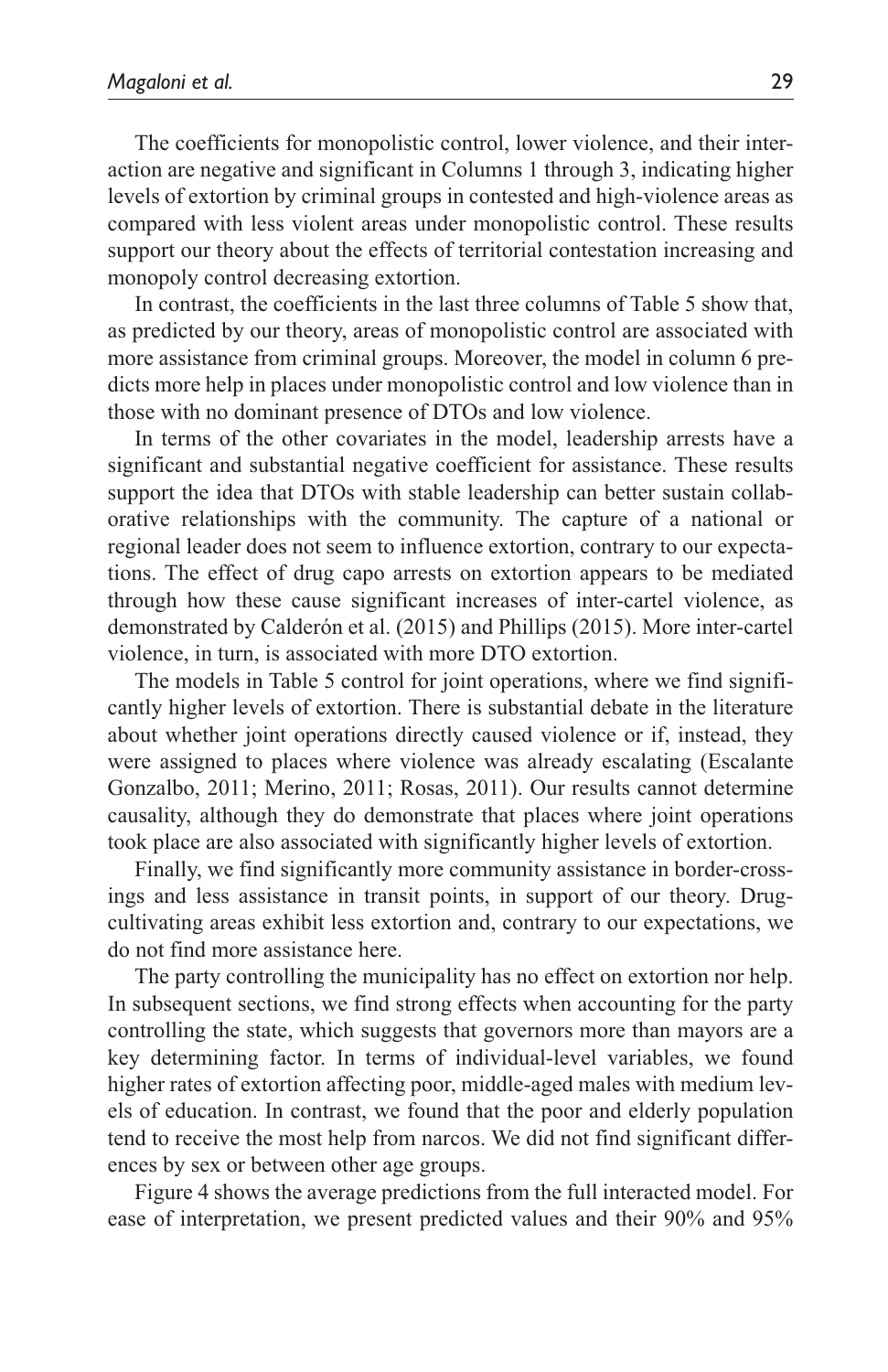The coefficients for monopolistic control, lower violence, and their interaction are negative and significant in Columns 1 through 3, indicating higher levels of extortion by criminal groups in contested and high-violence areas as compared with less violent areas under monopolistic control. These results support our theory about the effects of territorial contestation increasing and monopoly control decreasing extortion.

In contrast, the coefficients in the last three columns of Table 5 show that, as predicted by our theory, areas of monopolistic control are associated with more assistance from criminal groups. Moreover, the model in column 6 predicts more help in places under monopolistic control and low violence than in those with no dominant presence of DTOs and low violence.

In terms of the other covariates in the model, leadership arrests have a significant and substantial negative coefficient for assistance. These results support the idea that DTOs with stable leadership can better sustain collaborative relationships with the community. The capture of a national or regional leader does not seem to influence extortion, contrary to our expectations. The effect of drug capo arrests on extortion appears to be mediated through how these cause significant increases of inter-cartel violence, as demonstrated by Calderón et al. (2015) and Phillips (2015). More inter-cartel violence, in turn, is associated with more DTO extortion.

The models in Table 5 control for joint operations, where we find significantly higher levels of extortion. There is substantial debate in the literature about whether joint operations directly caused violence or if, instead, they were assigned to places where violence was already escalating (Escalante Gonzalbo, 2011; Merino, 2011; Rosas, 2011). Our results cannot determine causality, although they do demonstrate that places where joint operations took place are also associated with significantly higher levels of extortion.

Finally, we find significantly more community assistance in border-crossings and less assistance in transit points, in support of our theory. Drug-cultivating areas exhibit less extortion and, contrary to our expectations, we do not find more assistance here.

The party controlling the municipality has no effect on extortion nor help. In subsequent sections, we find strong effects when accounting for the party controlling the state, which suggests that governors more than mayors are a key determining factor. In terms of individual-level variables, we found higher rates of extortion affecting poor, middle-aged males with medium levels of education. In contrast, we found that the poor and elderly population tend to receive the most help from narcos. We did not find significant differences by sex or between other age groups.

Figure 4 shows the average predictions from the full interacted model. For ease of interpretation, we present predicted values and their 90% and 95%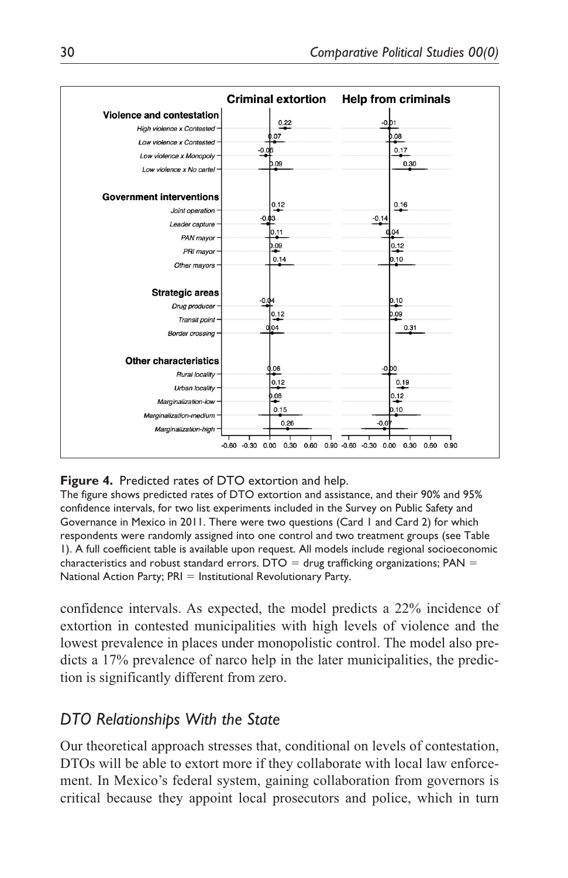| | Criminal extortion | Help from criminals |
|---|---|---|
| **Violence and contestation** | | |
| *High violence x Contested* | 0.22 | -0.01 |
| *Low violence x Contested* | 0.07 | 0.08 |
| *Low violence x Monopoly* | -0.06 | 0.17 |
| *Low violence x No cartel* | 0.09 | 0.30 |
| **Government interventions** | | |
| *Joint operation* | 0.12 | 0.16 |
| *Leader capture* | -0.03 | -0.14 |
| *PAN mayor* | 0.11 | 0.04 |
| *PRI mayor* | 0.09 | 0.12 |
| *Other mayors* | 0.14 | 0.10 |
| **Strategic areas** | | |
| *Drug producer* | -0.04 | 0.10 |
| *Transit point* | 0.12 | 0.09 |
| *Border crossing* | 0.04 | 0.31 |
| **Other characteristics** | | |
| *Rural locality* | 0.06 | -0.00 |
| *Urban locality* | 0.12 | 0.19 |
| *Marginalization-low* | 0.06 | 0.12 |
| *Marginalization-medium* | 0.15 | 0.10 |
| *Marginalization-high* | 0.26 | -0.07 |

**Figure 4.** Predicted rates of DTO extortion and help.
The figure shows predicted rates of DTO extortion and assistance, and their 90% and 95% confidence intervals, for two list experiments included in the Survey on Public Safety and Governance in Mexico in 2011. There were two questions (Card 1 and Card 2) for which respondents were randomly assigned into one control and two treatment groups (see Table 1). A full coefficient table is available upon request. All models include regional socioeconomic characteristics and robust standard errors. DTO = drug trafficking organizations; PAN = National Action Party; PRI = Institutional Revolutionary Party.

confidence intervals. As expected, the model predicts a 22% incidence of extortion in contested municipalities with high levels of violence and the lowest prevalence in places under monopolistic control. The model also predicts a 17% prevalence of narco help in the later municipalities, the prediction is significantly different from zero.

## *DTO Relationships With the State*

Our theoretical approach stresses that, conditional on levels of contestation, DTOs will be able to extort more if they collaborate with local law enforcement. In Mexico's federal system, gaining collaboration from governors is critical because they appoint local prosecutors and police, which in turn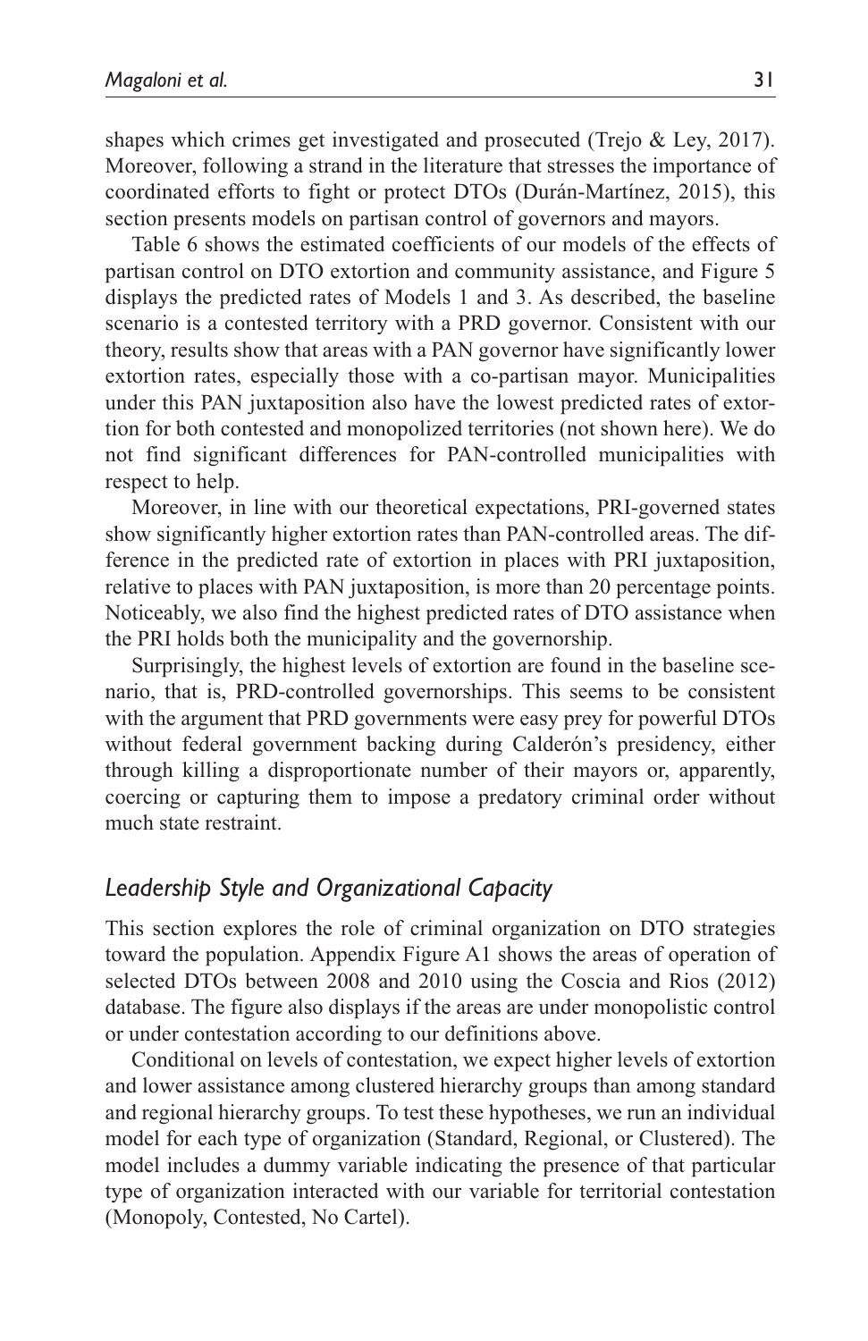shapes which crimes get investigated and prosecuted (Trejo & Ley, 2017). Moreover, following a strand in the literature that stresses the importance of coordinated efforts to fight or protect DTOs (Durán-Martínez, 2015), this section presents models on partisan control of governors and mayors.

Table 6 shows the estimated coefficients of our models of the effects of partisan control on DTO extortion and community assistance, and Figure 5 displays the predicted rates of Models 1 and 3. As described, the baseline scenario is a contested territory with a PRD governor. Consistent with our theory, results show that areas with a PAN governor have significantly lower extortion rates, especially those with a co-partisan mayor. Municipalities under this PAN juxtaposition also have the lowest predicted rates of extortion for both contested and monopolized territories (not shown here). We do not find significant differences for PAN-controlled municipalities with respect to help.

Moreover, in line with our theoretical expectations, PRI-governed states show significantly higher extortion rates than PAN-controlled areas. The difference in the predicted rate of extortion in places with PRI juxtaposition, relative to places with PAN juxtaposition, is more than 20 percentage points. Noticeably, we also find the highest predicted rates of DTO assistance when the PRI holds both the municipality and the governorship.

Surprisingly, the highest levels of extortion are found in the baseline scenario, that is, PRD-controlled governorships. This seems to be consistent with the argument that PRD governments were easy prey for powerful DTOs without federal government backing during Calderón's presidency, either through killing a disproportionate number of their mayors or, apparently, coercing or capturing them to impose a predatory criminal order without much state restraint.

## *Leadership Style and Organizational Capacity*

This section explores the role of criminal organization on DTO strategies toward the population. Appendix Figure A1 shows the areas of operation of selected DTOs between 2008 and 2010 using the Coscia and Rios (2012) database. The figure also displays if the areas are under monopolistic control or under contestation according to our definitions above.

Conditional on levels of contestation, we expect higher levels of extortion and lower assistance among clustered hierarchy groups than among standard and regional hierarchy groups. To test these hypotheses, we run an individual model for each type of organization (Standard, Regional, or Clustered). The model includes a dummy variable indicating the presence of that particular type of organization interacted with our variable for territorial contestation (Monopoly, Contested, No Cartel).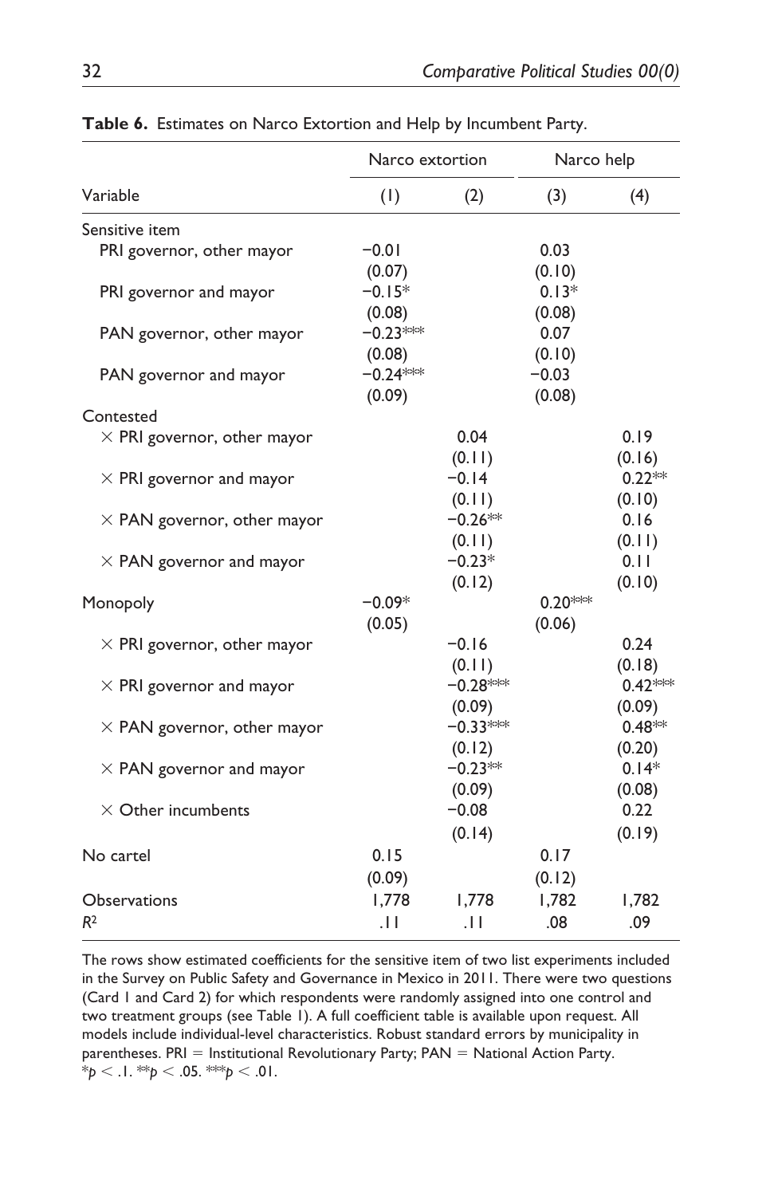**Table 6.** Estimates on Narco Extortion and Help by Incumbent Party.

| | Narco extortion | | Narco help | |
|---|---|---|---|---|
| Variable | (1) | (2) | (3) | (4) |
| Sensitive item | | | | |
| PRI governor, other mayor | −0.01 | | 0.03 | |
| | (0.07) | | (0.10) | |
| PRI governor and mayor | −0.15* | | 0.13* | |
| | (0.08) | | (0.08) | |
| PAN governor, other mayor | −0.23*** | | 0.07 | |
| | (0.08) | | (0.10) | |
| PAN governor and mayor | −0.24*** | | −0.03 | |
| | (0.09) | | (0.08) | |
| Contested | | | | |
| × PRI governor, other mayor | | 0.04 | | 0.19 |
| | | (0.11) | | (0.16) |
| × PRI governor and mayor | | −0.14 | | 0.22** |
| | | (0.11) | | (0.10) |
| × PAN governor, other mayor | | −0.26** | | 0.16 |
| | | (0.11) | | (0.11) |
| × PAN governor and mayor | | −0.23* | | 0.11 |
| | | (0.12) | | (0.10) |
| Monopoly | −0.09* | | 0.20*** | |
| | (0.05) | | (0.06) | |
| × PRI governor, other mayor | | −0.16 | | 0.24 |
| | | (0.11) | | (0.18) |
| × PRI governor and mayor | | −0.28*** | | 0.42*** |
| | | (0.09) | | (0.09) |
| × PAN governor, other mayor | | −0.33*** | | 0.48** |
| | | (0.12) | | (0.20) |
| × PAN governor and mayor | | −0.23** | | 0.14* |
| | | (0.09) | | (0.08) |
| × Other incumbents | | −0.08 | | 0.22 |
| | | (0.14) | | (0.19) |
| No cartel | 0.15 | | 0.17 | |
| | (0.09) | | (0.12) | |
| Observations | 1,778 | 1,778 | 1,782 | 1,782 |
| $R^2$ | .11 | .11 | .08 | .09 |

The rows show estimated coefficients for the sensitive item of two list experiments included in the Survey on Public Safety and Governance in Mexico in 2011. There were two questions (Card 1 and Card 2) for which respondents were randomly assigned into one control and two treatment groups (see Table 1). A full coefficient table is available upon request. All models include individual-level characteristics. Robust standard errors by municipality in parentheses. PRI = Institutional Revolutionary Party; PAN = National Action Party.
*$p < .1$. **$p < .05$. ***$p < .01$.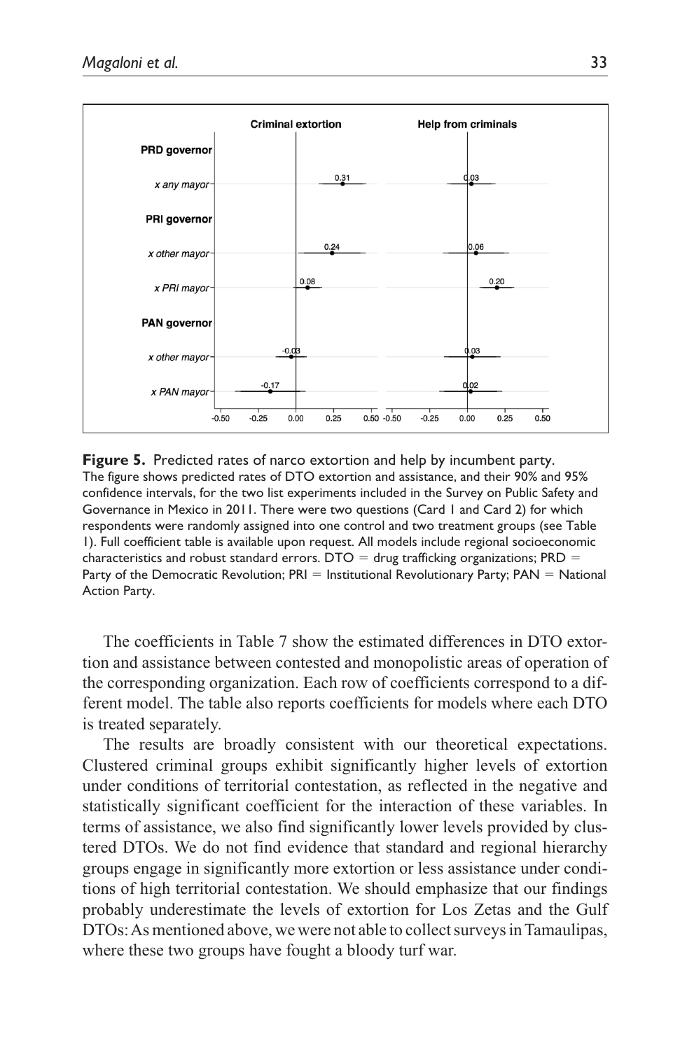**Figure 5.** Predicted rates of narco extortion and help by incumbent party.
The figure shows predicted rates of DTO extortion and assistance, and their 90% and 95% confidence intervals, for the two list experiments included in the Survey on Public Safety and Governance in Mexico in 2011. There were two questions (Card 1 and Card 2) for which respondents were randomly assigned into one control and two treatment groups (see Table 1). Full coefficient table is available upon request. All models include regional socioeconomic characteristics and robust standard errors. DTO = drug trafficking organizations; PRD = Party of the Democratic Revolution; PRI = Institutional Revolutionary Party; PAN = National Action Party.

The coefficients in Table 7 show the estimated differences in DTO extortion and assistance between contested and monopolistic areas of operation of the corresponding organization. Each row of coefficients correspond to a different model. The table also reports coefficients for models where each DTO is treated separately.

The results are broadly consistent with our theoretical expectations. Clustered criminal groups exhibit significantly higher levels of extortion under conditions of territorial contestation, as reflected in the negative and statistically significant coefficient for the interaction of these variables. In terms of assistance, we also find significantly lower levels provided by clustered DTOs. We do not find evidence that standard and regional hierarchy groups engage in significantly more extortion or less assistance under conditions of high territorial contestation. We should emphasize that our findings probably underestimate the levels of extortion for Los Zetas and the Gulf DTOs: As mentioned above, we were not able to collect surveys in Tamaulipas, where these two groups have fought a bloody turf war.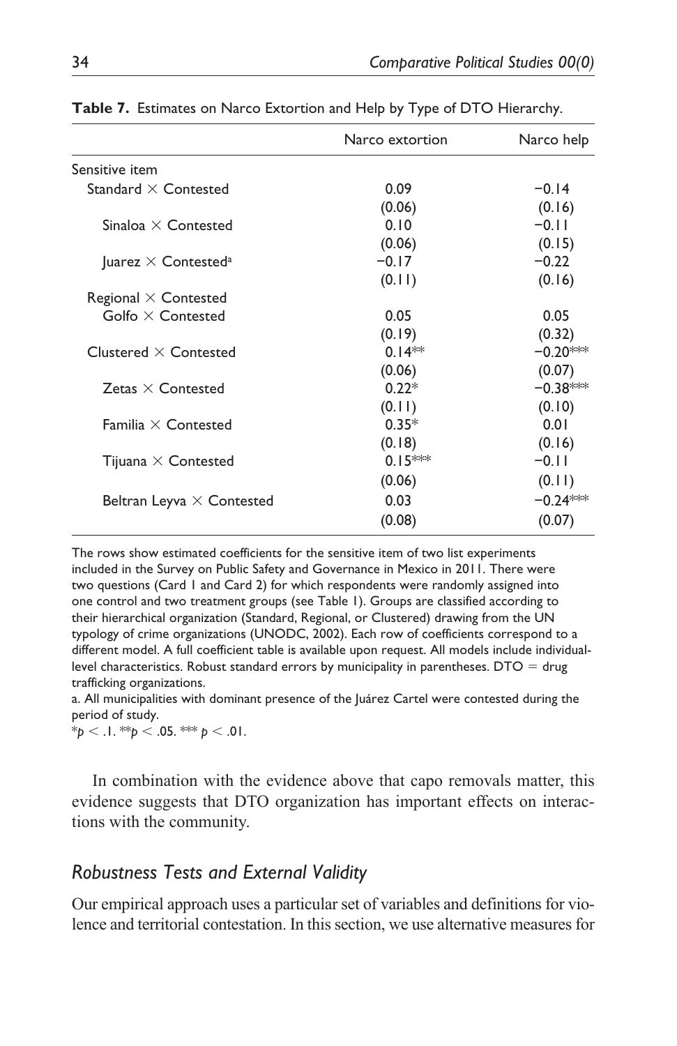**Table 7.** Estimates on Narco Extortion and Help by Type of DTO Hierarchy.

| | Narco extortion | Narco help |
|---|---|---|
| Sensitive item | | |
| Standard × Contested | 0.09 | −0.14 |
| | (0.06) | (0.16) |
| Sinaloa × Contested | 0.10 | −0.11 |
| | (0.06) | (0.15) |
| Juarez × Contested[a] | −0.17 | −0.22 |
| | (0.11) | (0.16) |
| Regional × Contested | | |
| Golfo × Contested | 0.05 | 0.05 |
| | (0.19) | (0.32) |
| Clustered × Contested | 0.14** | −0.20*** |
| | (0.06) | (0.07) |
| Zetas × Contested | 0.22* | −0.38*** |
| | (0.11) | (0.10) |
| Familia × Contested | 0.35* | 0.01 |
| | (0.18) | (0.16) |
| Tijuana × Contested | 0.15*** | −0.11 |
| | (0.06) | (0.11) |
| Beltran Leyva × Contested | 0.03 | −0.24*** |
| | (0.08) | (0.07) |

The rows show estimated coefficients for the sensitive item of two list experiments included in the Survey on Public Safety and Governance in Mexico in 2011. There were two questions (Card 1 and Card 2) for which respondents were randomly assigned into one control and two treatment groups (see Table 1). Groups are classified according to their hierarchical organization (Standard, Regional, or Clustered) drawing from the UN typology of crime organizations (UNODC, 2002). Each row of coefficients correspond to a different model. A full coefficient table is available upon request. All models include individual-level characteristics. Robust standard errors by municipality in parentheses. DTO = drug trafficking organizations.

a. All municipalities with dominant presence of the Juárez Cartel were contested during the period of study.

*$p < .1$. **$p < .05$. ***$p < .01$.

In combination with the evidence above that capo removals matter, this evidence suggests that DTO organization has important effects on interactions with the community.

## *Robustness Tests and External Validity*

Our empirical approach uses a particular set of variables and definitions for violence and territorial contestation. In this section, we use alternative measures for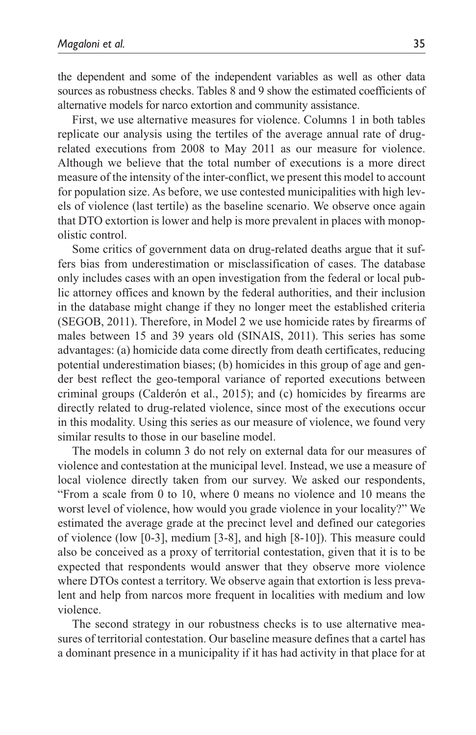the dependent and some of the independent variables as well as other data sources as robustness checks. Tables 8 and 9 show the estimated coefficients of alternative models for narco extortion and community assistance.

First, we use alternative measures for violence. Columns 1 in both tables replicate our analysis using the tertiles of the average annual rate of drug-related executions from 2008 to May 2011 as our measure for violence. Although we believe that the total number of executions is a more direct measure of the intensity of the inter-conflict, we present this model to account for population size. As before, we use contested municipalities with high levels of violence (last tertile) as the baseline scenario. We observe once again that DTO extortion is lower and help is more prevalent in places with monopolistic control.

Some critics of government data on drug-related deaths argue that it suffers bias from underestimation or misclassification of cases. The database only includes cases with an open investigation from the federal or local public attorney offices and known by the federal authorities, and their inclusion in the database might change if they no longer meet the established criteria (SEGOB, 2011). Therefore, in Model 2 we use homicide rates by firearms of males between 15 and 39 years old (SINAIS, 2011). This series has some advantages: (a) homicide data come directly from death certificates, reducing potential underestimation biases; (b) homicides in this group of age and gender best reflect the geo-temporal variance of reported executions between criminal groups (Calderón et al., 2015); and (c) homicides by firearms are directly related to drug-related violence, since most of the executions occur in this modality. Using this series as our measure of violence, we found very similar results to those in our baseline model.

The models in column 3 do not rely on external data for our measures of violence and contestation at the municipal level. Instead, we use a measure of local violence directly taken from our survey. We asked our respondents, "From a scale from 0 to 10, where 0 means no violence and 10 means the worst level of violence, how would you grade violence in your locality?" We estimated the average grade at the precinct level and defined our categories of violence (low [0-3], medium [3-8], and high [8-10]). This measure could also be conceived as a proxy of territorial contestation, given that it is to be expected that respondents would answer that they observe more violence where DTOs contest a territory. We observe again that extortion is less prevalent and help from narcos more frequent in localities with medium and low violence.

The second strategy in our robustness checks is to use alternative measures of territorial contestation. Our baseline measure defines that a cartel has a dominant presence in a municipality if it has had activity in that place for at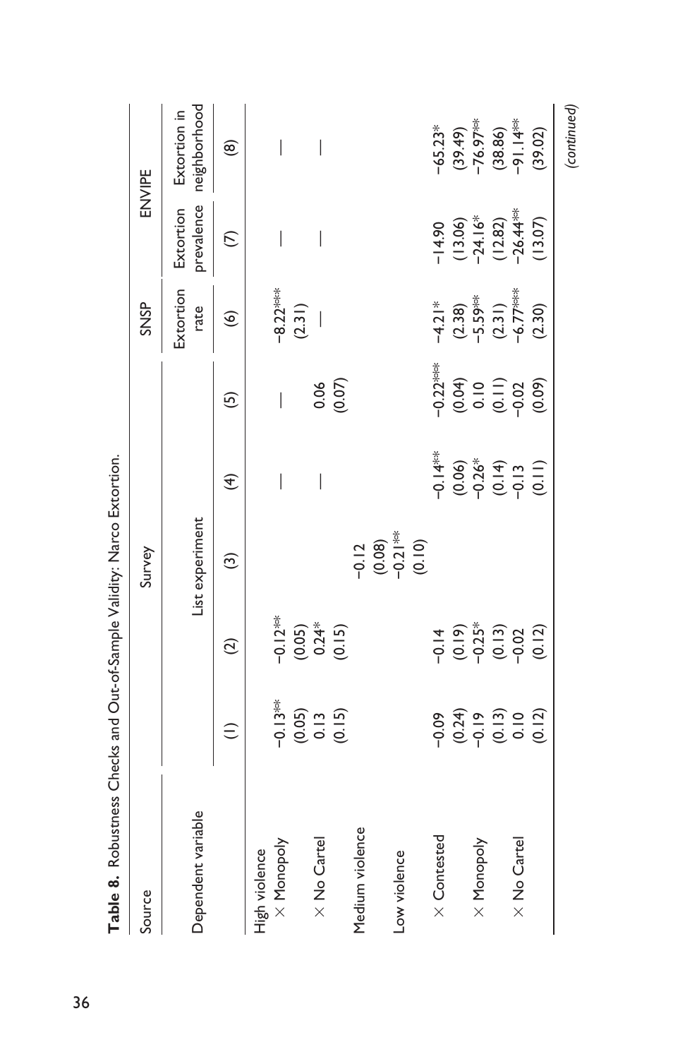**Table 8.** Robustness Checks and Out-of-Sample Validity: Narco Extortion.

| Source | Survey | | | | | SNSP | ENVIPE | |
|---|---|---|---|---|---|---|---|---|
| Dependent variable | List experiment | | | | | Extortion rate | Extortion prevalence | Extortion in neighborhood |
| | (1) | (2) | (3) | (4) | (5) | (6) | (7) | (8) |
| High violence | | | | | | | | |
| × Monopoly | −0.13** | −0.12** | | — | — | −8.22*** | — | — |
| | (0.05) | (0.05) | | | | (2.31) | | |
| × No Cartel | 0.13 | 0.24* | | — | 0.06 | — | — | — |
| | (0.15) | (0.15) | | | (0.07) | | | |
| Medium violence | | | −0.12 | | | | | |
| | | | (0.08) | | | | | |
| Low violence | | | −0.21** | | | | | |
| | | | (0.10) | | | | | |
| × Contested | −0.09 | −0.14 | | −0.14** | −0.22*** | −4.21* | −14.90 | −65.23* |
| | (0.24) | (0.19) | | (0.06) | (0.04) | (2.38) | (13.06) | (39.49) |
| × Monopoly | −0.19 | −0.25* | | −0.26* | 0.10 | −5.59** | −24.16* | −76.97** |
| | (0.13) | (0.13) | | (0.14) | (0.11) | (2.31) | (12.82) | (38.86) |
| × No Cartel | 0.10 | −0.02 | | −0.13 | −0.02 | −6.77*** | −26.44** | −91.14** |
| | (0.12) | (0.12) | | (0.11) | (0.09) | (2.30) | (13.07) | (39.02) |

*(continued)*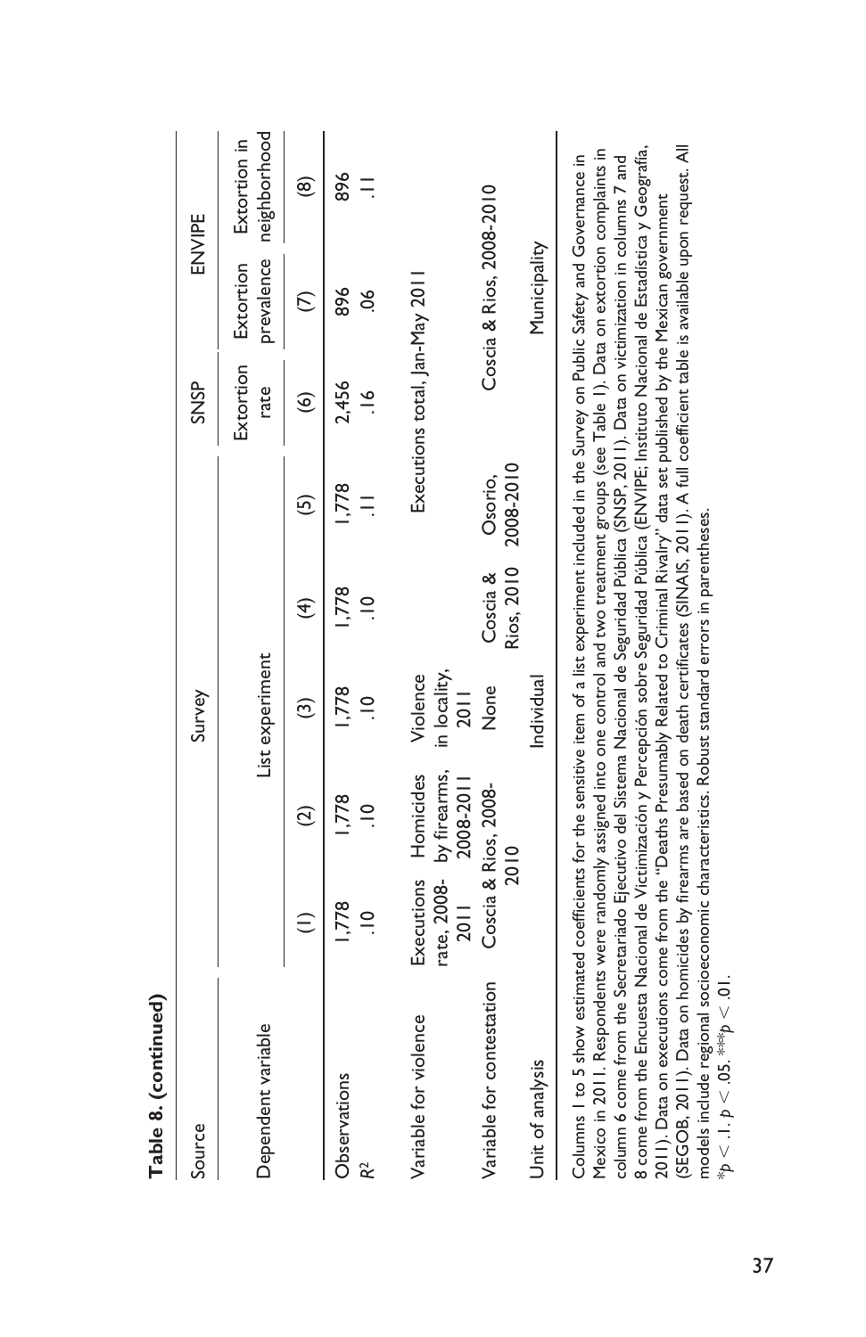**Table 8. (continued)**

| Source | Survey | | | | | SNSP | ENVIPE | |
|---|---|---|---|---|---|---|---|---|
| Dependent variable | List experiment | | | | | Extortion rate | Extortion prevalence | Extortion in neighborhood |
| | (1) | (2) | (3) | (4) | (5) | (6) | (7) | (8) |
| Observations | 1,778 | 1,778 | 1,778 | 1,778 | 1,778 | 2,456 | 896 | 896 |
| $R^2$ | .10 | .10 | .10 | .10 | .11 | .16 | .06 | .11 |
| Variable for violence | Executions rate, 2008-2011 | Homicides by firearms, 2008-2011 | Violence in locality, 2011 | Executions total, Jan-May 2011 | | | | |
| Variable for contestation | Coscia & Rios, 2008-2010 | | None | Coscia & Rios, 2010 | Osorio, 2008-2010 | Coscia & Rios, 2008-2010 | | |
| Unit of analysis | Individual | | | | | Municipality | | |

Columns 1 to 5 show estimated coefficients for the sensitive item of a list experiment included in the Survey on Public Safety and Governance in Mexico in 2011. Respondents were randomly assigned into one control and two treatment groups (see Table 1). Data on extortion complaints in column 6 come from the Secretariado Ejecutivo del Sistema Nacional de Seguridad Pública (SNSP, 2011). Data on victimization in columns 7 and 8 come from the Encuesta Nacional de Victimización y Percepción sobre Seguridad Pública (ENVIPE; Instituto Nacional de Estadística y Geografía, 2011). Data on executions come from the "Deaths Presumably Related to Criminal Rivalry" data set published by the Mexican government (SEGOB, 2011). Data on homicides by firearms are based on death certificates (SINAIS, 2011). A full coefficient table is available upon request. All models include regional socioeconomic characteristics. Robust standard errors in parentheses.

*$p < .1$. $p < .05$. ***$p < .01$.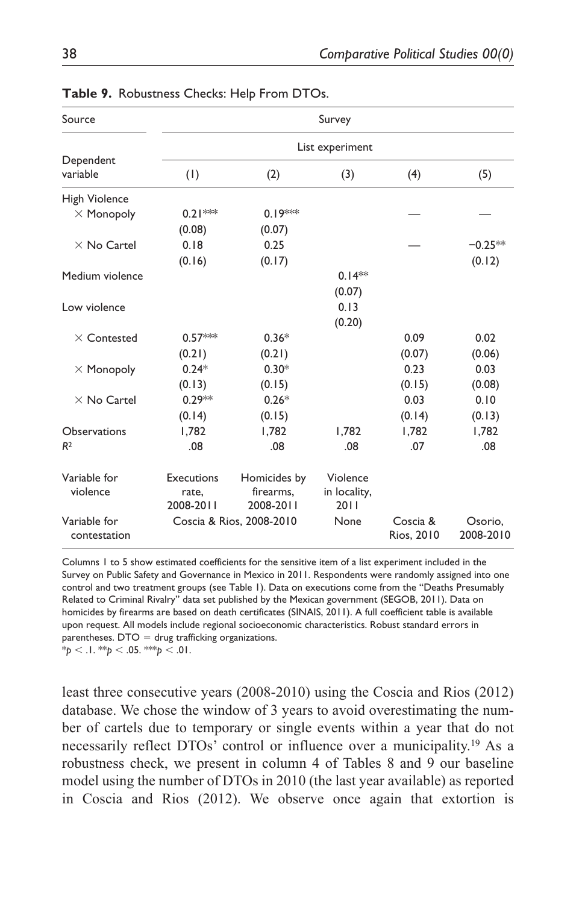**Table 9.** Robustness Checks: Help From DTOs.

| Source | Survey | | | | |
|---|---|---|---|---|---|
| | List experiment | | | | |
| Dependent variable | (1) | (2) | (3) | (4) | (5) |
| High Violence | | | | | |
| × Monopoly | 0.21*** | 0.19*** | | — | — |
| | (0.08) | (0.07) | | | |
| × No Cartel | 0.18 | 0.25 | | — | −0.25** |
| | (0.16) | (0.17) | | | (0.12) |
| Medium violence | | | 0.14** | | |
| | | | (0.07) | | |
| Low violence | | | 0.13 | | |
| | | | (0.20) | | |
| × Contested | 0.57*** | 0.36* | | 0.09 | 0.02 |
| | (0.21) | (0.21) | | (0.07) | (0.06) |
| × Monopoly | 0.24* | 0.30* | | 0.23 | 0.03 |
| | (0.13) | (0.15) | | (0.15) | (0.08) |
| × No Cartel | 0.29** | 0.26* | | 0.03 | 0.10 |
| | (0.14) | (0.15) | | (0.14) | (0.13) |
| Observations | 1,782 | 1,782 | 1,782 | 1,782 | 1,782 |
| $R^2$ | .08 | .08 | .08 | .07 | .08 |
| Variable for violence | Executions rate, 2008-2011 | Homicides by firearms, 2008-2011 | Violence in locality, 2011 | | |
| Variable for contestation | Coscia & Rios, 2008-2010 | | None | Coscia & Rios, 2010 | Osorio, 2008-2010 |

Columns 1 to 5 show estimated coefficients for the sensitive item of a list experiment included in the Survey on Public Safety and Governance in Mexico in 2011. Respondents were randomly assigned into one control and two treatment groups (see Table 1). Data on executions come from the "Deaths Presumably Related to Criminal Rivalry" data set published by the Mexican government (SEGOB, 2011). Data on homicides by firearms are based on death certificates (SINAIS, 2011). A full coefficient table is available upon request. All models include regional socioeconomic characteristics. Robust standard errors in parentheses. DTO = drug trafficking organizations.
*$p < .1$. **$p < .05$. ***$p < .01$.

least three consecutive years (2008-2010) using the Coscia and Rios (2012) database. We chose the window of 3 years to avoid overestimating the number of cartels due to temporary or single events within a year that do not necessarily reflect DTOs' control or influence over a municipality.[19] As a robustness check, we present in column 4 of Tables 8 and 9 our baseline model using the number of DTOs in 2010 (the last year available) as reported in Coscia and Rios (2012). We observe once again that extortion is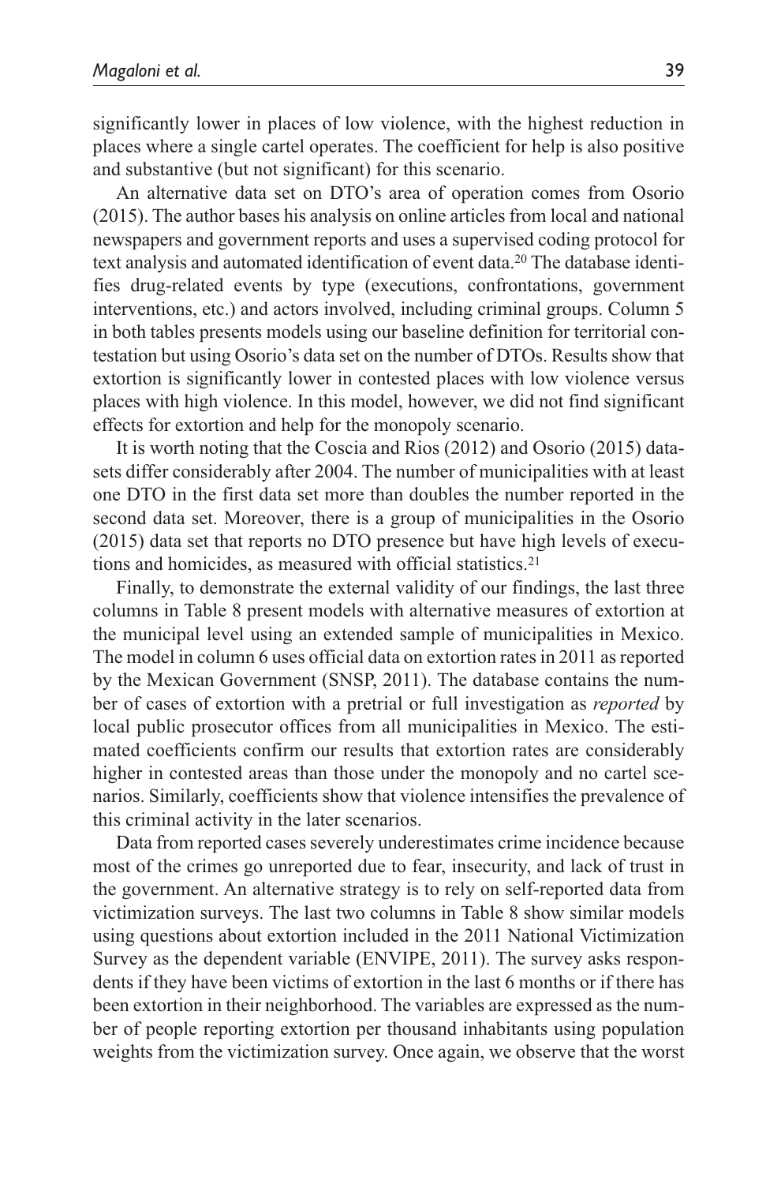significantly lower in places of low violence, with the highest reduction in places where a single cartel operates. The coefficient for help is also positive and substantive (but not significant) for this scenario.

An alternative data set on DTO's area of operation comes from Osorio (2015). The author bases his analysis on online articles from local and national newspapers and government reports and uses a supervised coding protocol for text analysis and automated identification of event data.[20] The database identifies drug-related events by type (executions, confrontations, government interventions, etc.) and actors involved, including criminal groups. Column 5 in both tables presents models using our baseline definition for territorial contestation but using Osorio's data set on the number of DTOs. Results show that extortion is significantly lower in contested places with low violence versus places with high violence. In this model, however, we did not find significant effects for extortion and help for the monopoly scenario.

It is worth noting that the Coscia and Rios (2012) and Osorio (2015) datasets differ considerably after 2004. The number of municipalities with at least one DTO in the first data set more than doubles the number reported in the second data set. Moreover, there is a group of municipalities in the Osorio (2015) data set that reports no DTO presence but have high levels of executions and homicides, as measured with official statistics.[21]

Finally, to demonstrate the external validity of our findings, the last three columns in Table 8 present models with alternative measures of extortion at the municipal level using an extended sample of municipalities in Mexico. The model in column 6 uses official data on extortion rates in 2011 as reported by the Mexican Government (SNSP, 2011). The database contains the number of cases of extortion with a pretrial or full investigation as *reported* by local public prosecutor offices from all municipalities in Mexico. The estimated coefficients confirm our results that extortion rates are considerably higher in contested areas than those under the monopoly and no cartel scenarios. Similarly, coefficients show that violence intensifies the prevalence of this criminal activity in the later scenarios.

Data from reported cases severely underestimates crime incidence because most of the crimes go unreported due to fear, insecurity, and lack of trust in the government. An alternative strategy is to rely on self-reported data from victimization surveys. The last two columns in Table 8 show similar models using questions about extortion included in the 2011 National Victimization Survey as the dependent variable (ENVIPE, 2011). The survey asks respondents if they have been victims of extortion in the last 6 months or if there has been extortion in their neighborhood. The variables are expressed as the number of people reporting extortion per thousand inhabitants using population weights from the victimization survey. Once again, we observe that the worst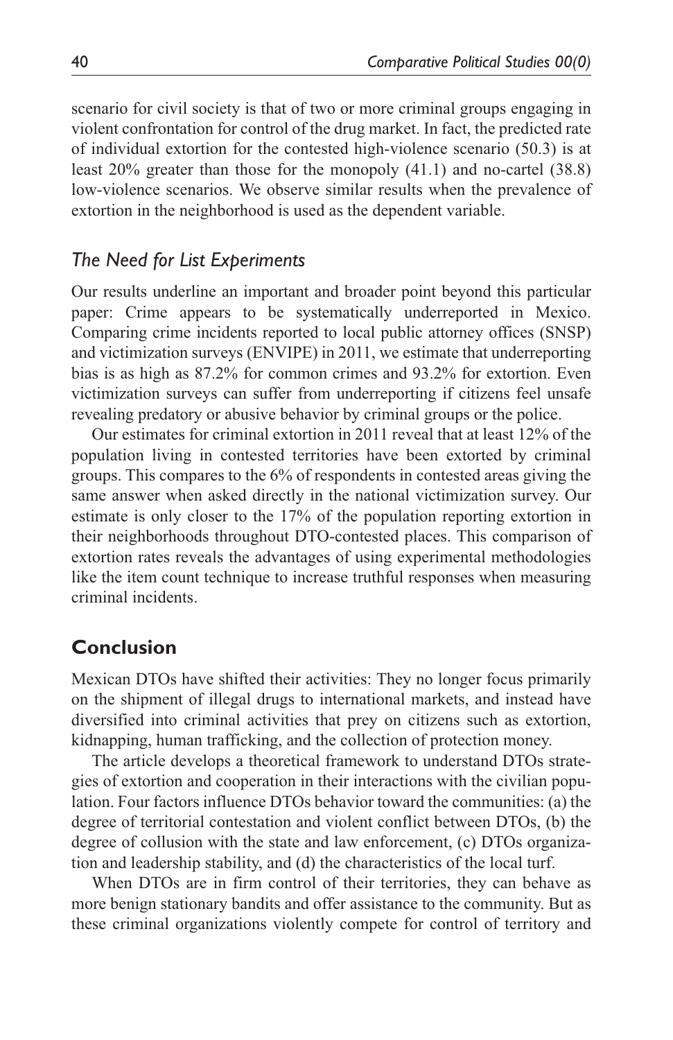scenario for civil society is that of two or more criminal groups engaging in violent confrontation for control of the drug market. In fact, the predicted rate of individual extortion for the contested high-violence scenario (50.3) is at least 20% greater than those for the monopoly (41.1) and no-cartel (38.8) low-violence scenarios. We observe similar results when the prevalence of extortion in the neighborhood is used as the dependent variable.

### *The Need for List Experiments*

Our results underline an important and broader point beyond this particular paper: Crime appears to be systematically underreported in Mexico. Comparing crime incidents reported to local public attorney offices (SNSP) and victimization surveys (ENVIPE) in 2011, we estimate that underreporting bias is as high as 87.2% for common crimes and 93.2% for extortion. Even victimization surveys can suffer from underreporting if citizens feel unsafe revealing predatory or abusive behavior by criminal groups or the police.

Our estimates for criminal extortion in 2011 reveal that at least 12% of the population living in contested territories have been extorted by criminal groups. This compares to the 6% of respondents in contested areas giving the same answer when asked directly in the national victimization survey. Our estimate is only closer to the 17% of the population reporting extortion in their neighborhoods throughout DTO-contested places. This comparison of extortion rates reveals the advantages of using experimental methodologies like the item count technique to increase truthful responses when measuring criminal incidents.

## Conclusion

Mexican DTOs have shifted their activities: They no longer focus primarily on the shipment of illegal drugs to international markets, and instead have diversified into criminal activities that prey on citizens such as extortion, kidnapping, human trafficking, and the collection of protection money.

The article develops a theoretical framework to understand DTOs strategies of extortion and cooperation in their interactions with the civilian population. Four factors influence DTOs behavior toward the communities: (a) the degree of territorial contestation and violent conflict between DTOs, (b) the degree of collusion with the state and law enforcement, (c) DTOs organization and leadership stability, and (d) the characteristics of the local turf.

When DTOs are in firm control of their territories, they can behave as more benign stationary bandits and offer assistance to the community. But as these criminal organizations violently compete for control of territory and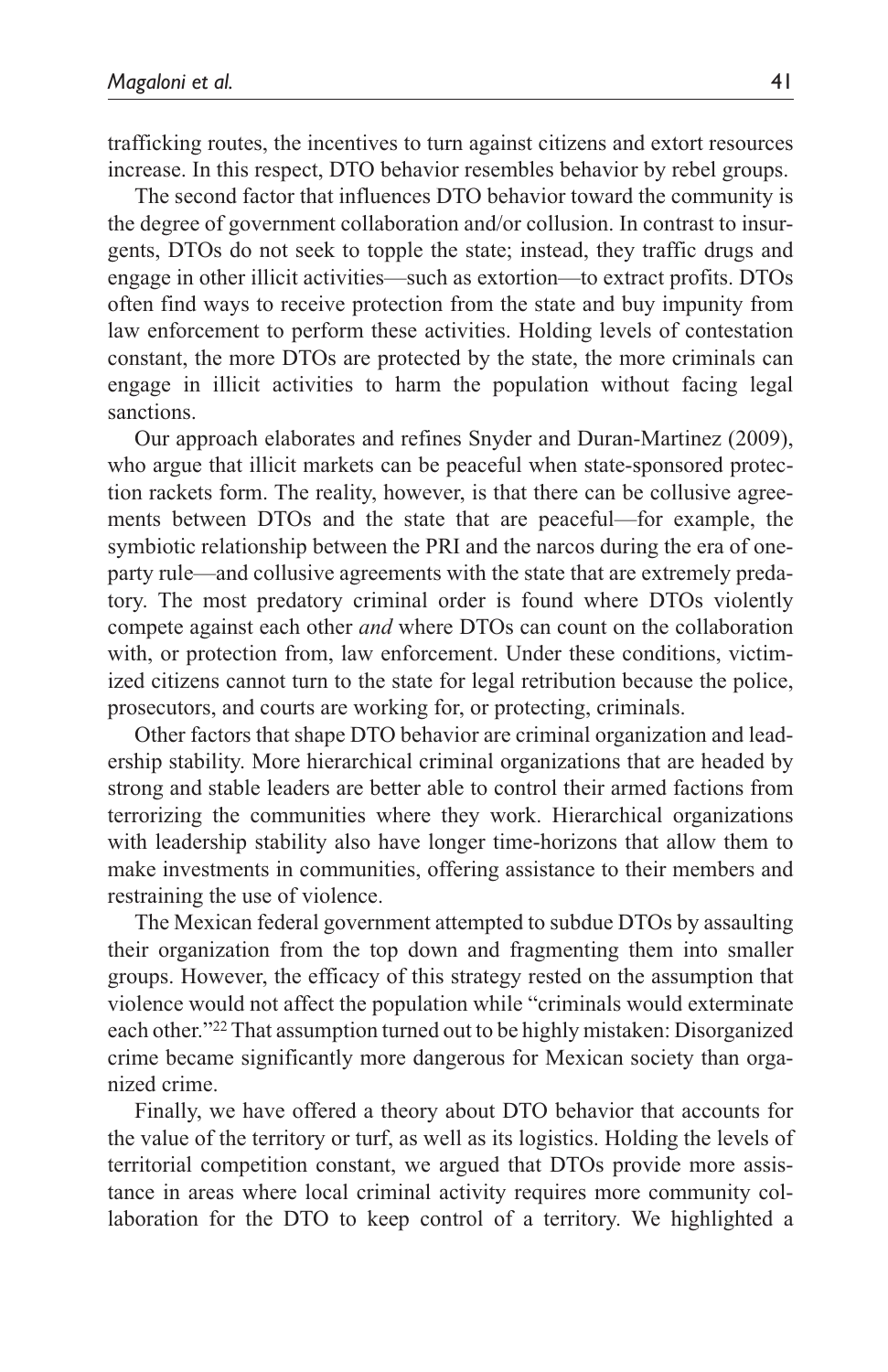trafficking routes, the incentives to turn against citizens and extort resources increase. In this respect, DTO behavior resembles behavior by rebel groups.

The second factor that influences DTO behavior toward the community is the degree of government collaboration and/or collusion. In contrast to insurgents, DTOs do not seek to topple the state; instead, they traffic drugs and engage in other illicit activities—such as extortion—to extract profits. DTOs often find ways to receive protection from the state and buy impunity from law enforcement to perform these activities. Holding levels of contestation constant, the more DTOs are protected by the state, the more criminals can engage in illicit activities to harm the population without facing legal sanctions.

Our approach elaborates and refines Snyder and Duran-Martinez (2009), who argue that illicit markets can be peaceful when state-sponsored protection rackets form. The reality, however, is that there can be collusive agreements between DTOs and the state that are peaceful—for example, the symbiotic relationship between the PRI and the narcos during the era of one-party rule—and collusive agreements with the state that are extremely predatory. The most predatory criminal order is found where DTOs violently compete against each other *and* where DTOs can count on the collaboration with, or protection from, law enforcement. Under these conditions, victimized citizens cannot turn to the state for legal retribution because the police, prosecutors, and courts are working for, or protecting, criminals.

Other factors that shape DTO behavior are criminal organization and leadership stability. More hierarchical criminal organizations that are headed by strong and stable leaders are better able to control their armed factions from terrorizing the communities where they work. Hierarchical organizations with leadership stability also have longer time-horizons that allow them to make investments in communities, offering assistance to their members and restraining the use of violence.

The Mexican federal government attempted to subdue DTOs by assaulting their organization from the top down and fragmenting them into smaller groups. However, the efficacy of this strategy rested on the assumption that violence would not affect the population while "criminals would exterminate each other."[22] That assumption turned out to be highly mistaken: Disorganized crime became significantly more dangerous for Mexican society than organized crime.

Finally, we have offered a theory about DTO behavior that accounts for the value of the territory or turf, as well as its logistics. Holding the levels of territorial competition constant, we argued that DTOs provide more assistance in areas where local criminal activity requires more community collaboration for the DTO to keep control of a territory. We highlighted a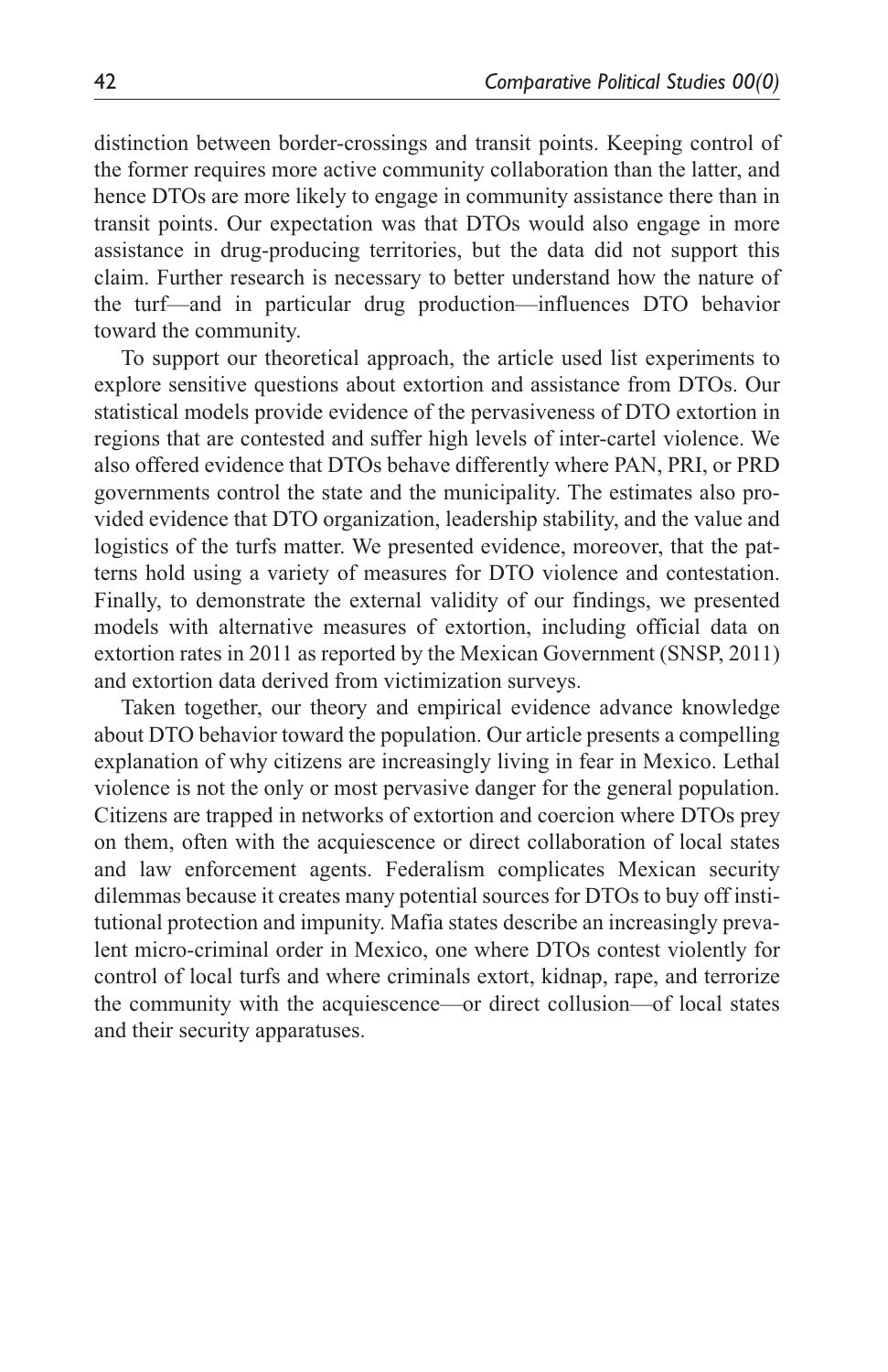distinction between border-crossings and transit points. Keeping control of the former requires more active community collaboration than the latter, and hence DTOs are more likely to engage in community assistance there than in transit points. Our expectation was that DTOs would also engage in more assistance in drug-producing territories, but the data did not support this claim. Further research is necessary to better understand how the nature of the turf—and in particular drug production—influences DTO behavior toward the community.

To support our theoretical approach, the article used list experiments to explore sensitive questions about extortion and assistance from DTOs. Our statistical models provide evidence of the pervasiveness of DTO extortion in regions that are contested and suffer high levels of inter-cartel violence. We also offered evidence that DTOs behave differently where PAN, PRI, or PRD governments control the state and the municipality. The estimates also provided evidence that DTO organization, leadership stability, and the value and logistics of the turfs matter. We presented evidence, moreover, that the patterns hold using a variety of measures for DTO violence and contestation. Finally, to demonstrate the external validity of our findings, we presented models with alternative measures of extortion, including official data on extortion rates in 2011 as reported by the Mexican Government (SNSP, 2011) and extortion data derived from victimization surveys.

Taken together, our theory and empirical evidence advance knowledge about DTO behavior toward the population. Our article presents a compelling explanation of why citizens are increasingly living in fear in Mexico. Lethal violence is not the only or most pervasive danger for the general population. Citizens are trapped in networks of extortion and coercion where DTOs prey on them, often with the acquiescence or direct collaboration of local states and law enforcement agents. Federalism complicates Mexican security dilemmas because it creates many potential sources for DTOs to buy off institutional protection and impunity. Mafia states describe an increasingly prevalent micro-criminal order in Mexico, one where DTOs contest violently for control of local turfs and where criminals extort, kidnap, rape, and terrorize the community with the acquiescence—or direct collusion—of local states and their security apparatuses.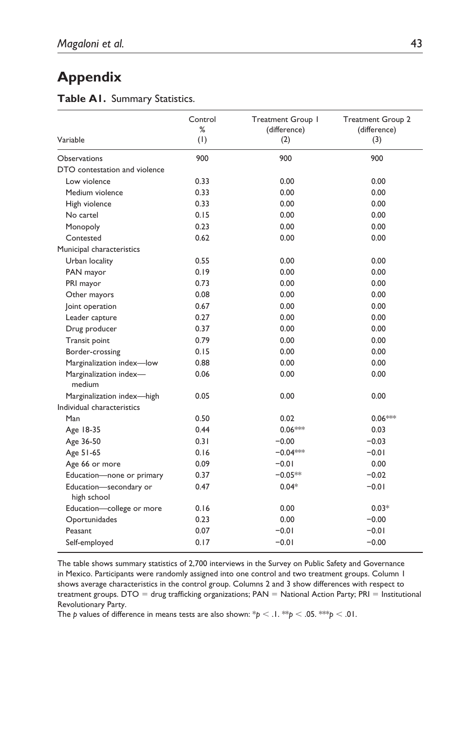# Appendix

**Table A1.** Summary Statistics.

| Variable | Control % (1) | Treatment Group 1 (difference) (2) | Treatment Group 2 (difference) (3) |
|---|---|---|---|
| Observations | 900 | 900 | 900 |
| DTO contestation and violence | | | |
| Low violence | 0.33 | 0.00 | 0.00 |
| Medium violence | 0.33 | 0.00 | 0.00 |
| High violence | 0.33 | 0.00 | 0.00 |
| No cartel | 0.15 | 0.00 | 0.00 |
| Monopoly | 0.23 | 0.00 | 0.00 |
| Contested | 0.62 | 0.00 | 0.00 |
| Municipal characteristics | | | |
| Urban locality | 0.55 | 0.00 | 0.00 |
| PAN mayor | 0.19 | 0.00 | 0.00 |
| PRI mayor | 0.73 | 0.00 | 0.00 |
| Other mayors | 0.08 | 0.00 | 0.00 |
| Joint operation | 0.67 | 0.00 | 0.00 |
| Leader capture | 0.27 | 0.00 | 0.00 |
| Drug producer | 0.37 | 0.00 | 0.00 |
| Transit point | 0.79 | 0.00 | 0.00 |
| Border-crossing | 0.15 | 0.00 | 0.00 |
| Marginalization index—low | 0.88 | 0.00 | 0.00 |
| Marginalization index—medium | 0.06 | 0.00 | 0.00 |
| Marginalization index—high | 0.05 | 0.00 | 0.00 |
| Individual characteristics | | | |
| Man | 0.50 | 0.02 | 0.06*** |
| Age 18-35 | 0.44 | 0.06*** | 0.03 |
| Age 36-50 | 0.31 | −0.00 | −0.03 |
| Age 51-65 | 0.16 | −0.04*** | −0.01 |
| Age 66 or more | 0.09 | −0.01 | 0.00 |
| Education—none or primary | 0.37 | −0.05** | −0.02 |
| Education—secondary or high school | 0.47 | 0.04* | −0.01 |
| Education—college or more | 0.16 | 0.00 | 0.03* |
| Oportunidades | 0.23 | 0.00 | −0.00 |
| Peasant | 0.07 | −0.01 | −0.01 |
| Self-employed | 0.17 | −0.01 | −0.00 |

The table shows summary statistics of 2,700 interviews in the Survey on Public Safety and Governance in Mexico. Participants were randomly assigned into one control and two treatment groups. Column 1 shows average characteristics in the control group. Columns 2 and 3 show differences with respect to treatment groups. DTO = drug trafficking organizations; PAN = National Action Party; PRI = Institutional Revolutionary Party.

The $p$ values of difference in means tests are also shown: \*$p < .1$. \*\*$p < .05$. \*\*\*$p < .01$.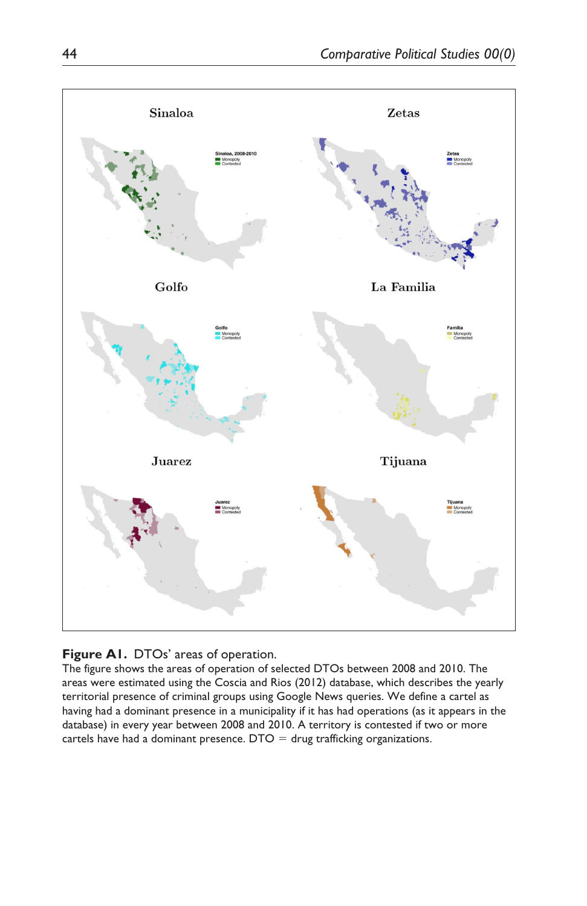**Figure A1.** DTOs' areas of operation.
The figure shows the areas of operation of selected DTOs between 2008 and 2010. The areas were estimated using the Coscia and Rios (2012) database, which describes the yearly territorial presence of criminal groups using Google News queries. We define a cartel as having had a dominant presence in a municipality if it has had operations (as it appears in the database) in every year between 2008 and 2010. A territory is contested if two or more cartels have had a dominant presence. DTO = drug trafficking organizations.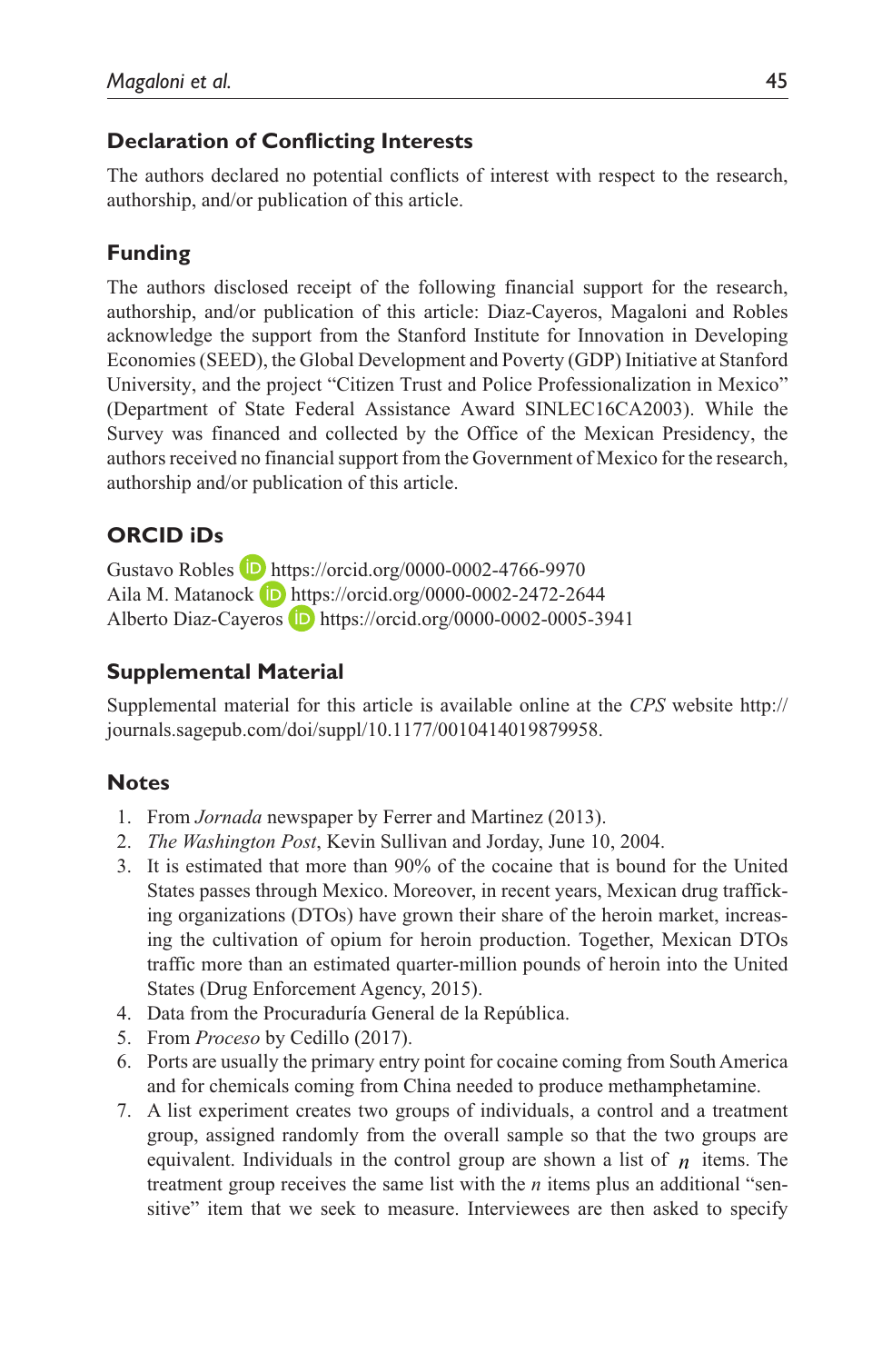## Declaration of Conflicting Interests

The authors declared no potential conflicts of interest with respect to the research, authorship, and/or publication of this article.

## Funding

The authors disclosed receipt of the following financial support for the research, authorship, and/or publication of this article: Diaz-Cayeros, Magaloni and Robles acknowledge the support from the Stanford Institute for Innovation in Developing Economies (SEED), the Global Development and Poverty (GDP) Initiative at Stanford University, and the project "Citizen Trust and Police Professionalization in Mexico" (Department of State Federal Assistance Award SINLEC16CA2003). While the Survey was financed and collected by the Office of the Mexican Presidency, the authors received no financial support from the Government of Mexico for the research, authorship and/or publication of this article.

## ORCID iDs

Gustavo Robles https://orcid.org/0000-0002-4766-9970
Aila M. Matanock https://orcid.org/0000-0002-2472-2644
Alberto Diaz-Cayeros https://orcid.org/0000-0002-0005-3941

## Supplemental Material

Supplemental material for this article is available online at the *CPS* website http://journals.sagepub.com/doi/suppl/10.1177/0010414019879958.

## Notes

1. From *Jornada* newspaper by Ferrer and Martinez (2013).
2. *The Washington Post*, Kevin Sullivan and Jorday, June 10, 2004.
3. It is estimated that more than 90% of the cocaine that is bound for the United States passes through Mexico. Moreover, in recent years, Mexican drug trafficking organizations (DTOs) have grown their share of the heroin market, increasing the cultivation of opium for heroin production. Together, Mexican DTOs traffic more than an estimated quarter-million pounds of heroin into the United States (Drug Enforcement Agency, 2015).
4. Data from the Procuraduría General de la República.
5. From *Proceso* by Cedillo (2017).
6. Ports are usually the primary entry point for cocaine coming from South America and for chemicals coming from China needed to produce methamphetamine.
7. A list experiment creates two groups of individuals, a control and a treatment group, assigned randomly from the overall sample so that the two groups are equivalent. Individuals in the control group are shown a list of $n$ items. The treatment group receives the same list with the $n$ items plus an additional "sensitive" item that we seek to measure. Interviewees are then asked to specify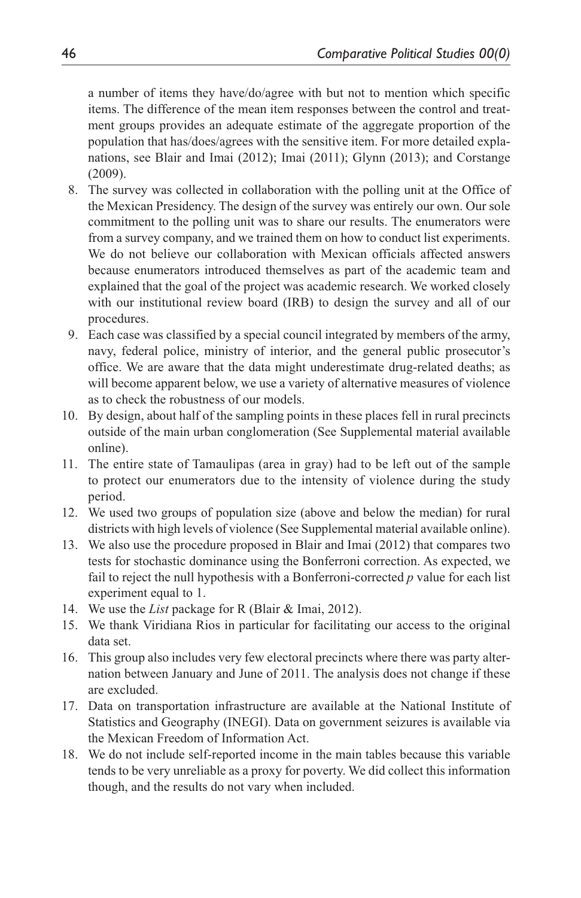a number of items they have/do/agree with but not to mention which specific items. The difference of the mean item responses between the control and treatment groups provides an adequate estimate of the aggregate proportion of the population that has/does/agrees with the sensitive item. For more detailed explanations, see Blair and Imai (2012); Imai (2011); Glynn (2013); and Corstange (2009).

8. The survey was collected in collaboration with the polling unit at the Office of the Mexican Presidency. The design of the survey was entirely our own. Our sole commitment to the polling unit was to share our results. The enumerators were from a survey company, and we trained them on how to conduct list experiments. We do not believe our collaboration with Mexican officials affected answers because enumerators introduced themselves as part of the academic team and explained that the goal of the project was academic research. We worked closely with our institutional review board (IRB) to design the survey and all of our procedures.
9. Each case was classified by a special council integrated by members of the army, navy, federal police, ministry of interior, and the general public prosecutor's office. We are aware that the data might underestimate drug-related deaths; as will become apparent below, we use a variety of alternative measures of violence as to check the robustness of our models.
10. By design, about half of the sampling points in these places fell in rural precincts outside of the main urban conglomeration (See Supplemental material available online).
11. The entire state of Tamaulipas (area in gray) had to be left out of the sample to protect our enumerators due to the intensity of violence during the study period.
12. We used two groups of population size (above and below the median) for rural districts with high levels of violence (See Supplemental material available online).
13. We also use the procedure proposed in Blair and Imai (2012) that compares two tests for stochastic dominance using the Bonferroni correction. As expected, we fail to reject the null hypothesis with a Bonferroni-corrected $p$ value for each list experiment equal to 1.
14. We use the *List* package for R (Blair & Imai, 2012).
15. We thank Viridiana Rios in particular for facilitating our access to the original data set.
16. This group also includes very few electoral precincts where there was party alternation between January and June of 2011. The analysis does not change if these are excluded.
17. Data on transportation infrastructure are available at the National Institute of Statistics and Geography (INEGI). Data on government seizures is available via the Mexican Freedom of Information Act.
18. We do not include self-reported income in the main tables because this variable tends to be very unreliable as a proxy for poverty. We did collect this information though, and the results do not vary when included.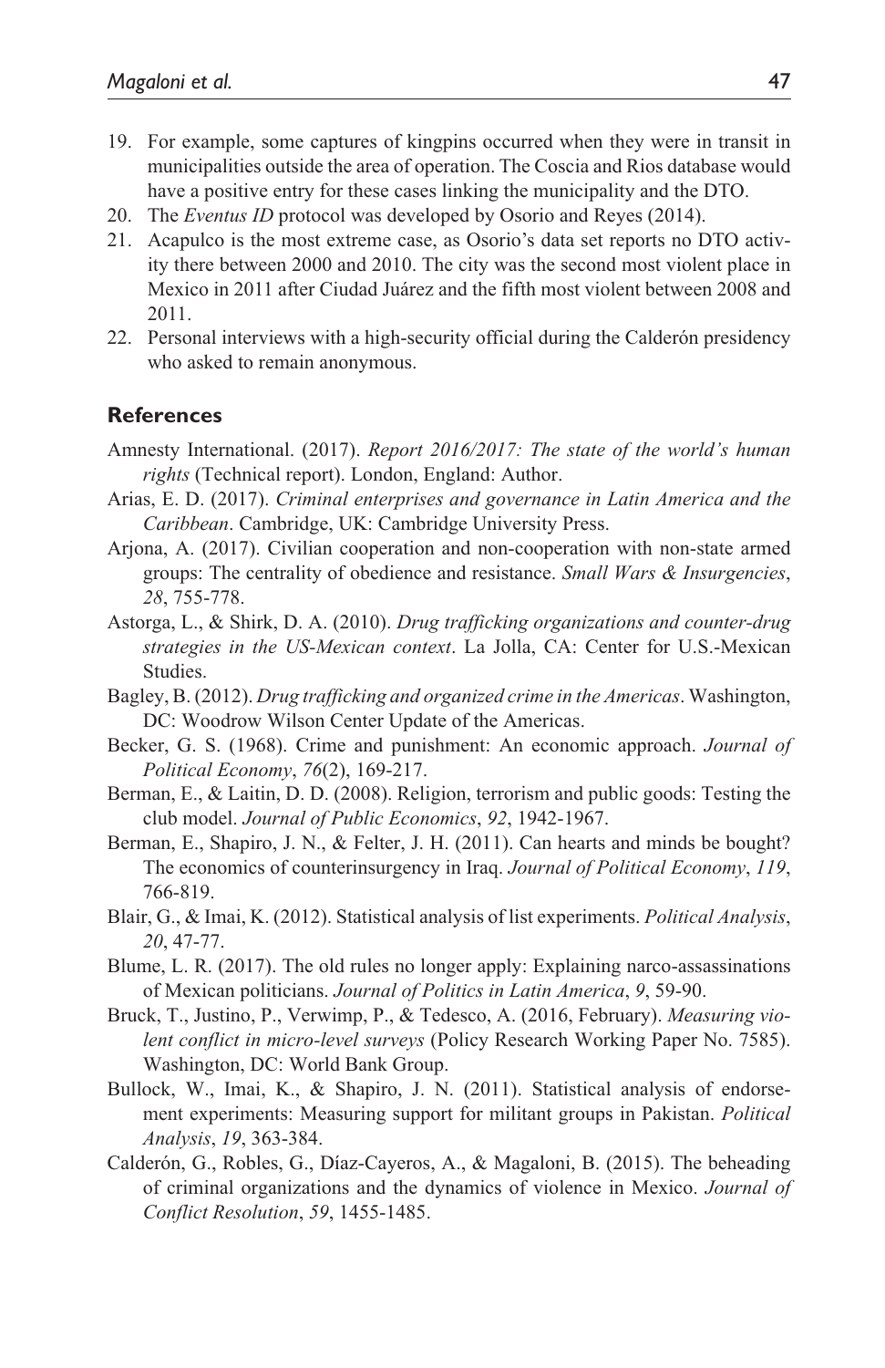19. For example, some captures of kingpins occurred when they were in transit in municipalities outside the area of operation. The Coscia and Rios database would have a positive entry for these cases linking the municipality and the DTO.
20. The *Eventus ID* protocol was developed by Osorio and Reyes (2014).
21. Acapulco is the most extreme case, as Osorio's data set reports no DTO activity there between 2000 and 2010. The city was the second most violent place in Mexico in 2011 after Ciudad Juárez and the fifth most violent between 2008 and 2011.
22. Personal interviews with a high-security official during the Calderón presidency who asked to remain anonymous.

## References

Amnesty International. (2017). *Report 2016/2017: The state of the world's human rights* (Technical report). London, England: Author.

Arias, E. D. (2017). *Criminal enterprises and governance in Latin America and the Caribbean*. Cambridge, UK: Cambridge University Press.

Arjona, A. (2017). Civilian cooperation and non-cooperation with non-state armed groups: The centrality of obedience and resistance. *Small Wars & Insurgencies*, *28*, 755-778.

Astorga, L., & Shirk, D. A. (2010). *Drug trafficking organizations and counter-drug strategies in the US-Mexican context*. La Jolla, CA: Center for U.S.-Mexican Studies.

Bagley, B. (2012). *Drug trafficking and organized crime in the Americas*. Washington, DC: Woodrow Wilson Center Update of the Americas.

Becker, G. S. (1968). Crime and punishment: An economic approach. *Journal of Political Economy*, *76*(2), 169-217.

Berman, E., & Laitin, D. D. (2008). Religion, terrorism and public goods: Testing the club model. *Journal of Public Economics*, *92*, 1942-1967.

Berman, E., Shapiro, J. N., & Felter, J. H. (2011). Can hearts and minds be bought? The economics of counterinsurgency in Iraq. *Journal of Political Economy*, *119*, 766-819.

Blair, G., & Imai, K. (2012). Statistical analysis of list experiments. *Political Analysis*, *20*, 47-77.

Blume, L. R. (2017). The old rules no longer apply: Explaining narco-assassinations of Mexican politicians. *Journal of Politics in Latin America*, *9*, 59-90.

Bruck, T., Justino, P., Verwimp, P., & Tedesco, A. (2016, February). *Measuring violent conflict in micro-level surveys* (Policy Research Working Paper No. 7585). Washington, DC: World Bank Group.

Bullock, W., Imai, K., & Shapiro, J. N. (2011). Statistical analysis of endorsement experiments: Measuring support for militant groups in Pakistan. *Political Analysis*, *19*, 363-384.

Calderón, G., Robles, G., Díaz-Cayeros, A., & Magaloni, B. (2015). The beheading of criminal organizations and the dynamics of violence in Mexico. *Journal of Conflict Resolution*, *59*, 1455-1485.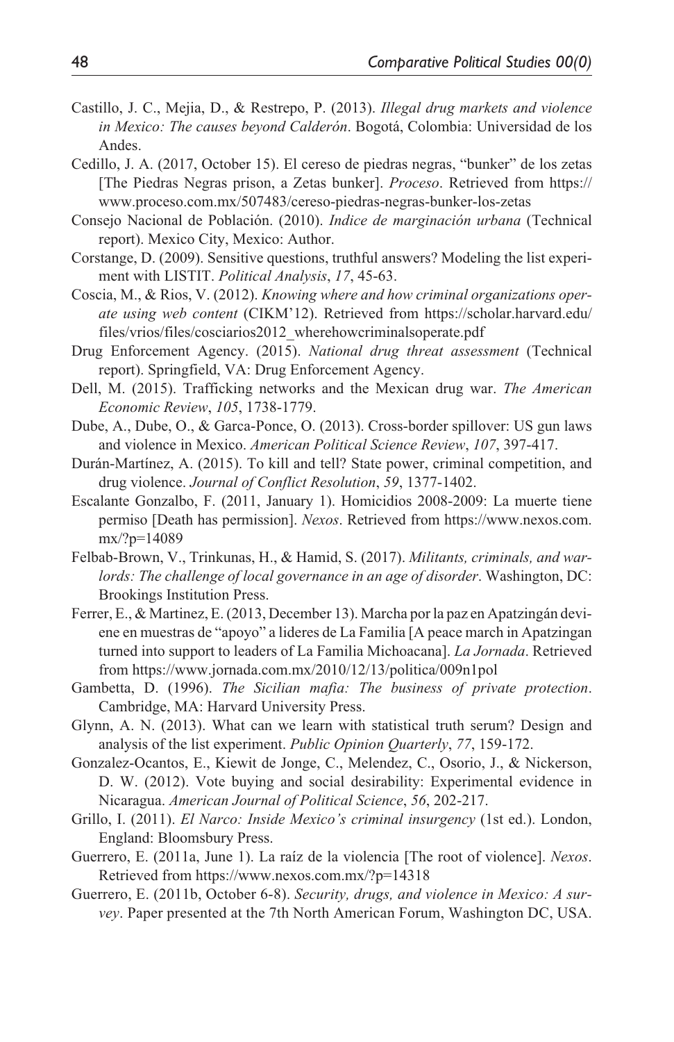Castillo, J. C., Mejia, D., & Restrepo, P. (2013). *Illegal drug markets and violence in Mexico: The causes beyond Calderón*. Bogotá, Colombia: Universidad de los Andes.

Cedillo, J. A. (2017, October 15). El cereso de piedras negras, "bunker" de los zetas [The Piedras Negras prison, a Zetas bunker]. *Proceso*. Retrieved from https://www.proceso.com.mx/507483/cereso-piedras-negras-bunker-los-zetas

Consejo Nacional de Población. (2010). *Indice de marginación urbana* (Technical report). Mexico City, Mexico: Author.

Corstange, D. (2009). Sensitive questions, truthful answers? Modeling the list experiment with LISTIT. *Political Analysis*, *17*, 45-63.

Coscia, M., & Rios, V. (2012). *Knowing where and how criminal organizations operate using web content* (CIKM'12). Retrieved from https://scholar.harvard.edu/files/vrios/files/cosciarios2012_wherehowcriminalsoperate.pdf

Drug Enforcement Agency. (2015). *National drug threat assessment* (Technical report). Springfield, VA: Drug Enforcement Agency.

Dell, M. (2015). Trafficking networks and the Mexican drug war. *The American Economic Review*, *105*, 1738-1779.

Dube, A., Dube, O., & Garca-Ponce, O. (2013). Cross-border spillover: US gun laws and violence in Mexico. *American Political Science Review*, *107*, 397-417.

Durán-Martínez, A. (2015). To kill and tell? State power, criminal competition, and drug violence. *Journal of Conflict Resolution*, *59*, 1377-1402.

Escalante Gonzalbo, F. (2011, January 1). Homicidios 2008-2009: La muerte tiene permiso [Death has permission]. *Nexos*. Retrieved from https://www.nexos.com.mx/?p=14089

Felbab-Brown, V., Trinkunas, H., & Hamid, S. (2017). *Militants, criminals, and warlords: The challenge of local governance in an age of disorder*. Washington, DC: Brookings Institution Press.

Ferrer, E., & Martinez, E. (2013, December 13). Marcha por la paz en Apatzingán deviene en muestras de "apoyo" a lideres de La Familia [A peace march in Apatzingan turned into support to leaders of La Familia Michoacana]. *La Jornada*. Retrieved from https://www.jornada.com.mx/2010/12/13/politica/009n1pol

Gambetta, D. (1996). *The Sicilian mafia: The business of private protection*. Cambridge, MA: Harvard University Press.

Glynn, A. N. (2013). What can we learn with statistical truth serum? Design and analysis of the list experiment. *Public Opinion Quarterly*, *77*, 159-172.

Gonzalez-Ocantos, E., Kiewit de Jonge, C., Melendez, C., Osorio, J., & Nickerson, D. W. (2012). Vote buying and social desirability: Experimental evidence in Nicaragua. *American Journal of Political Science*, *56*, 202-217.

Grillo, I. (2011). *El Narco: Inside Mexico's criminal insurgency* (1st ed.). London, England: Bloomsbury Press.

Guerrero, E. (2011a, June 1). La raíz de la violencia [The root of violence]. *Nexos*. Retrieved from https://www.nexos.com.mx/?p=14318

Guerrero, E. (2011b, October 6-8). *Security, drugs, and violence in Mexico: A survey*. Paper presented at the 7th North American Forum, Washington DC, USA.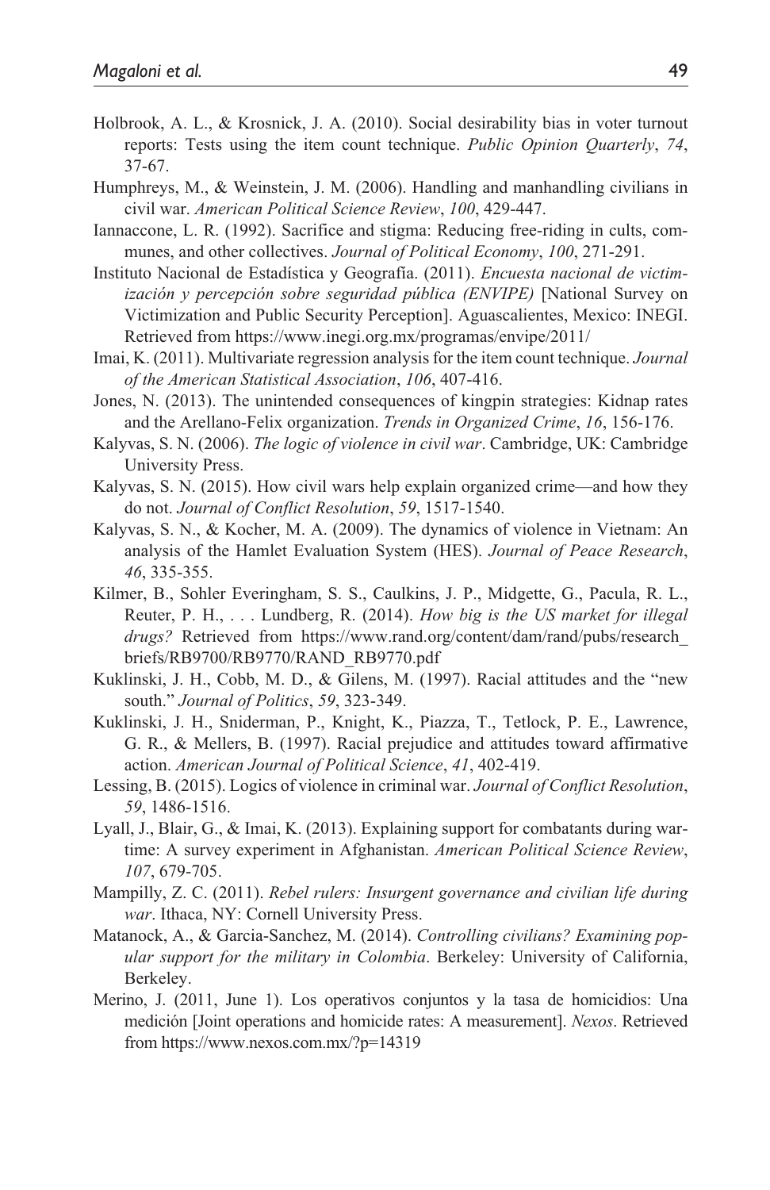Holbrook, A. L., & Krosnick, J. A. (2010). Social desirability bias in voter turnout reports: Tests using the item count technique. *Public Opinion Quarterly*, *74*, 37-67.

Humphreys, M., & Weinstein, J. M. (2006). Handling and manhandling civilians in civil war. *American Political Science Review*, *100*, 429-447.

Iannaccone, L. R. (1992). Sacrifice and stigma: Reducing free-riding in cults, communes, and other collectives. *Journal of Political Economy*, *100*, 271-291.

Instituto Nacional de Estadística y Geografía. (2011). *Encuesta nacional de victimización y percepción sobre seguridad pública (ENVIPE)* [National Survey on Victimization and Public Security Perception]. Aguascalientes, Mexico: INEGI. Retrieved from https://www.inegi.org.mx/programas/envipe/2011/

Imai, K. (2011). Multivariate regression analysis for the item count technique. *Journal of the American Statistical Association*, *106*, 407-416.

Jones, N. (2013). The unintended consequences of kingpin strategies: Kidnap rates and the Arellano-Felix organization. *Trends in Organized Crime*, *16*, 156-176.

Kalyvas, S. N. (2006). *The logic of violence in civil war*. Cambridge, UK: Cambridge University Press.

Kalyvas, S. N. (2015). How civil wars help explain organized crime—and how they do not. *Journal of Conflict Resolution*, *59*, 1517-1540.

Kalyvas, S. N., & Kocher, M. A. (2009). The dynamics of violence in Vietnam: An analysis of the Hamlet Evaluation System (HES). *Journal of Peace Research*, *46*, 335-355.

Kilmer, B., Sohler Everingham, S. S., Caulkins, J. P., Midgette, G., Pacula, R. L., Reuter, P. H., . . . Lundberg, R. (2014). *How big is the US market for illegal drugs?* Retrieved from https://www.rand.org/content/dam/rand/pubs/research_briefs/RB9700/RB9770/RAND_RB9770.pdf

Kuklinski, J. H., Cobb, M. D., & Gilens, M. (1997). Racial attitudes and the "new south." *Journal of Politics*, *59*, 323-349.

Kuklinski, J. H., Sniderman, P., Knight, K., Piazza, T., Tetlock, P. E., Lawrence, G. R., & Mellers, B. (1997). Racial prejudice and attitudes toward affirmative action. *American Journal of Political Science*, *41*, 402-419.

Lessing, B. (2015). Logics of violence in criminal war. *Journal of Conflict Resolution*, *59*, 1486-1516.

Lyall, J., Blair, G., & Imai, K. (2013). Explaining support for combatants during wartime: A survey experiment in Afghanistan. *American Political Science Review*, *107*, 679-705.

Mampilly, Z. C. (2011). *Rebel rulers: Insurgent governance and civilian life during war*. Ithaca, NY: Cornell University Press.

Matanock, A., & Garcia-Sanchez, M. (2014). *Controlling civilians? Examining popular support for the military in Colombia*. Berkeley: University of California, Berkeley.

Merino, J. (2011, June 1). Los operativos conjuntos y la tasa de homicidios: Una medición [Joint operations and homicide rates: A measurement]. *Nexos*. Retrieved from https://www.nexos.com.mx/?p=14319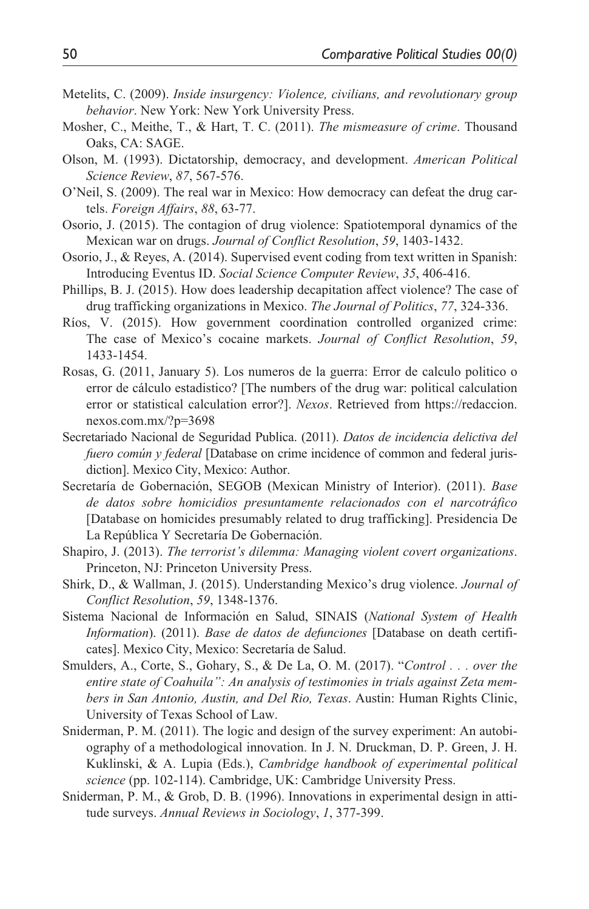Metelits, C. (2009). *Inside insurgency: Violence, civilians, and revolutionary group behavior*. New York: New York University Press.

Mosher, C., Meithe, T., & Hart, T. C. (2011). *The mismeasure of crime*. Thousand Oaks, CA: SAGE.

Olson, M. (1993). Dictatorship, democracy, and development. *American Political Science Review*, *87*, 567-576.

O'Neil, S. (2009). The real war in Mexico: How democracy can defeat the drug cartels. *Foreign Affairs*, *88*, 63-77.

Osorio, J. (2015). The contagion of drug violence: Spatiotemporal dynamics of the Mexican war on drugs. *Journal of Conflict Resolution*, *59*, 1403-1432.

Osorio, J., & Reyes, A. (2014). Supervised event coding from text written in Spanish: Introducing Eventus ID. *Social Science Computer Review*, *35*, 406-416.

Phillips, B. J. (2015). How does leadership decapitation affect violence? The case of drug trafficking organizations in Mexico. *The Journal of Politics*, *77*, 324-336.

Ríos, V. (2015). How government coordination controlled organized crime: The case of Mexico's cocaine markets. *Journal of Conflict Resolution*, *59*, 1433-1454.

Rosas, G. (2011, January 5). Los numeros de la guerra: Error de calculo politico o error de cálculo estadistico? [The numbers of the drug war: political calculation error or statistical calculation error?]. *Nexos*. Retrieved from https://redaccion.nexos.com.mx/?p=3698

Secretariado Nacional de Seguridad Publica. (2011). *Datos de incidencia delictiva del fuero común y federal* [Database on crime incidence of common and federal jurisdiction]. Mexico City, Mexico: Author.

Secretaría de Gobernación, SEGOB (Mexican Ministry of Interior). (2011). *Base de datos sobre homicidios presuntamente relacionados con el narcotráfico* [Database on homicides presumably related to drug trafficking]. Presidencia De La República Y Secretaría De Gobernación.

Shapiro, J. (2013). *The terrorist's dilemma: Managing violent covert organizations*. Princeton, NJ: Princeton University Press.

Shirk, D., & Wallman, J. (2015). Understanding Mexico's drug violence. *Journal of Conflict Resolution*, *59*, 1348-1376.

Sistema Nacional de Información en Salud, SINAIS (*National System of Health Information*). (2011). *Base de datos de defunciones* [Database on death certificates]. Mexico City, Mexico: Secretaría de Salud.

Smulders, A., Corte, S., Gohary, S., & De La, O. M. (2017). "*Control . . . over the entire state of Coahuila": An analysis of testimonies in trials against Zeta members in San Antonio, Austin, and Del Rio, Texas*. Austin: Human Rights Clinic, University of Texas School of Law.

Sniderman, P. M. (2011). The logic and design of the survey experiment: An autobiography of a methodological innovation. In J. N. Druckman, D. P. Green, J. H. Kuklinski, & A. Lupia (Eds.), *Cambridge handbook of experimental political science* (pp. 102-114). Cambridge, UK: Cambridge University Press.

Sniderman, P. M., & Grob, D. B. (1996). Innovations in experimental design in attitude surveys. *Annual Reviews in Sociology*, *1*, 377-399.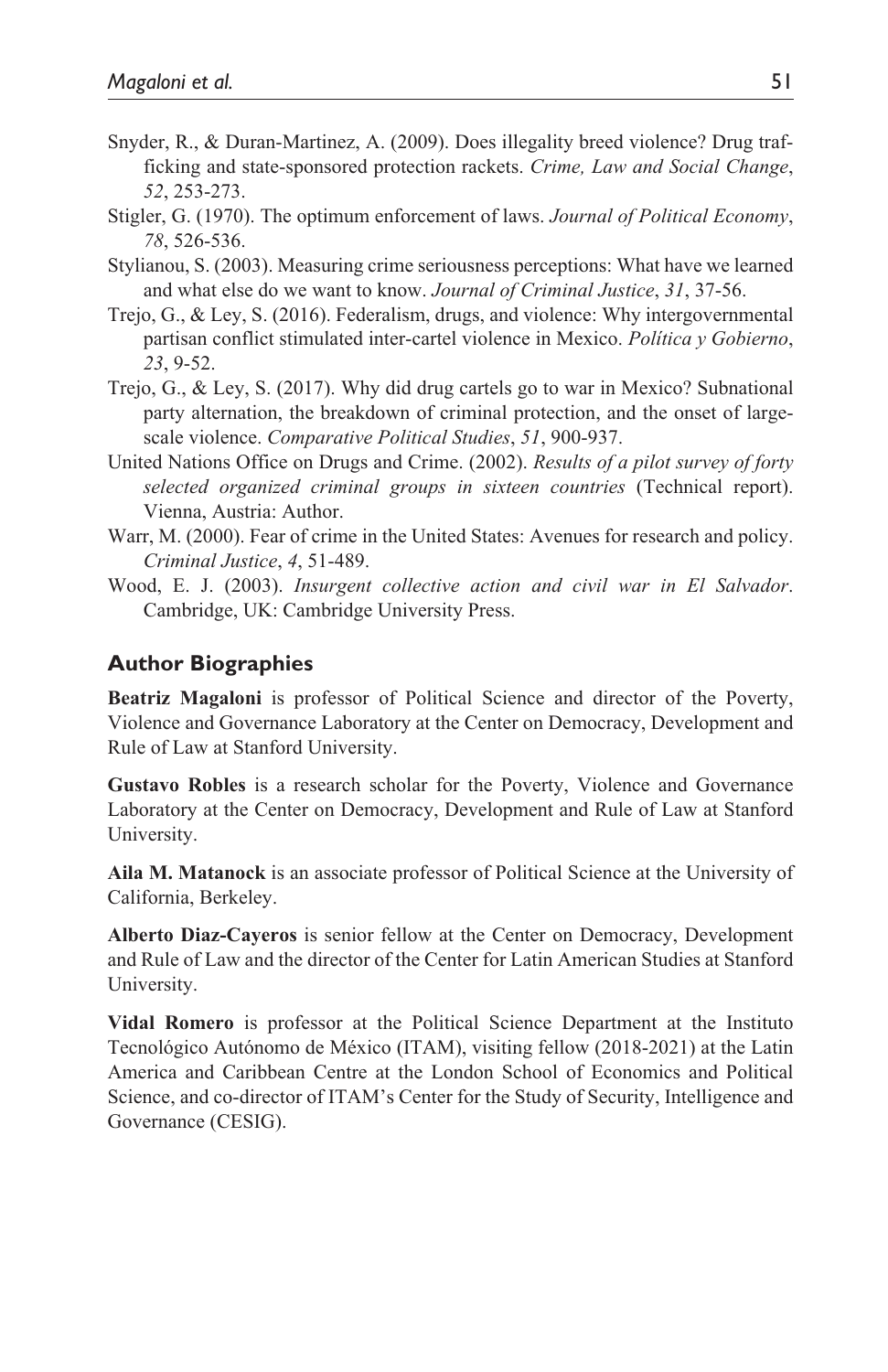Snyder, R., & Duran-Martinez, A. (2009). Does illegality breed violence? Drug trafficking and state-sponsored protection rackets. *Crime, Law and Social Change*, *52*, 253-273.

Stigler, G. (1970). The optimum enforcement of laws. *Journal of Political Economy*, *78*, 526-536.

Stylianou, S. (2003). Measuring crime seriousness perceptions: What have we learned and what else do we want to know. *Journal of Criminal Justice*, *31*, 37-56.

Trejo, G., & Ley, S. (2016). Federalism, drugs, and violence: Why intergovernmental partisan conflict stimulated inter-cartel violence in Mexico. *Política y Gobierno*, *23*, 9-52.

Trejo, G., & Ley, S. (2017). Why did drug cartels go to war in Mexico? Subnational party alternation, the breakdown of criminal protection, and the onset of large-scale violence. *Comparative Political Studies*, *51*, 900-937.

United Nations Office on Drugs and Crime. (2002). *Results of a pilot survey of forty selected organized criminal groups in sixteen countries* (Technical report). Vienna, Austria: Author.

Warr, M. (2000). Fear of crime in the United States: Avenues for research and policy. *Criminal Justice*, *4*, 51-489.

Wood, E. J. (2003). *Insurgent collective action and civil war in El Salvador*. Cambridge, UK: Cambridge University Press.

## Author Biographies

**Beatriz Magaloni** is professor of Political Science and director of the Poverty, Violence and Governance Laboratory at the Center on Democracy, Development and Rule of Law at Stanford University.

**Gustavo Robles** is a research scholar for the Poverty, Violence and Governance Laboratory at the Center on Democracy, Development and Rule of Law at Stanford University.

**Aila M. Matanock** is an associate professor of Political Science at the University of California, Berkeley.

**Alberto Diaz-Cayeros** is senior fellow at the Center on Democracy, Development and Rule of Law and the director of the Center for Latin American Studies at Stanford University.

**Vidal Romero** is professor at the Political Science Department at the Instituto Tecnológico Autónomo de México (ITAM), visiting fellow (2018-2021) at the Latin America and Caribbean Centre at the London School of Economics and Political Science, and co-director of ITAM's Center for the Study of Security, Intelligence and Governance (CESIG).